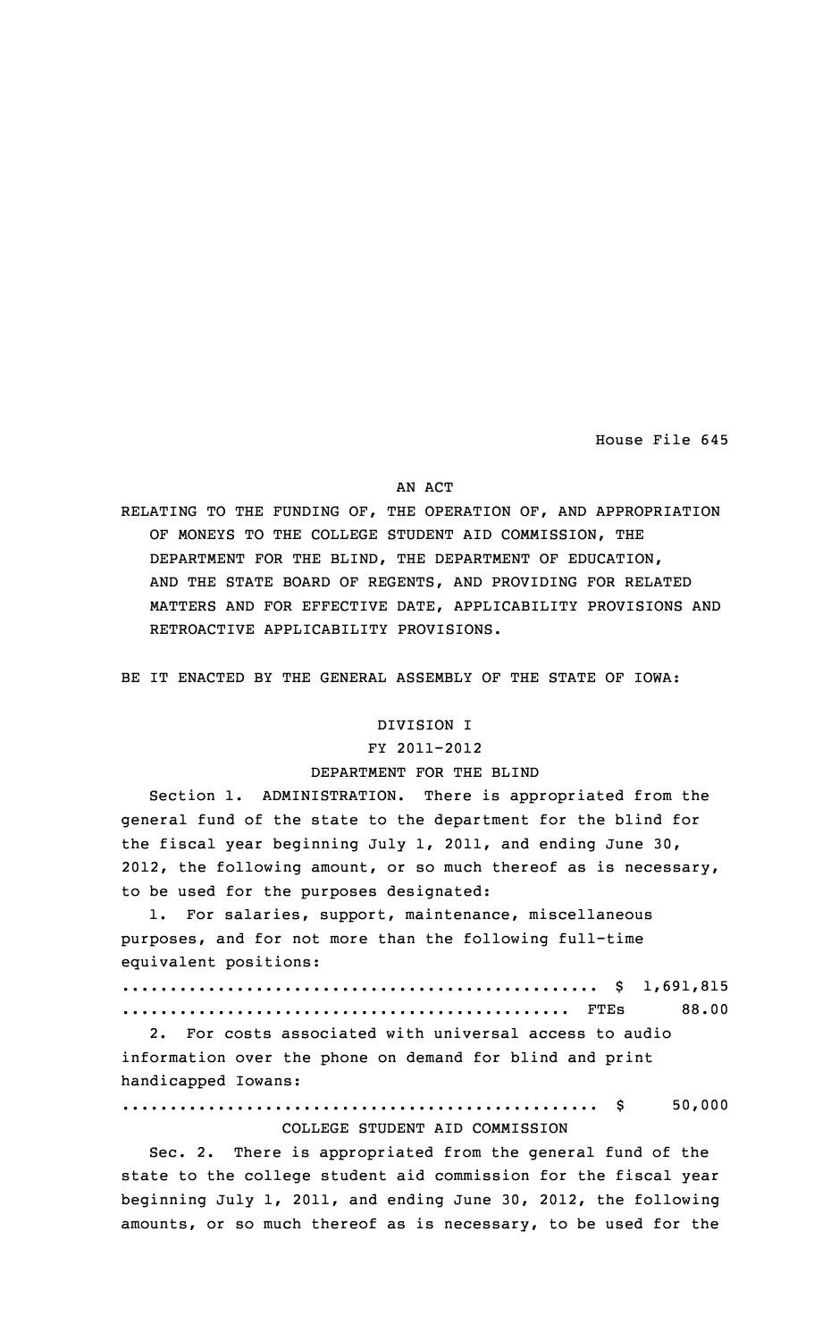House File 645

AN ACT

RELATING TO THE FUNDING OF, THE OPERATION OF, AND APPROPRIATION OF MONEYS TO THE COLLEGE STUDENT AID COMMISSION, THE DEPARTMENT FOR THE BLIND, THE DEPARTMENT OF EDUCATION, AND THE STATE BOARD OF REGENTS, AND PROVIDING FOR RELATED MATTERS AND FOR EFFECTIVE DATE, APPLICABILITY PROVISIONS AND RETROACTIVE APPLICABILITY PROVISIONS.

BE IT ENACTED BY THE GENERAL ASSEMBLY OF THE STATE OF IOWA:

DIVISION I

FY 2011-2012

DEPARTMENT FOR THE BLIND

Section 1. ADMINISTRATION. There is appropriated from the general fund of the state to the department for the blind for the fiscal year beginning July 1, 2011, and ending June 30, 2012, the following amount, or so much thereof as is necessary, to be used for the purposes designated:

1. For salaries, support, maintenance, miscellaneous purposes, and for not more than the following full-time equivalent positions:

.................................................. $ 1,691,815
............................................... FTEs 88.00

2. For costs associated with universal access to audio information over the phone on demand for blind and print handicapped Iowans:

.................................................. $ 50,000

COLLEGE STUDENT AID COMMISSION

Sec. 2. There is appropriated from the general fund of the state to the college student aid commission for the fiscal year beginning July 1, 2011, and ending June 30, 2012, the following amounts, or so much thereof as is necessary, to be used for the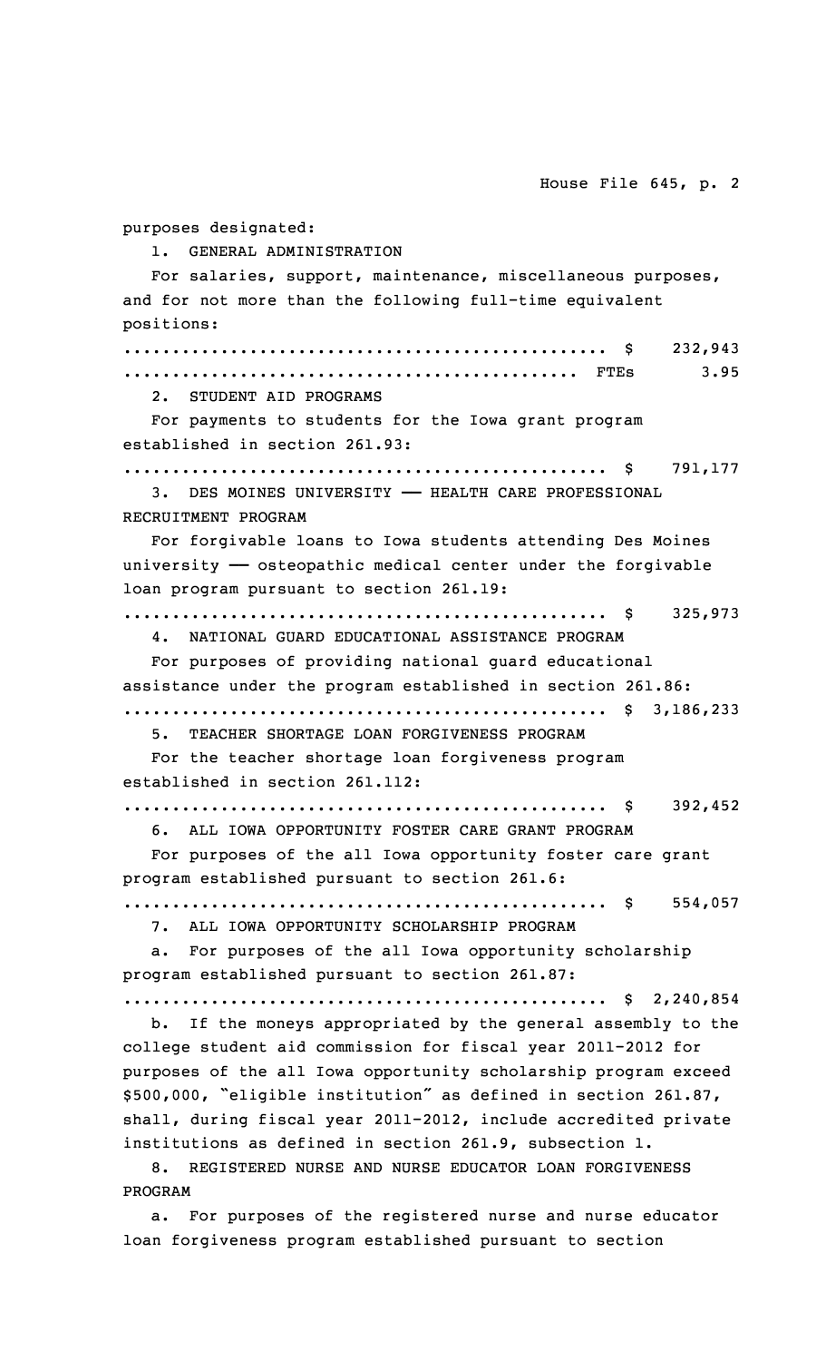purposes designated:

1. GENERAL ADMINISTRATION

For salaries, support, maintenance, miscellaneous purposes, and for not more than the following full-time equivalent positions:

.................................................. $ 232,943
.............................................. FTEs 3.95

2. STUDENT AID PROGRAMS

For payments to students for the Iowa grant program established in section 261.93:

.................................................. $ 791,177

3. DES MOINES UNIVERSITY —— HEALTH CARE PROFESSIONAL RECRUITMENT PROGRAM

For forgivable loans to Iowa students attending Des Moines university —— osteopathic medical center under the forgivable loan program pursuant to section 261.19:

.................................................. $ 325,973

4. NATIONAL GUARD EDUCATIONAL ASSISTANCE PROGRAM

For purposes of providing national guard educational assistance under the program established in section 261.86:

.................................................. $ 3,186,233

5. TEACHER SHORTAGE LOAN FORGIVENESS PROGRAM

For the teacher shortage loan forgiveness program established in section 261.112:

.................................................. $ 392,452

6. ALL IOWA OPPORTUNITY FOSTER CARE GRANT PROGRAM

For purposes of the all Iowa opportunity foster care grant program established pursuant to section 261.6:

.................................................. $ 554,057

7. ALL IOWA OPPORTUNITY SCHOLARSHIP PROGRAM

a. For purposes of the all Iowa opportunity scholarship program established pursuant to section 261.87:

.................................................. $ 2,240,854

b. If the moneys appropriated by the general assembly to the college student aid commission for fiscal year 2011-2012 for purposes of the all Iowa opportunity scholarship program exceed $500,000, "eligible institution" as defined in section 261.87, shall, during fiscal year 2011-2012, include accredited private institutions as defined in section 261.9, subsection 1.

8. REGISTERED NURSE AND NURSE EDUCATOR LOAN FORGIVENESS PROGRAM

a. For purposes of the registered nurse and nurse educator loan forgiveness program established pursuant to section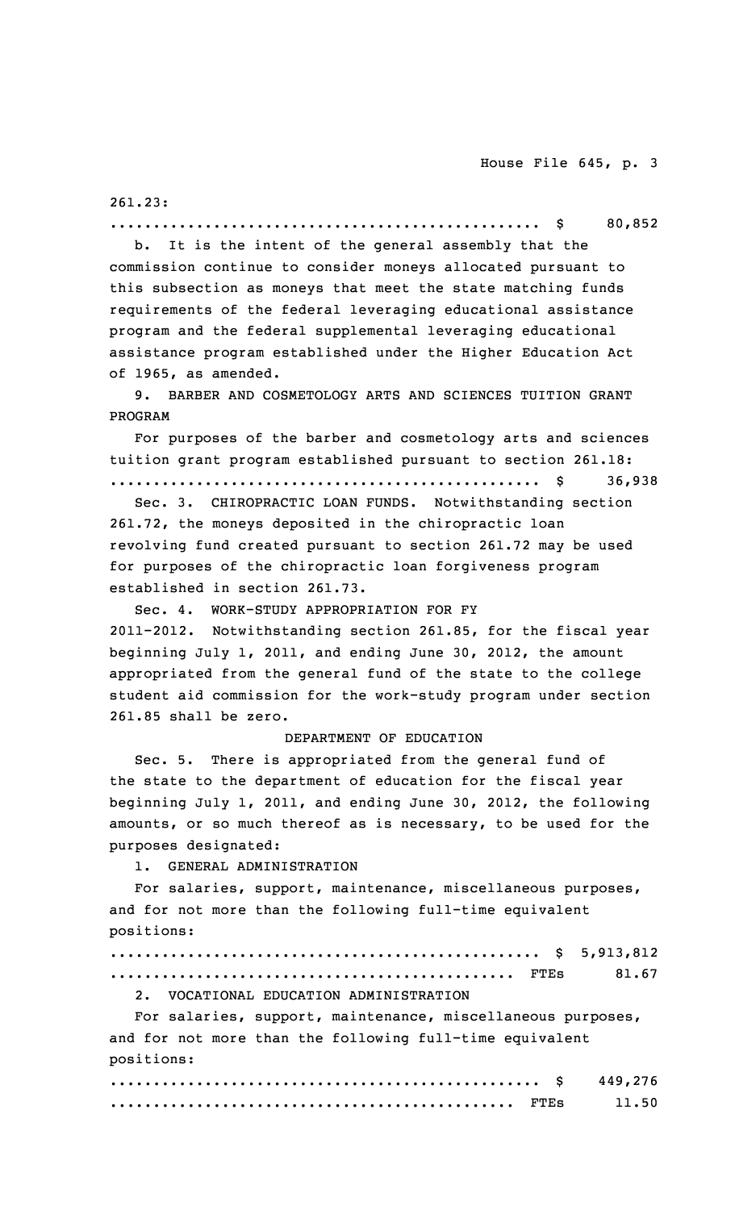261.23:

.................................................. $ 80,852

b. It is the intent of the general assembly that the commission continue to consider moneys allocated pursuant to this subsection as moneys that meet the state matching funds requirements of the federal leveraging educational assistance program and the federal supplemental leveraging educational assistance program established under the Higher Education Act of 1965, as amended.

9. BARBER AND COSMETOLOGY ARTS AND SCIENCES TUITION GRANT PROGRAM

For purposes of the barber and cosmetology arts and sciences tuition grant program established pursuant to section 261.18:

.................................................. $ 36,938

Sec. 3. CHIROPRACTIC LOAN FUNDS. Notwithstanding section 261.72, the moneys deposited in the chiropractic loan revolving fund created pursuant to section 261.72 may be used for purposes of the chiropractic loan forgiveness program established in section 261.73.

Sec. 4. WORK-STUDY APPROPRIATION FOR FY 2011-2012. Notwithstanding section 261.85, for the fiscal year beginning July 1, 2011, and ending June 30, 2012, the amount appropriated from the general fund of the state to the college student aid commission for the work-study program under section 261.85 shall be zero.

DEPARTMENT OF EDUCATION

Sec. 5. There is appropriated from the general fund of the state to the department of education for the fiscal year beginning July 1, 2011, and ending June 30, 2012, the following amounts, or so much thereof as is necessary, to be used for the purposes designated:

1. GENERAL ADMINISTRATION

For salaries, support, maintenance, miscellaneous purposes, and for not more than the following full-time equivalent positions:

.................................................. $ 5,913,812

.............................................. FTEs 81.67

2. VOCATIONAL EDUCATION ADMINISTRATION

For salaries, support, maintenance, miscellaneous purposes, and for not more than the following full-time equivalent positions:

.................................................. $ 449,276

.............................................. FTEs 11.50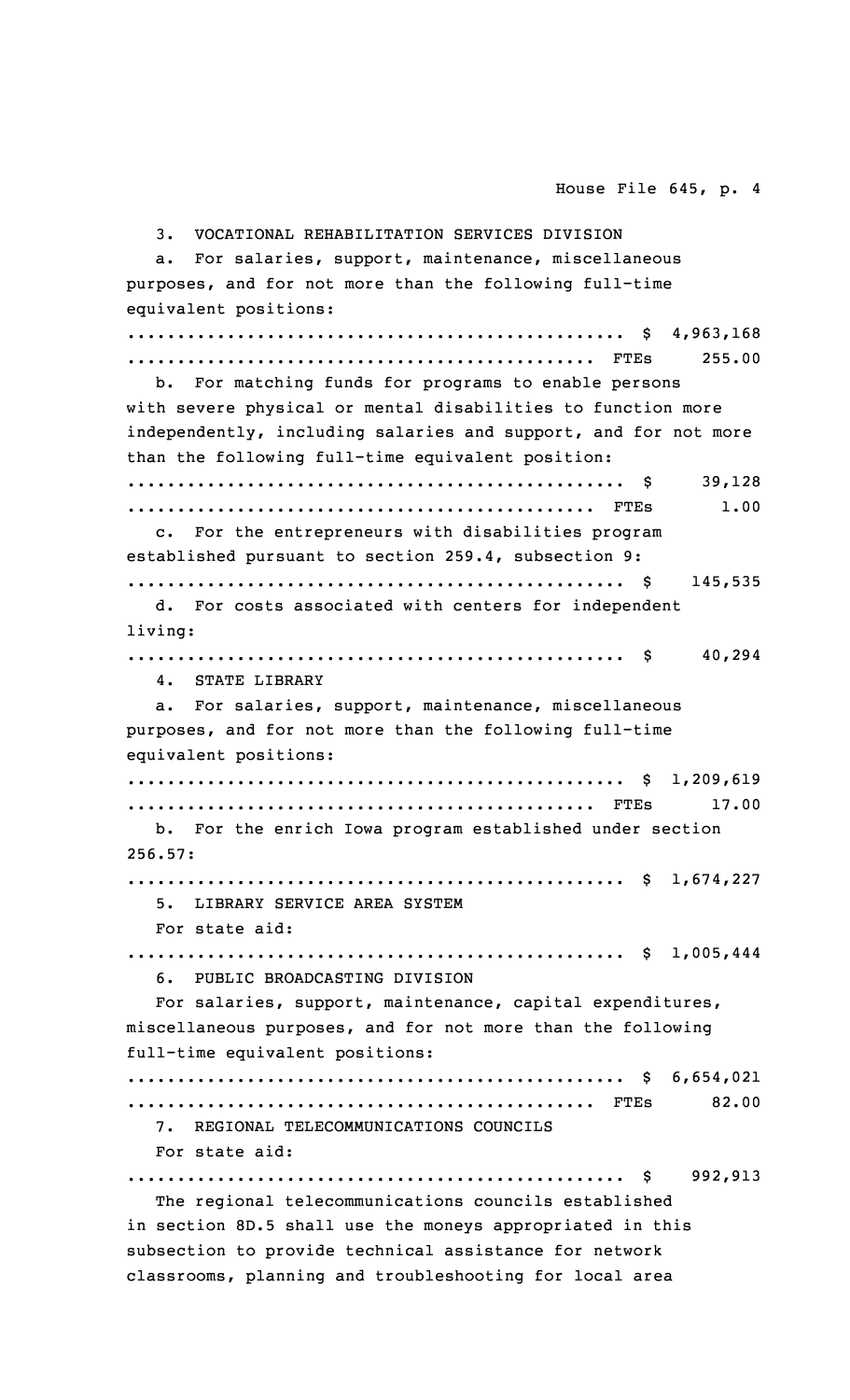3. VOCATIONAL REHABILITATION SERVICES DIVISION

a. For salaries, support, maintenance, miscellaneous purposes, and for not more than the following full-time equivalent positions:

.................................................. $ 4,963,168
............................................... FTEs 255.00

b. For matching funds for programs to enable persons with severe physical or mental disabilities to function more independently, including salaries and support, and for not more than the following full-time equivalent position:

.................................................. $ 39,128
............................................... FTEs 1.00

c. For the entrepreneurs with disabilities program established pursuant to section 259.4, subsection 9:

.................................................. $ 145,535

d. For costs associated with centers for independent living:

.................................................. $ 40,294

4. STATE LIBRARY

a. For salaries, support, maintenance, miscellaneous purposes, and for not more than the following full-time equivalent positions:

.................................................. $ 1,209,619
............................................... FTEs 17.00

b. For the enrich Iowa program established under section 256.57:

.................................................. $ 1,674,227

5. LIBRARY SERVICE AREA SYSTEM

For state aid:

.................................................. $ 1,005,444

6. PUBLIC BROADCASTING DIVISION

For salaries, support, maintenance, capital expenditures, miscellaneous purposes, and for not more than the following full-time equivalent positions:

.................................................. $ 6,654,021
............................................... FTEs 82.00

7. REGIONAL TELECOMMUNICATIONS COUNCILS

For state aid:

.................................................. $ 992,913

The regional telecommunications councils established in section 8D.5 shall use the moneys appropriated in this subsection to provide technical assistance for network classrooms, planning and troubleshooting for local area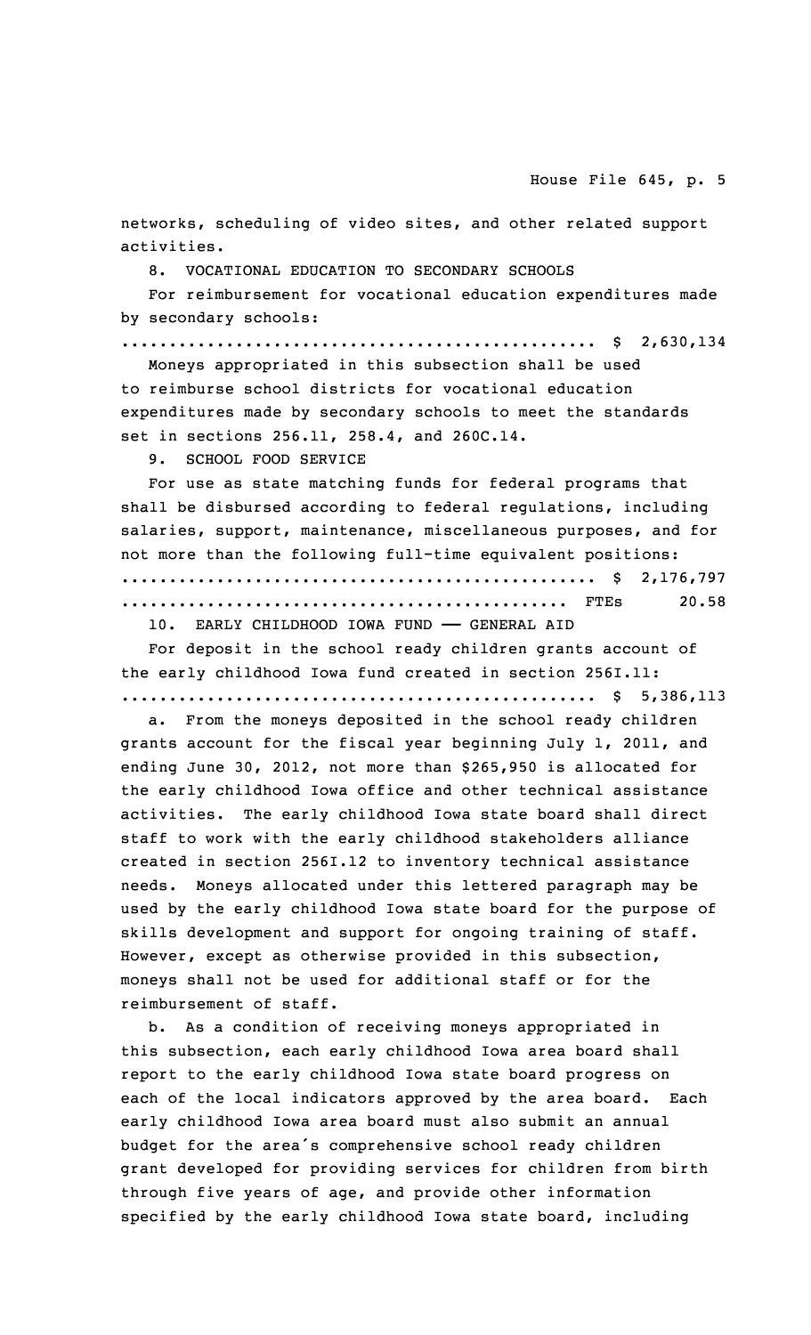networks, scheduling of video sites, and other related support activities.

8. VOCATIONAL EDUCATION TO SECONDARY SCHOOLS

For reimbursement for vocational education expenditures made by secondary schools:

.................................................. $ 2,630,134

Moneys appropriated in this subsection shall be used to reimburse school districts for vocational education expenditures made by secondary schools to meet the standards set in sections 256.11, 258.4, and 260C.14.

9. SCHOOL FOOD SERVICE

For use as state matching funds for federal programs that shall be disbursed according to federal regulations, including salaries, support, maintenance, miscellaneous purposes, and for not more than the following full-time equivalent positions:

.................................................. $ 2,176,797

.............................................. FTEs 20.58

10. EARLY CHILDHOOD IOWA FUND —— GENERAL AID

For deposit in the school ready children grants account of the early childhood Iowa fund created in section 256I.11:

.................................................. $ 5,386,113

a. From the moneys deposited in the school ready children grants account for the fiscal year beginning July 1, 2011, and ending June 30, 2012, not more than $265,950 is allocated for the early childhood Iowa office and other technical assistance activities. The early childhood Iowa state board shall direct staff to work with the early childhood stakeholders alliance created in section 256I.12 to inventory technical assistance needs. Moneys allocated under this lettered paragraph may be used by the early childhood Iowa state board for the purpose of skills development and support for ongoing training of staff. However, except as otherwise provided in this subsection, moneys shall not be used for additional staff or for the reimbursement of staff.

b. As a condition of receiving moneys appropriated in this subsection, each early childhood Iowa area board shall report to the early childhood Iowa state board progress on each of the local indicators approved by the area board. Each early childhood Iowa area board must also submit an annual budget for the area's comprehensive school ready children grant developed for providing services for children from birth through five years of age, and provide other information specified by the early childhood Iowa state board, including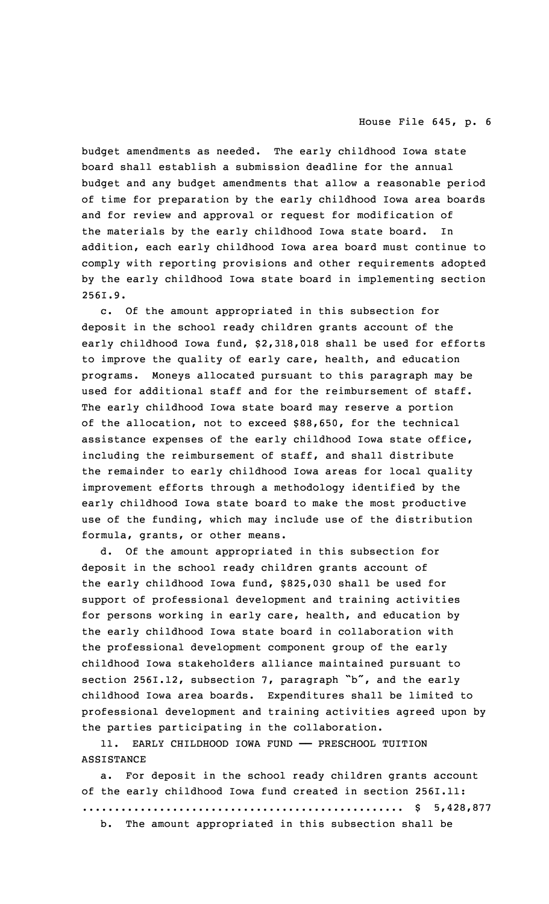budget amendments as needed. The early childhood Iowa state board shall establish a submission deadline for the annual budget and any budget amendments that allow a reasonable period of time for preparation by the early childhood Iowa area boards and for review and approval or request for modification of the materials by the early childhood Iowa state board. In addition, each early childhood Iowa area board must continue to comply with reporting provisions and other requirements adopted by the early childhood Iowa state board in implementing section 256I.9.

c. Of the amount appropriated in this subsection for deposit in the school ready children grants account of the early childhood Iowa fund, $2,318,018 shall be used for efforts to improve the quality of early care, health, and education programs. Moneys allocated pursuant to this paragraph may be used for additional staff and for the reimbursement of staff. The early childhood Iowa state board may reserve a portion of the allocation, not to exceed $88,650, for the technical assistance expenses of the early childhood Iowa state office, including the reimbursement of staff, and shall distribute the remainder to early childhood Iowa areas for local quality improvement efforts through a methodology identified by the early childhood Iowa state board to make the most productive use of the funding, which may include use of the distribution formula, grants, or other means.

d. Of the amount appropriated in this subsection for deposit in the school ready children grants account of the early childhood Iowa fund, $825,030 shall be used for support of professional development and training activities for persons working in early care, health, and education by the early childhood Iowa state board in collaboration with the professional development component group of the early childhood Iowa stakeholders alliance maintained pursuant to section 256I.12, subsection 7, paragraph "b", and the early childhood Iowa area boards. Expenditures shall be limited to professional development and training activities agreed upon by the parties participating in the collaboration.

11. EARLY CHILDHOOD IOWA FUND — PRESCHOOL TUITION ASSISTANCE

a. For deposit in the school ready children grants account of the early childhood Iowa fund created in section 256I.11:
.................................................. $ 5,428,877

b. The amount appropriated in this subsection shall be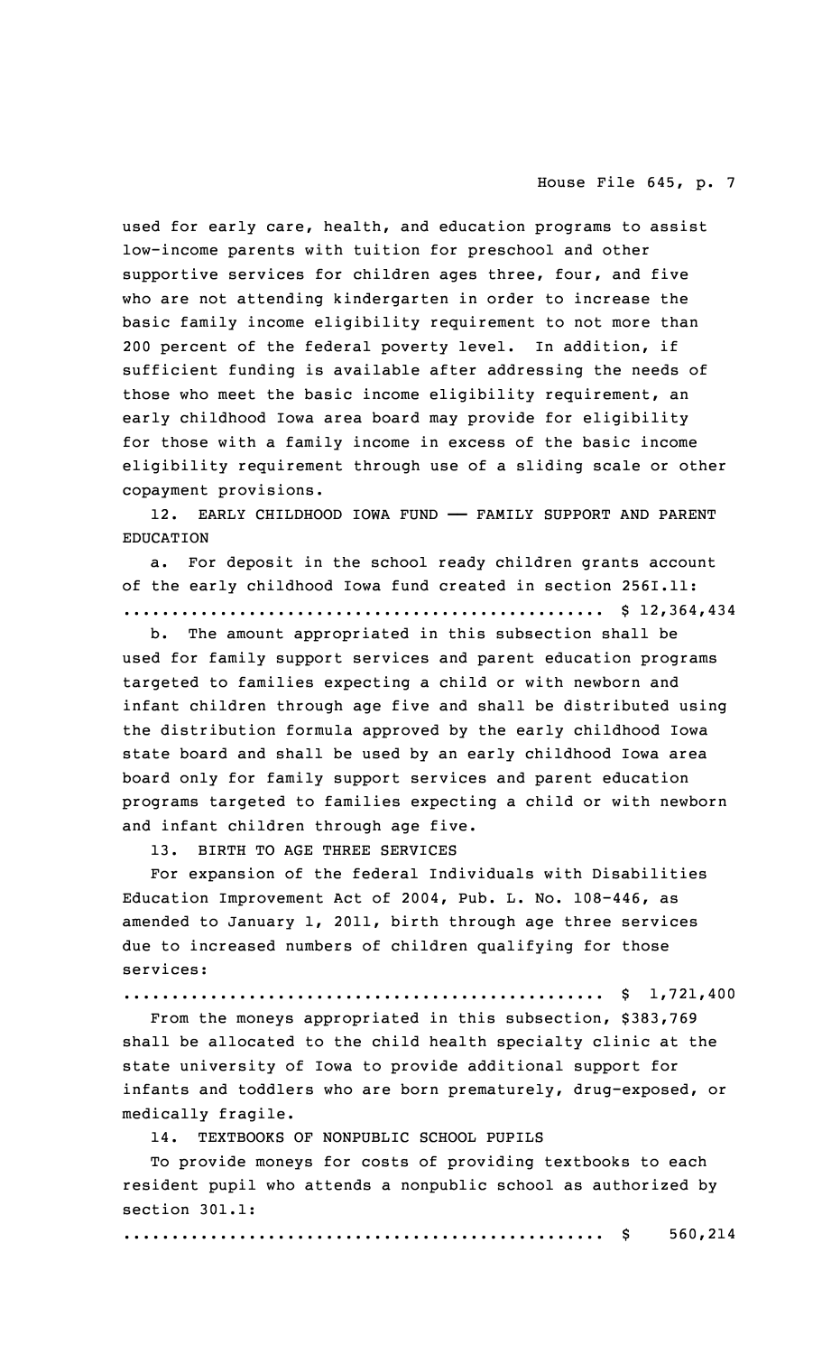used for early care, health, and education programs to assist low-income parents with tuition for preschool and other supportive services for children ages three, four, and five who are not attending kindergarten in order to increase the basic family income eligibility requirement to not more than 200 percent of the federal poverty level. In addition, if sufficient funding is available after addressing the needs of those who meet the basic income eligibility requirement, an early childhood Iowa area board may provide for eligibility for those with a family income in excess of the basic income eligibility requirement through use of a sliding scale or other copayment provisions.

12. EARLY CHILDHOOD IOWA FUND —— FAMILY SUPPORT AND PARENT EDUCATION

a. For deposit in the school ready children grants account of the early childhood Iowa fund created in section 256I.11:
.................................................. $ 12,364,434

b. The amount appropriated in this subsection shall be used for family support services and parent education programs targeted to families expecting a child or with newborn and infant children through age five and shall be distributed using the distribution formula approved by the early childhood Iowa state board and shall be used by an early childhood Iowa area board only for family support services and parent education programs targeted to families expecting a child or with newborn and infant children through age five.

13. BIRTH TO AGE THREE SERVICES

For expansion of the federal Individuals with Disabilities Education Improvement Act of 2004, Pub. L. No. 108-446, as amended to January 1, 2011, birth through age three services due to increased numbers of children qualifying for those services:
.................................................. $ 1,721,400

From the moneys appropriated in this subsection, $383,769 shall be allocated to the child health specialty clinic at the state university of Iowa to provide additional support for infants and toddlers who are born prematurely, drug-exposed, or medically fragile.

14. TEXTBOOKS OF NONPUBLIC SCHOOL PUPILS

To provide moneys for costs of providing textbooks to each resident pupil who attends a nonpublic school as authorized by section 301.1:
.................................................. $ 560,214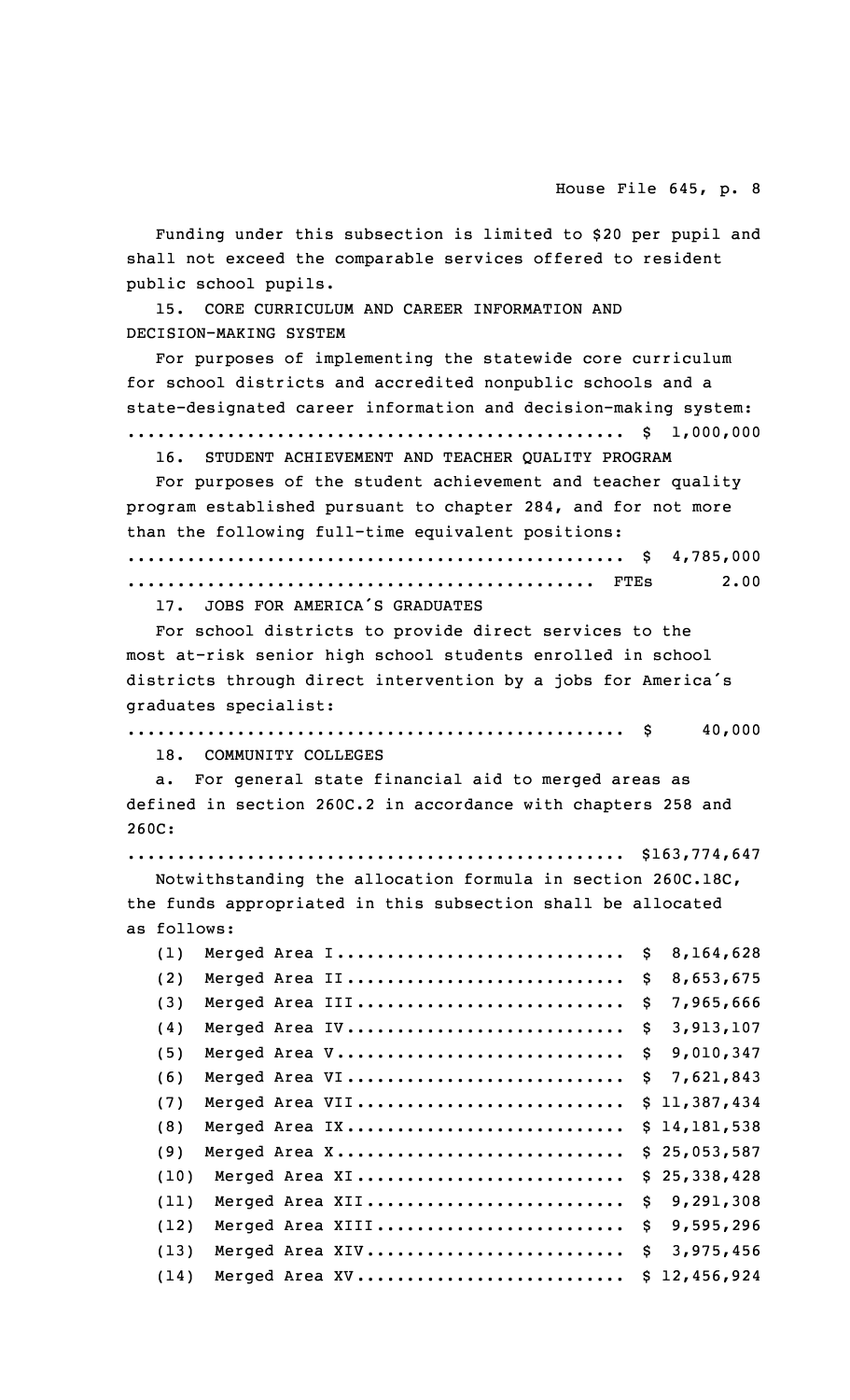Funding under this subsection is limited to $20 per pupil and shall not exceed the comparable services offered to resident public school pupils.

15. CORE CURRICULUM AND CAREER INFORMATION AND DECISION-MAKING SYSTEM

For purposes of implementing the statewide core curriculum for school districts and accredited nonpublic schools and a state-designated career information and decision-making system:
.................................................. $ 1,000,000

16. STUDENT ACHIEVEMENT AND TEACHER QUALITY PROGRAM

For purposes of the student achievement and teacher quality program established pursuant to chapter 284, and for not more than the following full-time equivalent positions:
.................................................. $ 4,785,000
............................................... FTEs 2.00

17. JOBS FOR AMERICA'S GRADUATES

For school districts to provide direct services to the most at-risk senior high school students enrolled in school districts through direct intervention by a jobs for America's graduates specialist:
.................................................. $ 40,000

18. COMMUNITY COLLEGES

a. For general state financial aid to merged areas as defined in section 260C.2 in accordance with chapters 258 and 260C:
.................................................. $163,774,647

Notwithstanding the allocation formula in section 260C.18C, the funds appropriated in this subsection shall be allocated as follows:

(1) Merged Area I............................ $ 8,164,628
(2) Merged Area II........................... $ 8,653,675
(3) Merged Area III.......................... $ 7,965,666
(4) Merged Area IV........................... $ 3,913,107
(5) Merged Area V............................ $ 9,010,347
(6) Merged Area VI........................... $ 7,621,843
(7) Merged Area VII.......................... $ 11,387,434
(8) Merged Area IX........................... $ 14,181,538
(9) Merged Area X............................ $ 25,053,587
(10) Merged Area XI.......................... $ 25,338,428
(11) Merged Area XII......................... $ 9,291,308
(12) Merged Area XIII........................ $ 9,595,296
(13) Merged Area XIV......................... $ 3,975,456
(14) Merged Area XV.......................... $ 12,456,924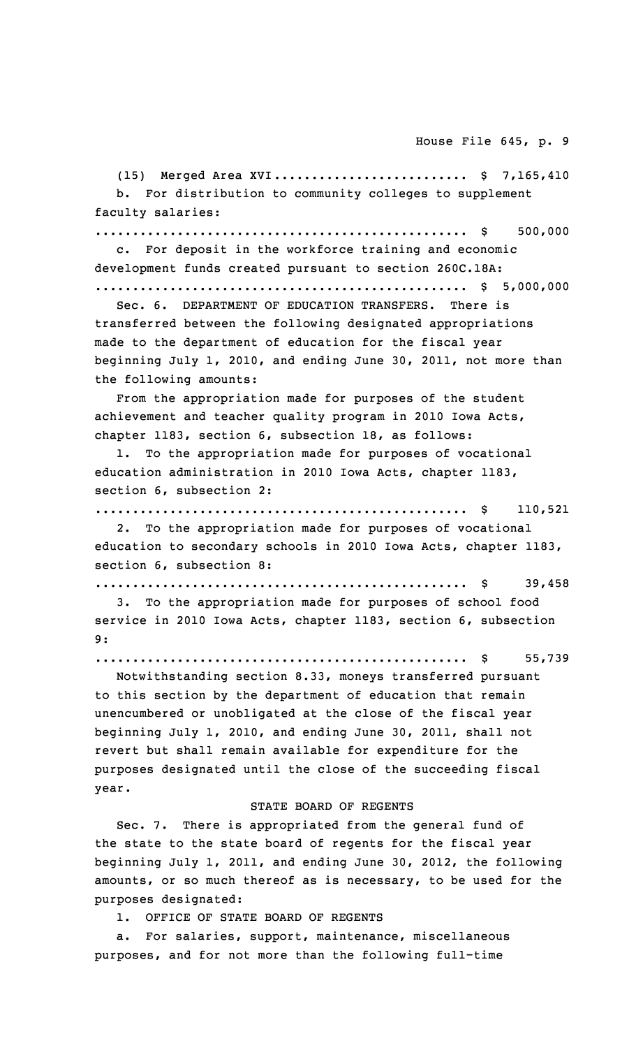(15) Merged Area XVI......................... $ 7,165,410

b. For distribution to community colleges to supplement faculty salaries:

.............................................. $ 500,000

c. For deposit in the workforce training and economic development funds created pursuant to section 260C.18A:

.............................................. $ 5,000,000

Sec. 6. DEPARTMENT OF EDUCATION TRANSFERS. There is transferred between the following designated appropriations made to the department of education for the fiscal year beginning July 1, 2010, and ending June 30, 2011, not more than the following amounts:

From the appropriation made for purposes of the student achievement and teacher quality program in 2010 Iowa Acts, chapter 1183, section 6, subsection 18, as follows:

1. To the appropriation made for purposes of vocational education administration in 2010 Iowa Acts, chapter 1183, section 6, subsection 2:

.............................................. $ 110,521

2. To the appropriation made for purposes of vocational education to secondary schools in 2010 Iowa Acts, chapter 1183, section 6, subsection 8:

.............................................. $ 39,458

3. To the appropriation made for purposes of school food service in 2010 Iowa Acts, chapter 1183, section 6, subsection 9:

.............................................. $ 55,739

Notwithstanding section 8.33, moneys transferred pursuant to this section by the department of education that remain unencumbered or unobligated at the close of the fiscal year beginning July 1, 2010, and ending June 30, 2011, shall not revert but shall remain available for expenditure for the purposes designated until the close of the succeeding fiscal year.

STATE BOARD OF REGENTS

Sec. 7. There is appropriated from the general fund of the state to the state board of regents for the fiscal year beginning July 1, 2011, and ending June 30, 2012, the following amounts, or so much thereof as is necessary, to be used for the purposes designated:

1. OFFICE OF STATE BOARD OF REGENTS

a. For salaries, support, maintenance, miscellaneous purposes, and for not more than the following full-time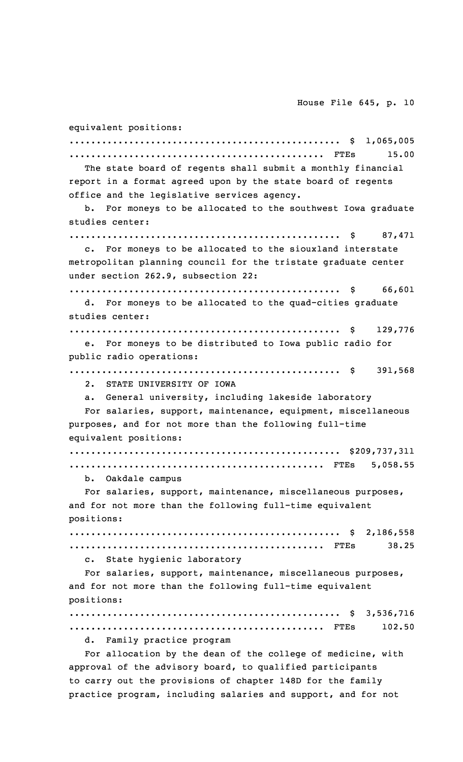equivalent positions:

.................................................. $ 1,065,005

.............................................. FTEs 15.00

The state board of regents shall submit a monthly financial report in a format agreed upon by the state board of regents office and the legislative services agency.

b. For moneys to be allocated to the southwest Iowa graduate studies center:

.................................................. $ 87,471

c. For moneys to be allocated to the siouxland interstate metropolitan planning council for the tristate graduate center under section 262.9, subsection 22:

.................................................. $ 66,601

d. For moneys to be allocated to the quad-cities graduate studies center:

.................................................. $ 129,776

e. For moneys to be distributed to Iowa public radio for public radio operations:

.................................................. $ 391,568

2. STATE UNIVERSITY OF IOWA

a. General university, including lakeside laboratory

For salaries, support, maintenance, equipment, miscellaneous purposes, and for not more than the following full-time equivalent positions:

.................................................. $209,737,311

.............................................. FTEs 5,058.55

b. Oakdale campus

For salaries, support, maintenance, miscellaneous purposes, and for not more than the following full-time equivalent positions:

.................................................. $ 2,186,558

.............................................. FTEs 38.25

c. State hygienic laboratory

For salaries, support, maintenance, miscellaneous purposes, and for not more than the following full-time equivalent positions:

.................................................. $ 3,536,716

.............................................. FTEs 102.50

d. Family practice program

For allocation by the dean of the college of medicine, with approval of the advisory board, to qualified participants to carry out the provisions of chapter 148D for the family practice program, including salaries and support, and for not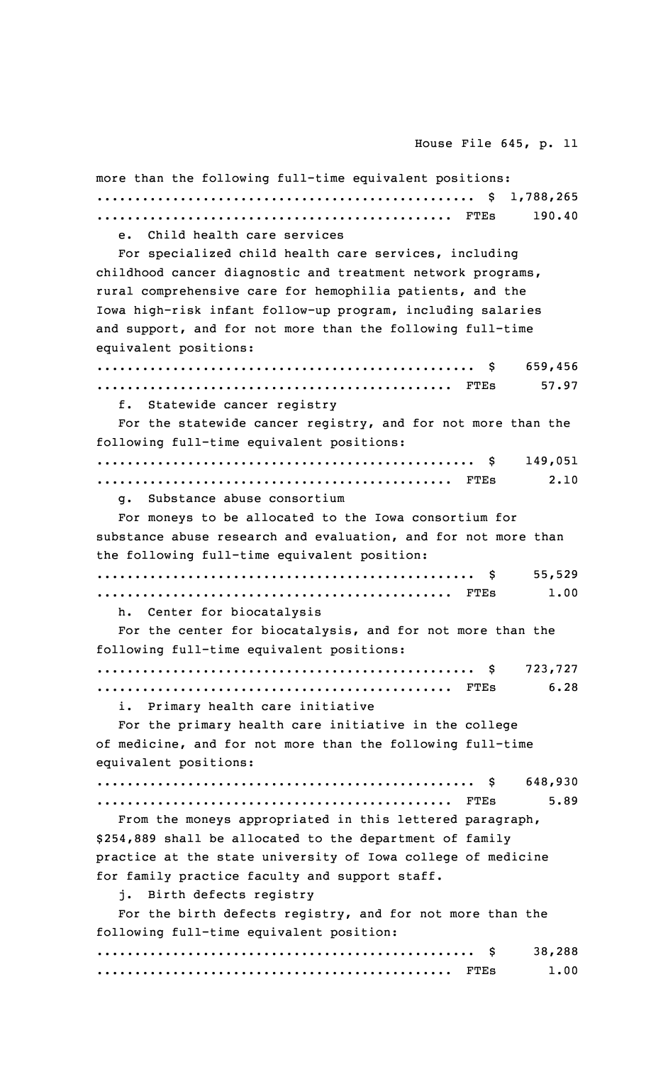more than the following full-time equivalent positions:

.................................................. $ 1,788,265

............................................... FTEs 190.40

e. Child health care services

For specialized child health care services, including childhood cancer diagnostic and treatment network programs, rural comprehensive care for hemophilia patients, and the Iowa high-risk infant follow-up program, including salaries and support, and for not more than the following full-time equivalent positions:

.................................................. $ 659,456

............................................... FTEs 57.97

f. Statewide cancer registry

For the statewide cancer registry, and for not more than the following full-time equivalent positions:

.................................................. $ 149,051

............................................... FTEs 2.10

g. Substance abuse consortium

For moneys to be allocated to the Iowa consortium for substance abuse research and evaluation, and for not more than the following full-time equivalent position:

.................................................. $ 55,529

............................................... FTEs 1.00

h. Center for biocatalysis

For the center for biocatalysis, and for not more than the following full-time equivalent positions:

.................................................. $ 723,727

............................................... FTEs 6.28

i. Primary health care initiative

For the primary health care initiative in the college of medicine, and for not more than the following full-time equivalent positions:

.................................................. $ 648,930

............................................... FTEs 5.89

From the moneys appropriated in this lettered paragraph, $254,889 shall be allocated to the department of family practice at the state university of Iowa college of medicine for family practice faculty and support staff.

j. Birth defects registry

For the birth defects registry, and for not more than the following full-time equivalent position:

.................................................. $ 38,288

............................................... FTEs 1.00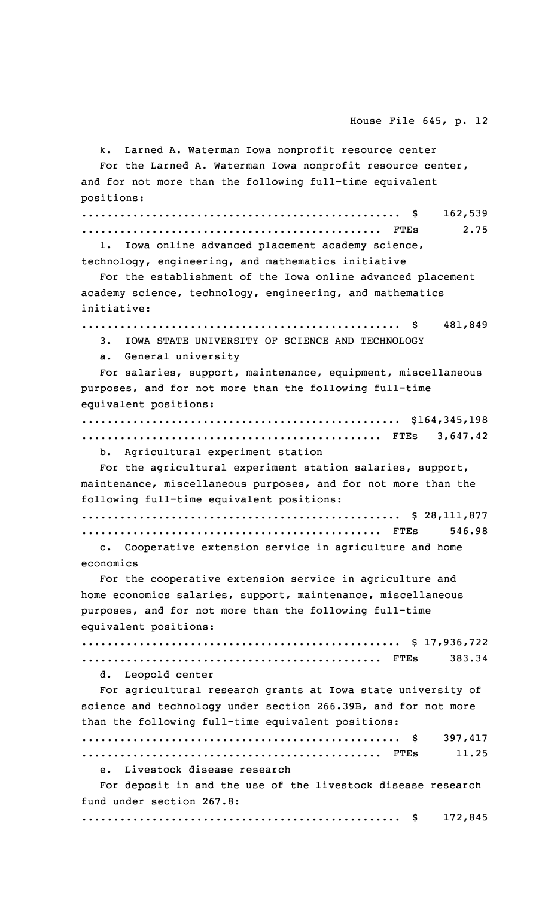k. Larned A. Waterman Iowa nonprofit resource center

For the Larned A. Waterman Iowa nonprofit resource center, and for not more than the following full-time equivalent positions:

.................................................. $ 162,539
.............................................. FTEs 2.75

l. Iowa online advanced placement academy science, technology, engineering, and mathematics initiative

For the establishment of the Iowa online advanced placement academy science, technology, engineering, and mathematics initiative:

.................................................. $ 481,849

3. IOWA STATE UNIVERSITY OF SCIENCE AND TECHNOLOGY

a. General university

For salaries, support, maintenance, equipment, miscellaneous purposes, and for not more than the following full-time equivalent positions:

.................................................. $164,345,198
.............................................. FTEs 3,647.42

b. Agricultural experiment station

For the agricultural experiment station salaries, support, maintenance, miscellaneous purposes, and for not more than the following full-time equivalent positions:

.................................................. $ 28,111,877
.............................................. FTEs 546.98

c. Cooperative extension service in agriculture and home economics

For the cooperative extension service in agriculture and home economics salaries, support, maintenance, miscellaneous purposes, and for not more than the following full-time equivalent positions:

.................................................. $ 17,936,722
.............................................. FTEs 383.34

d. Leopold center

For agricultural research grants at Iowa state university of science and technology under section 266.39B, and for not more than the following full-time equivalent positions:

.................................................. $ 397,417
.............................................. FTEs 11.25

e. Livestock disease research

For deposit in and the use of the livestock disease research fund under section 267.8:

.................................................. $ 172,845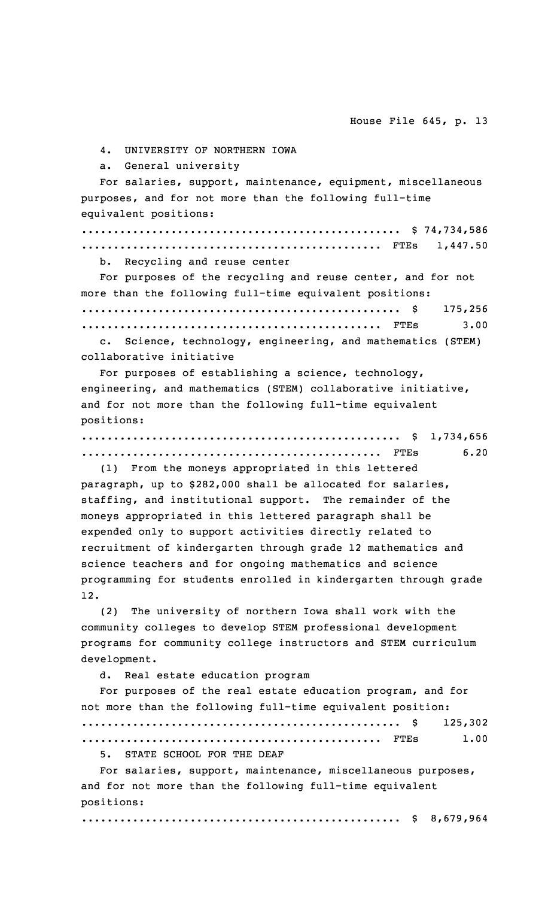4. UNIVERSITY OF NORTHERN IOWA

a. General university

For salaries, support, maintenance, equipment, miscellaneous purposes, and for not more than the following full-time equivalent positions:

.................................................. $ 74,734,586
............................................... FTEs 1,447.50

b. Recycling and reuse center

For purposes of the recycling and reuse center, and for not more than the following full-time equivalent positions:

.................................................. $ 175,256
............................................... FTEs 3.00

c. Science, technology, engineering, and mathematics (STEM) collaborative initiative

For purposes of establishing a science, technology, engineering, and mathematics (STEM) collaborative initiative, and for not more than the following full-time equivalent positions:

.................................................. $ 1,734,656
............................................... FTEs 6.20

(1) From the moneys appropriated in this lettered paragraph, up to $282,000 shall be allocated for salaries, staffing, and institutional support. The remainder of the moneys appropriated in this lettered paragraph shall be expended only to support activities directly related to recruitment of kindergarten through grade 12 mathematics and science teachers and for ongoing mathematics and science programming for students enrolled in kindergarten through grade 12.

(2) The university of northern Iowa shall work with the community colleges to develop STEM professional development programs for community college instructors and STEM curriculum development.

d. Real estate education program

For purposes of the real estate education program, and for not more than the following full-time equivalent position:

.................................................. $ 125,302
............................................... FTEs 1.00

5. STATE SCHOOL FOR THE DEAF

For salaries, support, maintenance, miscellaneous purposes, and for not more than the following full-time equivalent positions:

.................................................. $ 8,679,964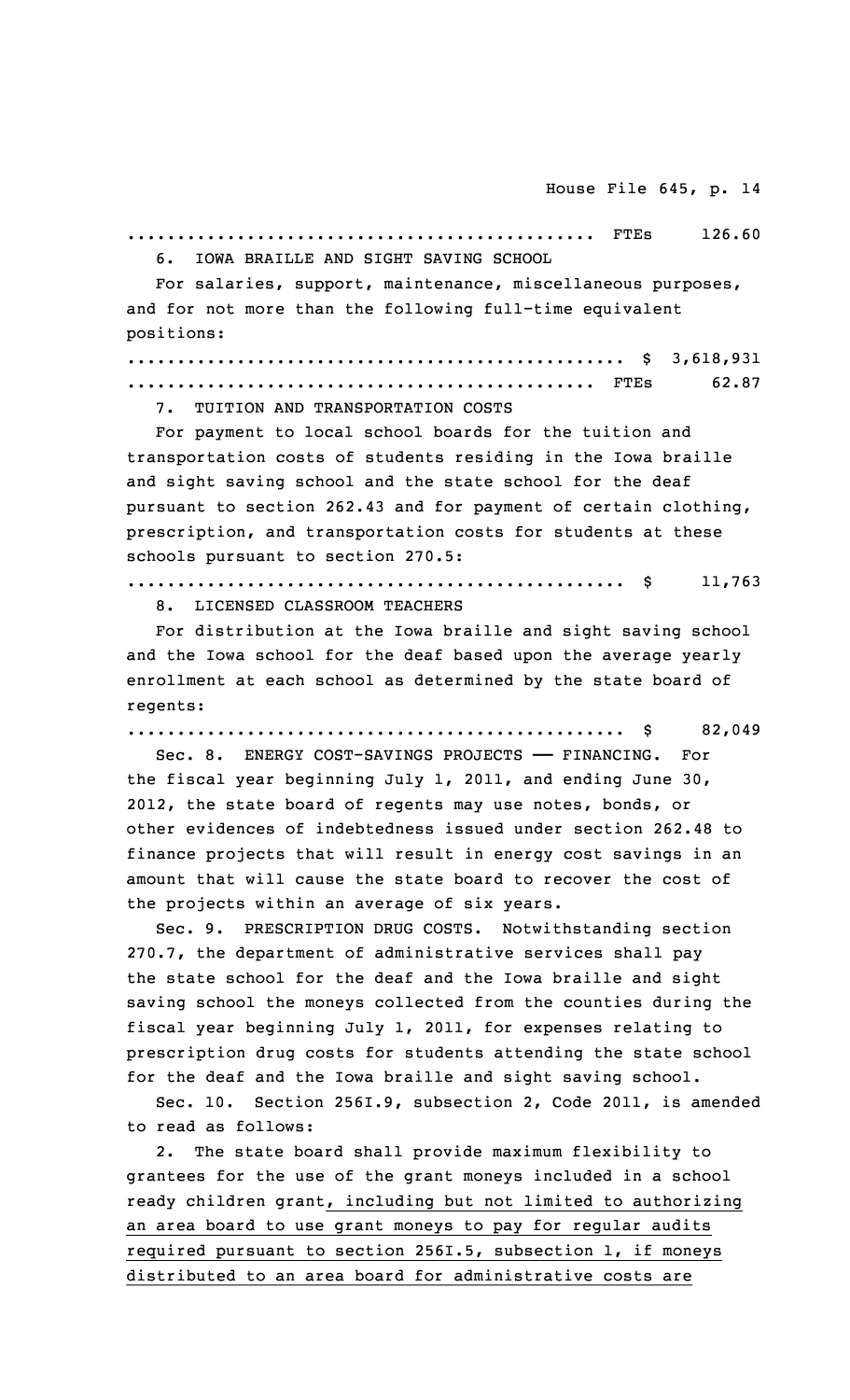.............................................. FTEs 126.60

6. IOWA BRAILLE AND SIGHT SAVING SCHOOL

For salaries, support, maintenance, miscellaneous purposes, and for not more than the following full-time equivalent positions:

................................................. $ 3,618,931
.............................................. FTEs 62.87

7. TUITION AND TRANSPORTATION COSTS

For payment to local school boards for the tuition and transportation costs of students residing in the Iowa braille and sight saving school and the state school for the deaf pursuant to section 262.43 and for payment of certain clothing, prescription, and transportation costs for students at these schools pursuant to section 270.5:

................................................. $ 11,763

8. LICENSED CLASSROOM TEACHERS

For distribution at the Iowa braille and sight saving school and the Iowa school for the deaf based upon the average yearly enrollment at each school as determined by the state board of regents:

................................................. $ 82,049

Sec. 8. ENERGY COST-SAVINGS PROJECTS —— FINANCING. For the fiscal year beginning July 1, 2011, and ending June 30, 2012, the state board of regents may use notes, bonds, or other evidences of indebtedness issued under section 262.48 to finance projects that will result in energy cost savings in an amount that will cause the state board to recover the cost of the projects within an average of six years.

Sec. 9. PRESCRIPTION DRUG COSTS. Notwithstanding section 270.7, the department of administrative services shall pay the state school for the deaf and the Iowa braille and sight saving school the moneys collected from the counties during the fiscal year beginning July 1, 2011, for expenses relating to prescription drug costs for students attending the state school for the deaf and the Iowa braille and sight saving school.

Sec. 10. Section 256I.9, subsection 2, Code 2011, is amended to read as follows:

2. The state board shall provide maximum flexibility to grantees for the use of the grant moneys included in a school ready children grant, including but not limited to authorizing an area board to use grant moneys to pay for regular audits required pursuant to section 256I.5, subsection 1, if moneys distributed to an area board for administrative costs are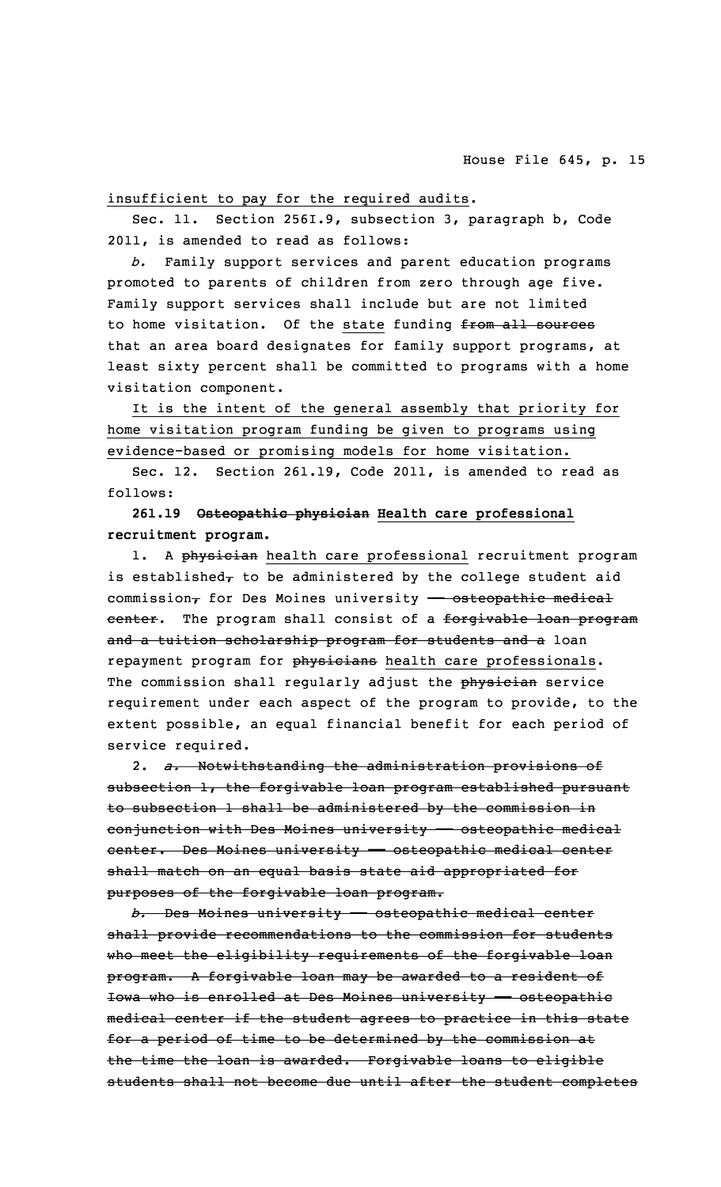<u>insufficient to pay for the required audits</u>.

Sec. 11. Section 256I.9, subsection 3, paragraph b, Code 2011, is amended to read as follows:

*b.* Family support services and parent education programs promoted to parents of children from zero through age five. Family support services shall include but are not limited to home visitation. Of the <u>state</u> funding ~~from all sources~~ that an area board designates for family support programs, at least sixty percent shall be committed to programs with a home visitation component.

<u>It is the intent of the general assembly that priority for home visitation program funding be given to programs using evidence-based or promising models for home visitation.</u>

Sec. 12. Section 261.19, Code 2011, is amended to read as follows:

**261.19 ~~Osteopathic physician~~ <u>Health care professional</u> recruitment program.**

1. A ~~physician~~ <u>health care professional</u> recruitment program is established~~,~~ to be administered by the college student aid commission~~,~~ for Des Moines university ~~— osteopathic medical center~~. The program shall consist of a ~~forgivable loan program and a tuition scholarship program for students and a~~ loan repayment program for ~~physicians~~ <u>health care professionals</u>. The commission shall regularly adjust the ~~physician~~ service requirement under each aspect of the program to provide, to the extent possible, an equal financial benefit for each period of service required.

2. ~~*a.* Notwithstanding the administration provisions of subsection 1, the forgivable loan program established pursuant to subsection 1 shall be administered by the commission in conjunction with Des Moines university — osteopathic medical center. Des Moines university — osteopathic medical center shall match on an equal basis state aid appropriated for purposes of the forgivable loan program.~~

~~*b.* Des Moines university — osteopathic medical center shall provide recommendations to the commission for students who meet the eligibility requirements of the forgivable loan program. A forgivable loan may be awarded to a resident of Iowa who is enrolled at Des Moines university — osteopathic medical center if the student agrees to practice in this state for a period of time to be determined by the commission at the time the loan is awarded. Forgivable loans to eligible students shall not become due until after the student completes~~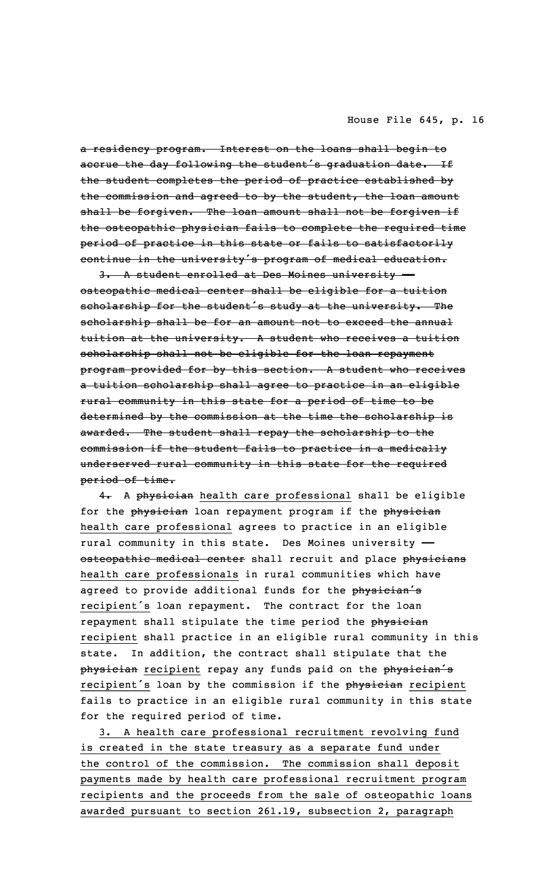~~a residency program. Interest on the loans shall begin to accrue the day following the student's graduation date. If the student completes the period of practice established by the commission and agreed to by the student, the loan amount shall be forgiven. The loan amount shall not be forgiven if the osteopathic physician fails to complete the required time period of practice in this state or fails to satisfactorily continue in the university's program of medical education.~~

~~3. A student enrolled at Des Moines university — osteopathic medical center shall be eligible for a tuition scholarship for the student's study at the university. The scholarship shall be for an amount not to exceed the annual tuition at the university. A student who receives a tuition scholarship shall not be eligible for the loan repayment program provided for by this section. A student who receives a tuition scholarship shall agree to practice in an eligible rural community in this state for a period of time to be determined by the commission at the time the scholarship is awarded. The student shall repay the scholarship to the commission if the student fails to practice in a medically underserved rural community in this state for the required period of time.~~

~~4.~~ A ~~physician~~ health care professional shall be eligible for the ~~physician~~ loan repayment program if the ~~physician~~ health care professional agrees to practice in an eligible rural community in this state. Des Moines university — ~~osteopathic medical center~~ shall recruit and place ~~physicians~~ health care professionals in rural communities which have agreed to provide additional funds for the ~~physician's~~ recipient's loan repayment. The contract for the loan repayment shall stipulate the time period the ~~physician~~ recipient shall practice in an eligible rural community in this state. In addition, the contract shall stipulate that the ~~physician~~ recipient repay any funds paid on the ~~physician's~~ recipient's loan by the commission if the ~~physician~~ recipient fails to practice in an eligible rural community in this state for the required period of time.

3. A health care professional recruitment revolving fund is created in the state treasury as a separate fund under the control of the commission. The commission shall deposit payments made by health care professional recruitment program recipients and the proceeds from the sale of osteopathic loans awarded pursuant to section 261.19, subsection 2, paragraph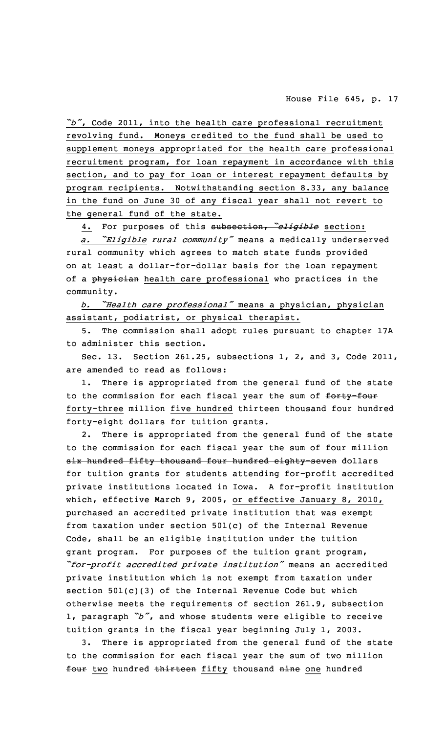"b", Code 2011, into the health care professional recruitment revolving fund. Moneys credited to the fund shall be used to supplement moneys appropriated for the health care professional recruitment program, for loan repayment in accordance with this section, and to pay for loan or interest repayment defaults by program recipients. Notwithstanding section 8.33, any balance in the fund on June 30 of any fiscal year shall not revert to the general fund of the state.

4. For purposes of this ~~subsection, "eligible~~ section:

*a. "Eligible rural community"* means a medically underserved rural community which agrees to match state funds provided on at least a dollar-for-dollar basis for the loan repayment of a ~~physician~~ health care professional who practices in the community.

*b. "Health care professional"* means a physician, physician assistant, podiatrist, or physical therapist.

5. The commission shall adopt rules pursuant to chapter 17A to administer this section.

Sec. 13. Section 261.25, subsections 1, 2, and 3, Code 2011, are amended to read as follows:

1. There is appropriated from the general fund of the state to the commission for each fiscal year the sum of ~~forty-four~~ forty-three million five hundred thirteen thousand four hundred forty-eight dollars for tuition grants.

2. There is appropriated from the general fund of the state to the commission for each fiscal year the sum of four million ~~six hundred fifty thousand four hundred eighty-seven~~ dollars for tuition grants for students attending for-profit accredited private institutions located in Iowa. A for-profit institution which, effective March 9, 2005, or effective January 8, 2010, purchased an accredited private institution that was exempt from taxation under section 501(c) of the Internal Revenue Code, shall be an eligible institution under the tuition grant program. For purposes of the tuition grant program, *"for-profit accredited private institution"* means an accredited private institution which is not exempt from taxation under section 501(c)(3) of the Internal Revenue Code but which otherwise meets the requirements of section 261.9, subsection 1, paragraph *"b"*, and whose students were eligible to receive tuition grants in the fiscal year beginning July 1, 2003.

3. There is appropriated from the general fund of the state to the commission for each fiscal year the sum of two million ~~four~~ two hundred ~~thirteen~~ fifty thousand ~~nine~~ one hundred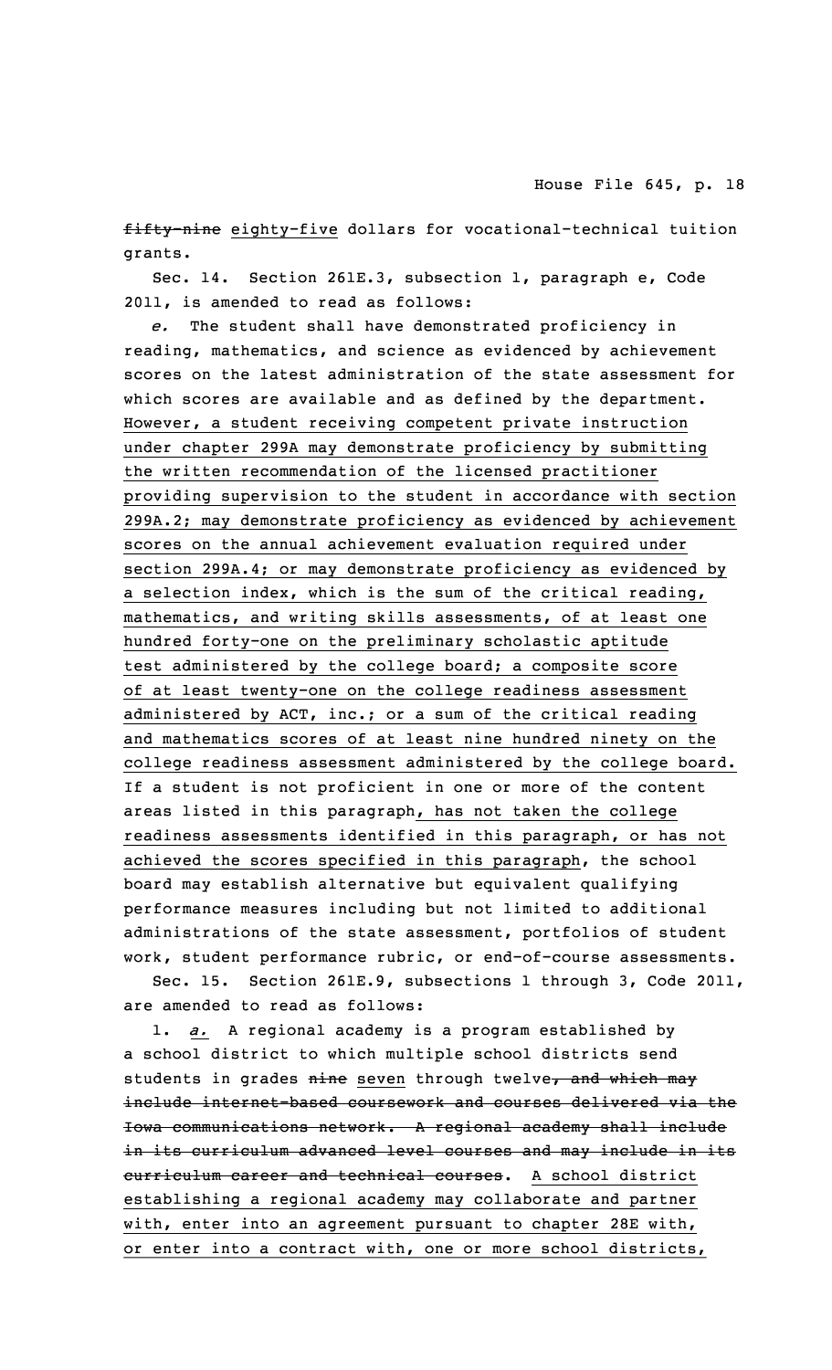~~fifty-nine~~ eighty-five dollars for vocational-technical tuition grants.

Sec. 14. Section 261E.3, subsection 1, paragraph e, Code 2011, is amended to read as follows:

*e.* The student shall have demonstrated proficiency in reading, mathematics, and science as evidenced by achievement scores on the latest administration of the state assessment for which scores are available and as defined by the department. However, a student receiving competent private instruction under chapter 299A may demonstrate proficiency by submitting the written recommendation of the licensed practitioner providing supervision to the student in accordance with section 299A.2; may demonstrate proficiency as evidenced by achievement scores on the annual achievement evaluation required under section 299A.4; or may demonstrate proficiency as evidenced by a selection index, which is the sum of the critical reading, mathematics, and writing skills assessments, of at least one hundred forty-one on the preliminary scholastic aptitude test administered by the college board; a composite score of at least twenty-one on the college readiness assessment administered by ACT, inc.; or a sum of the critical reading and mathematics scores of at least nine hundred ninety on the college readiness assessment administered by the college board. If a student is not proficient in one or more of the content areas listed in this paragraph, has not taken the college readiness assessments identified in this paragraph, or has not achieved the scores specified in this paragraph, the school board may establish alternative but equivalent qualifying performance measures including but not limited to additional administrations of the state assessment, portfolios of student work, student performance rubric, or end-of-course assessments.

Sec. 15. Section 261E.9, subsections 1 through 3, Code 2011, are amended to read as follows:

1. *a.* A regional academy is a program established by a school district to which multiple school districts send students in grades ~~nine~~ seven through twelve~~, and which may include internet-based coursework and courses delivered via the Iowa communications network. A regional academy shall include in its curriculum advanced level courses and may include in its curriculum career and technical courses~~. A school district establishing a regional academy may collaborate and partner with, enter into an agreement pursuant to chapter 28E with, or enter into a contract with, one or more school districts,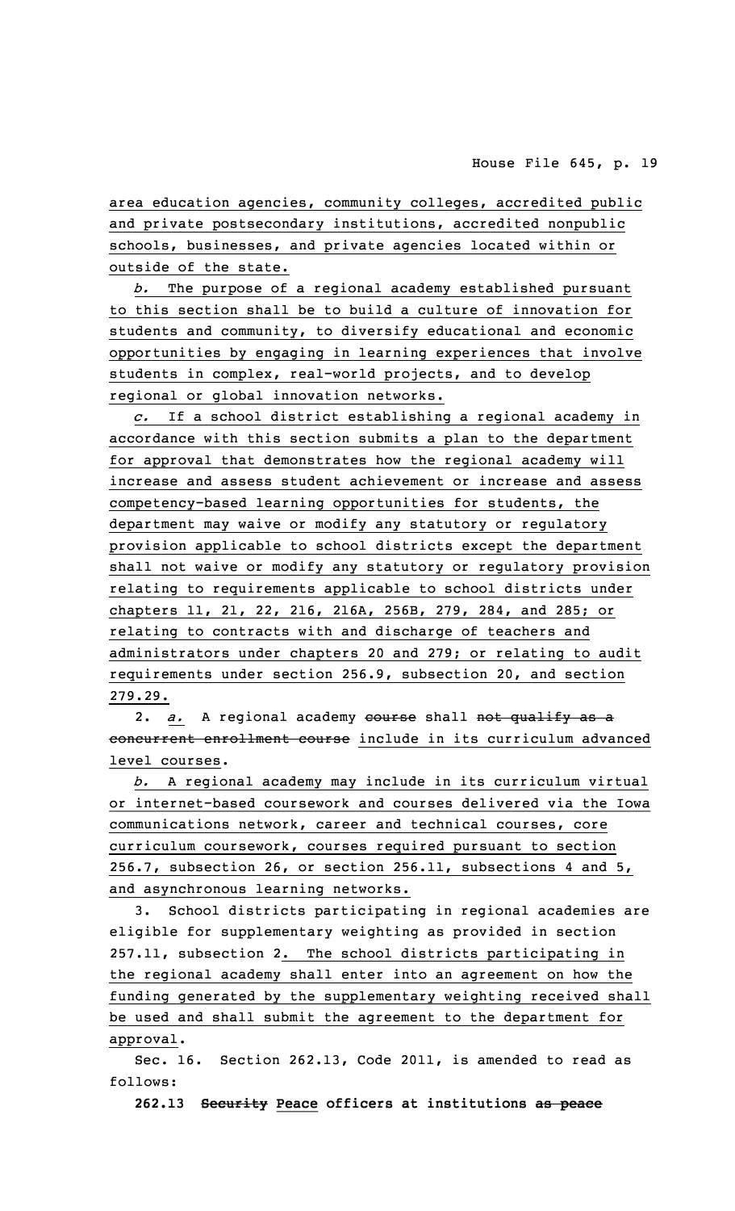area education agencies, community colleges, accredited public and private postsecondary institutions, accredited nonpublic schools, businesses, and private agencies located within or outside of the state.

*b.* The purpose of a regional academy established pursuant to this section shall be to build a culture of innovation for students and community, to diversify educational and economic opportunities by engaging in learning experiences that involve students in complex, real-world projects, and to develop regional or global innovation networks.

*c.* If a school district establishing a regional academy in accordance with this section submits a plan to the department for approval that demonstrates how the regional academy will increase and assess student achievement or increase and assess competency-based learning opportunities for students, the department may waive or modify any statutory or regulatory provision applicable to school districts except the department shall not waive or modify any statutory or regulatory provision relating to requirements applicable to school districts under chapters 11, 21, 22, 216, 216A, 256B, 279, 284, and 285; or relating to contracts with and discharge of teachers and administrators under chapters 20 and 279; or relating to audit requirements under section 256.9, subsection 20, and section 279.29.

2. *a.* A regional academy ~~course~~ shall ~~not qualify as a concurrent enrollment course~~ include in its curriculum advanced level courses.

*b.* A regional academy may include in its curriculum virtual or internet-based coursework and courses delivered via the Iowa communications network, career and technical courses, core curriculum coursework, courses required pursuant to section 256.7, subsection 26, or section 256.11, subsections 4 and 5, and asynchronous learning networks.

3. School districts participating in regional academies are eligible for supplementary weighting as provided in section 257.11, subsection 2. The school districts participating in the regional academy shall enter into an agreement on how the funding generated by the supplementary weighting received shall be used and shall submit the agreement to the department for approval.

Sec. 16. Section 262.13, Code 2011, is amended to read as follows:

**262.13 ~~Security~~ Peace officers at institutions ~~as peace~~**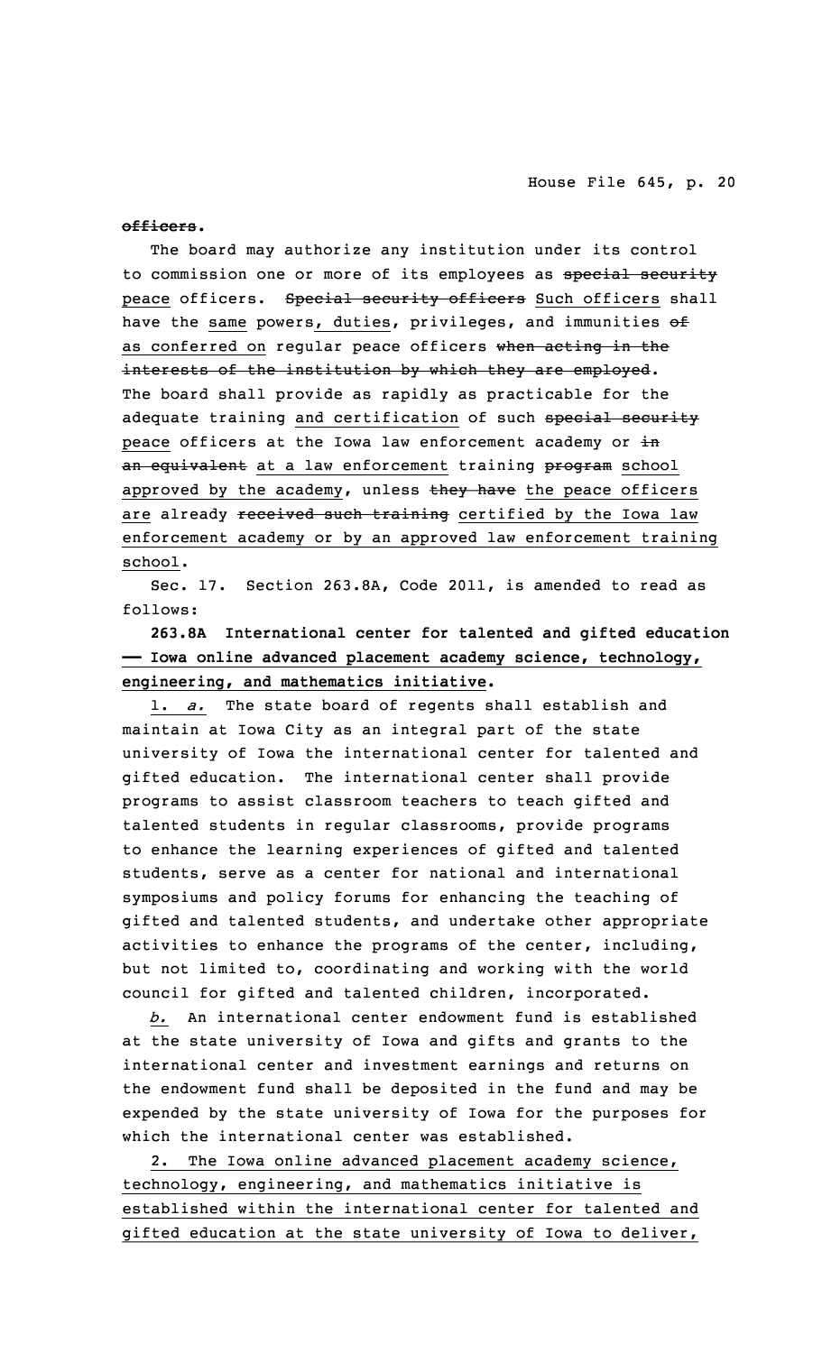~~officers~~.

The board may authorize any institution under its control to commission one or more of its employees as ~~special security~~ peace officers. ~~Special security officers~~ Such officers shall have the same powers, duties, privileges, and immunities ~~of~~ as conferred on regular peace officers ~~when acting in the interests of the institution by which they are employed~~. The board shall provide as rapidly as practicable for the adequate training and certification of such ~~special security~~ peace officers at the Iowa law enforcement academy or ~~in an equivalent~~ at a law enforcement training ~~program~~ school approved by the academy, unless ~~they have~~ the peace officers are already ~~received such training~~ certified by the Iowa law enforcement academy or by an approved law enforcement training school.

Sec. 17. Section 263.8A, Code 2011, is amended to read as follows:

**263.8A International center for talented and gifted education —— Iowa online advanced placement academy science, technology, engineering, and mathematics initiative.**

1. *a.* The state board of regents shall establish and maintain at Iowa City as an integral part of the state university of Iowa the international center for talented and gifted education. The international center shall provide programs to assist classroom teachers to teach gifted and talented students in regular classrooms, provide programs to enhance the learning experiences of gifted and talented students, serve as a center for national and international symposiums and policy forums for enhancing the teaching of gifted and talented students, and undertake other appropriate activities to enhance the programs of the center, including, but not limited to, coordinating and working with the world council for gifted and talented children, incorporated.

*b.* An international center endowment fund is established at the state university of Iowa and gifts and grants to the international center and investment earnings and returns on the endowment fund shall be deposited in the fund and may be expended by the state university of Iowa for the purposes for which the international center was established.

2. The Iowa online advanced placement academy science, technology, engineering, and mathematics initiative is established within the international center for talented and gifted education at the state university of Iowa to deliver,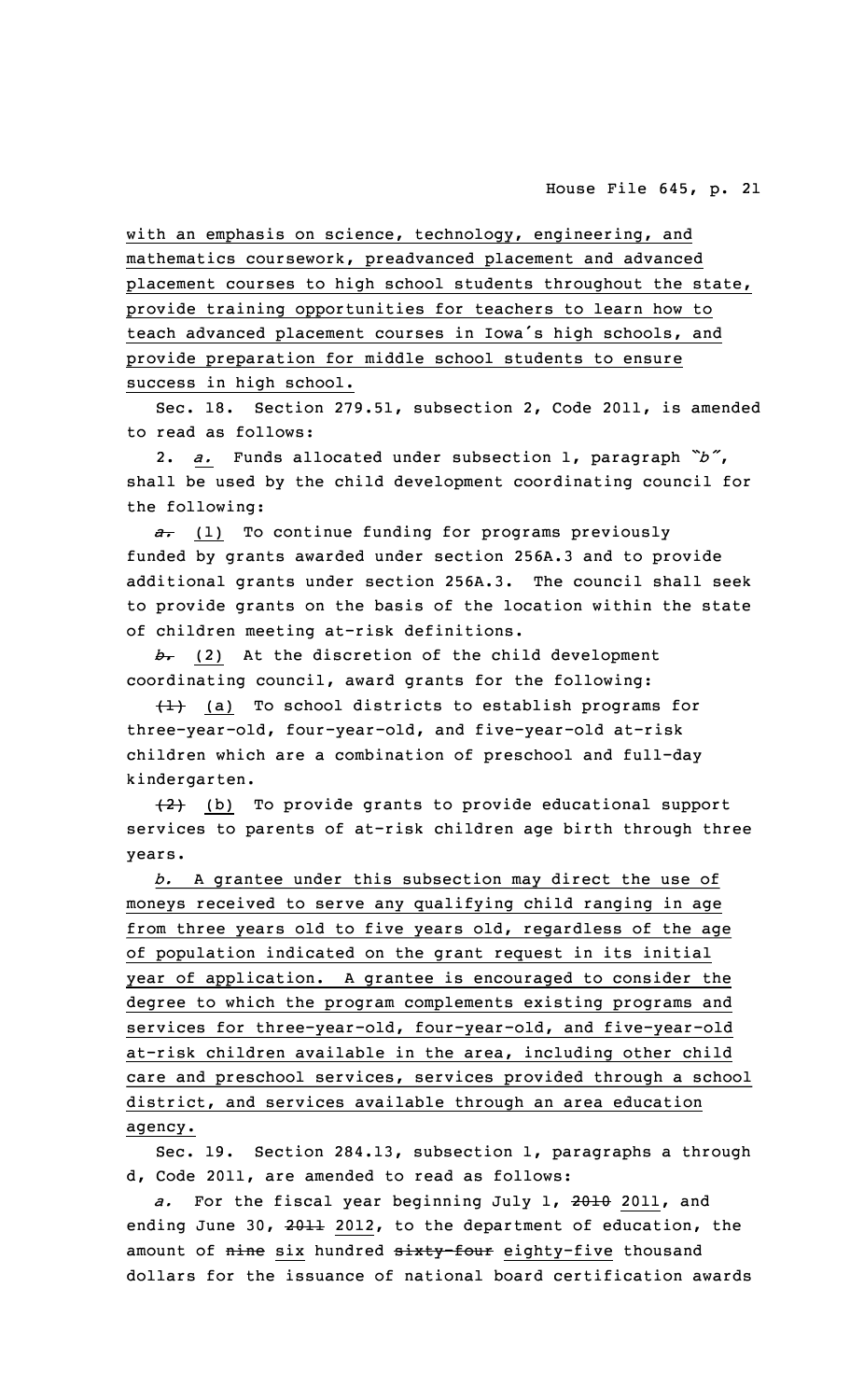with an emphasis on science, technology, engineering, and mathematics coursework, preadvanced placement and advanced placement courses to high school students throughout the state, provide training opportunities for teachers to learn how to teach advanced placement courses in Iowa's high schools, and provide preparation for middle school students to ensure success in high school.

Sec. 18. Section 279.51, subsection 2, Code 2011, is amended to read as follows:

2. *a.* Funds allocated under subsection 1, paragraph *"b"*, shall be used by the child development coordinating council for the following:

~~*a.*~~ (1) To continue funding for programs previously funded by grants awarded under section 256A.3 and to provide additional grants under section 256A.3. The council shall seek to provide grants on the basis of the location within the state of children meeting at-risk definitions.

~~*b.*~~ (2) At the discretion of the child development coordinating council, award grants for the following:

~~(1)~~ (a) To school districts to establish programs for three-year-old, four-year-old, and five-year-old at-risk children which are a combination of preschool and full-day kindergarten.

~~(2)~~ (b) To provide grants to provide educational support services to parents of at-risk children age birth through three years.

*b.* A grantee under this subsection may direct the use of moneys received to serve any qualifying child ranging in age from three years old to five years old, regardless of the age of population indicated on the grant request in its initial year of application. A grantee is encouraged to consider the degree to which the program complements existing programs and services for three-year-old, four-year-old, and five-year-old at-risk children available in the area, including other child care and preschool services, services provided through a school district, and services available through an area education agency.

Sec. 19. Section 284.13, subsection 1, paragraphs a through d, Code 2011, are amended to read as follows:

*a.* For the fiscal year beginning July 1, ~~2010~~ 2011, and ending June 30, ~~2011~~ 2012, to the department of education, the amount of ~~nine~~ six hundred ~~sixty-four~~ eighty-five thousand dollars for the issuance of national board certification awards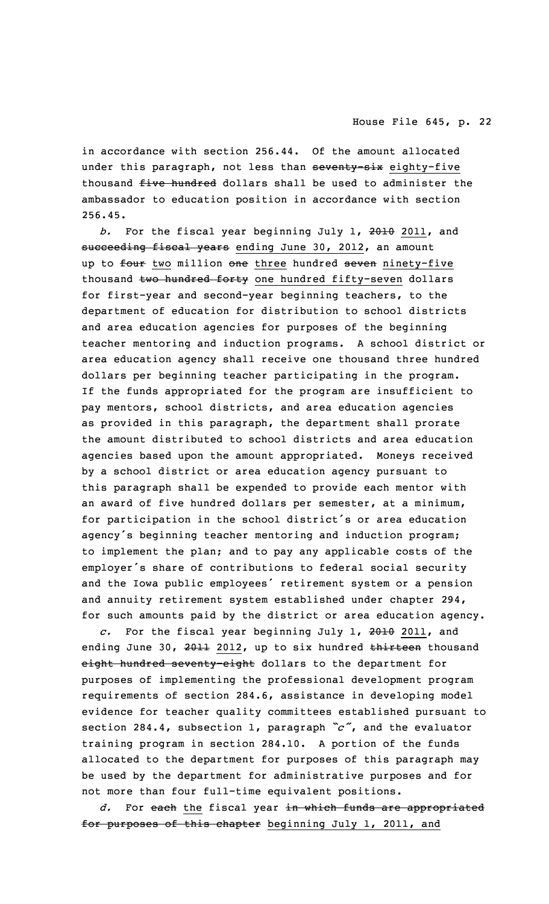in accordance with section 256.44. Of the amount allocated under this paragraph, not less than ~~seventy-six~~ eighty-five thousand ~~five hundred~~ dollars shall be used to administer the ambassador to education position in accordance with section 256.45.

*b.* For the fiscal year beginning July 1, ~~2010~~ 2011, and ~~succeeding fiscal years~~ ending June 30, 2012, an amount up to ~~four~~ two million ~~one~~ three hundred ~~seven~~ ninety-five thousand ~~two hundred forty~~ one hundred fifty-seven dollars for first-year and second-year beginning teachers, to the department of education for distribution to school districts and area education agencies for purposes of the beginning teacher mentoring and induction programs. A school district or area education agency shall receive one thousand three hundred dollars per beginning teacher participating in the program. If the funds appropriated for the program are insufficient to pay mentors, school districts, and area education agencies as provided in this paragraph, the department shall prorate the amount distributed to school districts and area education agencies based upon the amount appropriated. Moneys received by a school district or area education agency pursuant to this paragraph shall be expended to provide each mentor with an award of five hundred dollars per semester, at a minimum, for participation in the school district's or area education agency's beginning teacher mentoring and induction program; to implement the plan; and to pay any applicable costs of the employer's share of contributions to federal social security and the Iowa public employees' retirement system or a pension and annuity retirement system established under chapter 294, for such amounts paid by the district or area education agency.

*c.* For the fiscal year beginning July 1, ~~2010~~ 2011, and ending June 30, ~~2011~~ 2012, up to six hundred ~~thirteen~~ thousand ~~eight hundred seventy-eight~~ dollars to the department for purposes of implementing the professional development program requirements of section 284.6, assistance in developing model evidence for teacher quality committees established pursuant to section 284.4, subsection 1, paragraph *"c"*, and the evaluator training program in section 284.10. A portion of the funds allocated to the department for purposes of this paragraph may be used by the department for administrative purposes and for not more than four full-time equivalent positions.

*d.* For ~~each~~ the fiscal year ~~in which funds are appropriated for purposes of this chapter~~ beginning July 1, 2011, and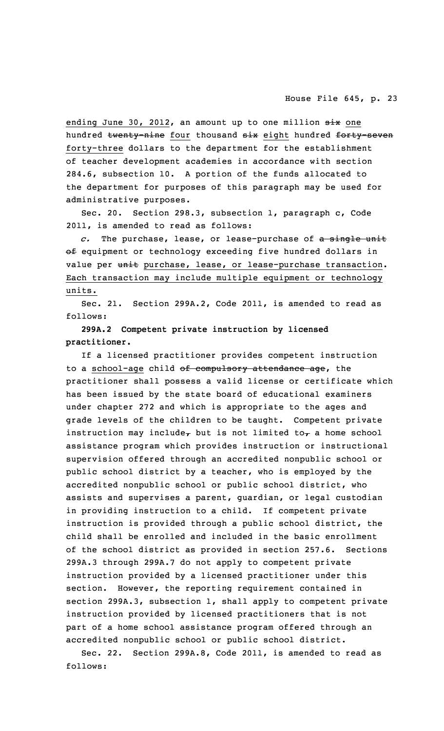ending June 30, 2012, an amount up to one million ~~six~~ one hundred ~~twenty-nine~~ four thousand ~~six~~ eight hundred ~~forty-seven~~ forty-three dollars to the department for the establishment of teacher development academies in accordance with section 284.6, subsection 10. A portion of the funds allocated to the department for purposes of this paragraph may be used for administrative purposes.

Sec. 20. Section 298.3, subsection 1, paragraph c, Code 2011, is amended to read as follows:

*c.* The purchase, lease, or lease-purchase of ~~a single unit of~~ equipment or technology exceeding five hundred dollars in value per ~~unit~~ purchase, lease, or lease-purchase transaction. Each transaction may include multiple equipment or technology units.

Sec. 21. Section 299A.2, Code 2011, is amended to read as follows:

**299A.2 Competent private instruction by licensed practitioner.**

If a licensed practitioner provides competent instruction to a school-age child ~~of compulsory attendance age~~, the practitioner shall possess a valid license or certificate which has been issued by the state board of educational examiners under chapter 272 and which is appropriate to the ages and grade levels of the children to be taught. Competent private instruction may include~~,~~ but is not limited to~~,~~ a home school assistance program which provides instruction or instructional supervision offered through an accredited nonpublic school or public school district by a teacher, who is employed by the accredited nonpublic school or public school district, who assists and supervises a parent, guardian, or legal custodian in providing instruction to a child. If competent private instruction is provided through a public school district, the child shall be enrolled and included in the basic enrollment of the school district as provided in section 257.6. Sections 299A.3 through 299A.7 do not apply to competent private instruction provided by a licensed practitioner under this section. However, the reporting requirement contained in section 299A.3, subsection 1, shall apply to competent private instruction provided by licensed practitioners that is not part of a home school assistance program offered through an accredited nonpublic school or public school district.

Sec. 22. Section 299A.8, Code 2011, is amended to read as follows: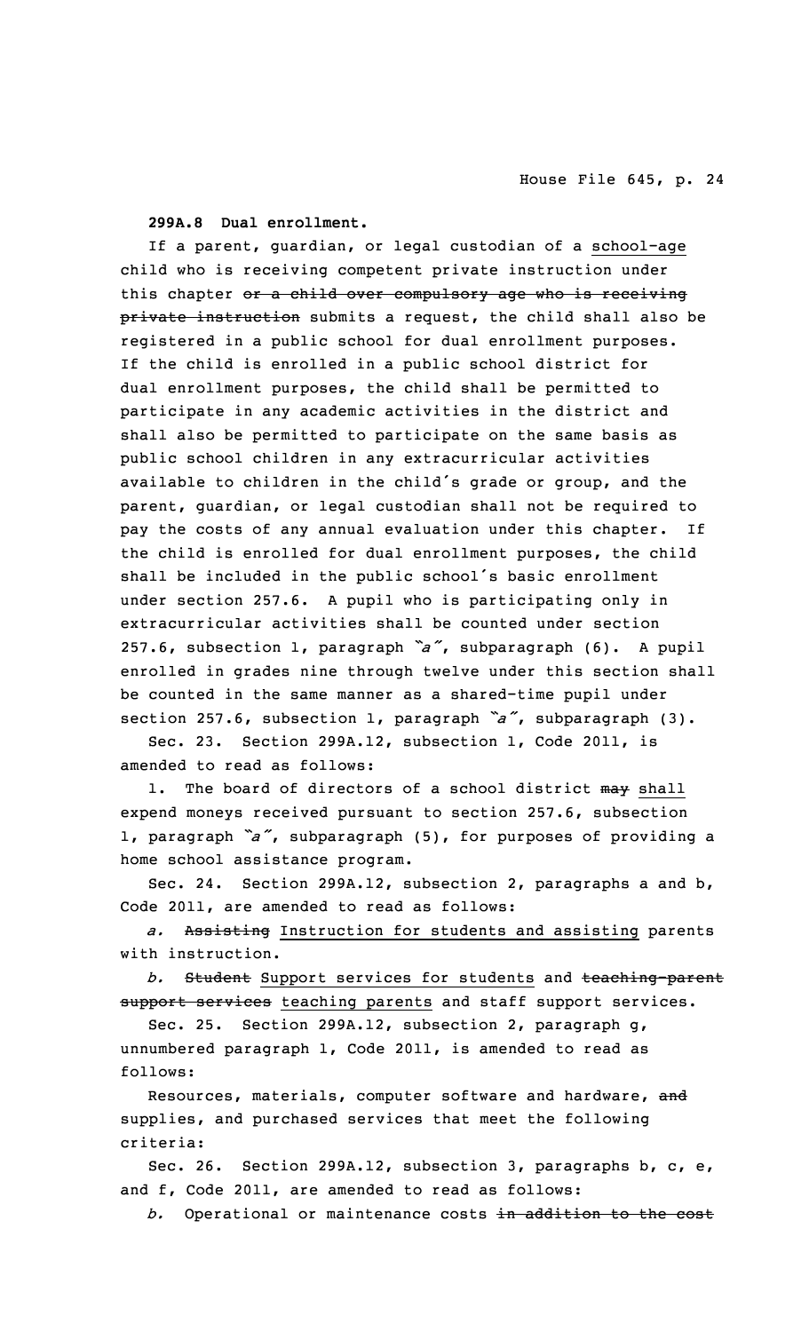**299A.8 Dual enrollment.**

If a parent, guardian, or legal custodian of a school-age child who is receiving competent private instruction under this chapter ~~or a child over compulsory age who is receiving private instruction~~ submits a request, the child shall also be registered in a public school for dual enrollment purposes. If the child is enrolled in a public school district for dual enrollment purposes, the child shall be permitted to participate in any academic activities in the district and shall also be permitted to participate on the same basis as public school children in any extracurricular activities available to children in the child's grade or group, and the parent, guardian, or legal custodian shall not be required to pay the costs of any annual evaluation under this chapter. If the child is enrolled for dual enrollment purposes, the child shall be included in the public school's basic enrollment under section 257.6. A pupil who is participating only in extracurricular activities shall be counted under section 257.6, subsection 1, paragraph *"a"*, subparagraph (6). A pupil enrolled in grades nine through twelve under this section shall be counted in the same manner as a shared-time pupil under section 257.6, subsection 1, paragraph *"a"*, subparagraph (3).

Sec. 23. Section 299A.12, subsection 1, Code 2011, is amended to read as follows:

1. The board of directors of a school district ~~may~~ shall expend moneys received pursuant to section 257.6, subsection 1, paragraph *"a"*, subparagraph (5), for purposes of providing a home school assistance program.

Sec. 24. Section 299A.12, subsection 2, paragraphs a and b, Code 2011, are amended to read as follows:

*a.* ~~Assisting~~ Instruction for students and assisting parents with instruction.

*b.* ~~Student~~ Support services for students and ~~teaching-parent support services~~ teaching parents and staff support services.

Sec. 25. Section 299A.12, subsection 2, paragraph g, unnumbered paragraph 1, Code 2011, is amended to read as follows:

Resources, materials, computer software and hardware, ~~and~~ supplies, and purchased services that meet the following criteria:

Sec. 26. Section 299A.12, subsection 3, paragraphs b, c, e, and f, Code 2011, are amended to read as follows:

*b.* Operational or maintenance costs ~~in addition to the cost~~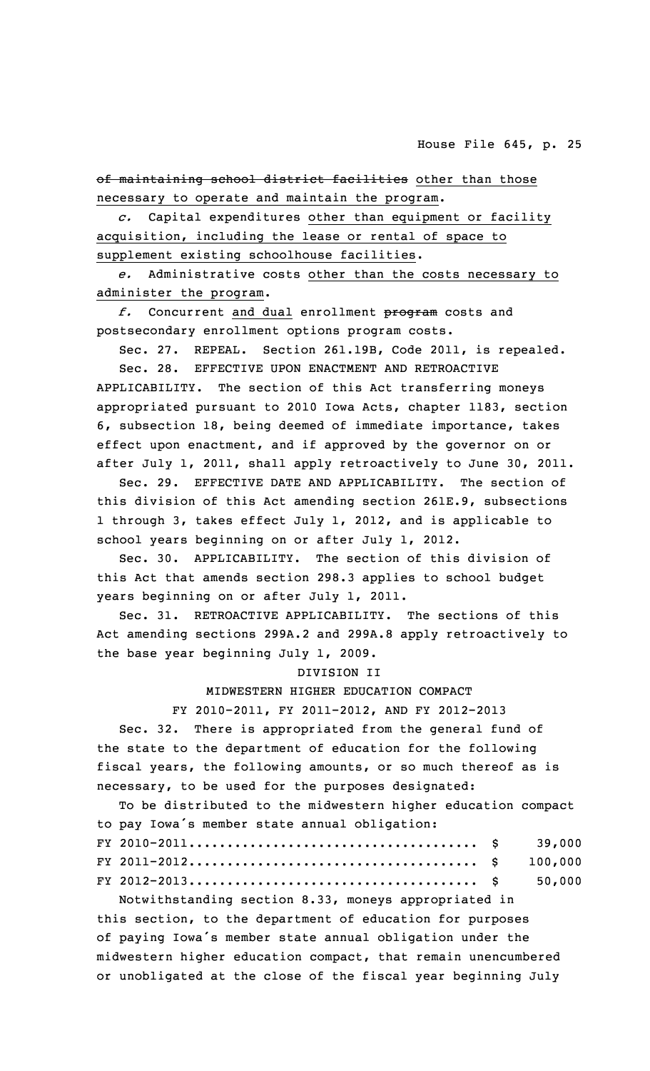~~of maintaining school district facilities~~ other than those necessary to operate and maintain the program.

*c.* Capital expenditures other than equipment or facility acquisition, including the lease or rental of space to supplement existing schoolhouse facilities.

*e.* Administrative costs other than the costs necessary to administer the program.

*f.* Concurrent and dual enrollment ~~program~~ costs and postsecondary enrollment options program costs.

Sec. 27. REPEAL. Section 261.19B, Code 2011, is repealed.

Sec. 28. EFFECTIVE UPON ENACTMENT AND RETROACTIVE APPLICABILITY. The section of this Act transferring moneys appropriated pursuant to 2010 Iowa Acts, chapter 1183, section 6, subsection 18, being deemed of immediate importance, takes effect upon enactment, and if approved by the governor on or after July 1, 2011, shall apply retroactively to June 30, 2011.

Sec. 29. EFFECTIVE DATE AND APPLICABILITY. The section of this division of this Act amending section 261E.9, subsections 1 through 3, takes effect July 1, 2012, and is applicable to school years beginning on or after July 1, 2012.

Sec. 30. APPLICABILITY. The section of this division of this Act that amends section 298.3 applies to school budget years beginning on or after July 1, 2011.

Sec. 31. RETROACTIVE APPLICABILITY. The sections of this Act amending sections 299A.2 and 299A.8 apply retroactively to the base year beginning July 1, 2009.

DIVISION II

MIDWESTERN HIGHER EDUCATION COMPACT

FY 2010-2011, FY 2011-2012, AND FY 2012-2013

Sec. 32. There is appropriated from the general fund of the state to the department of education for the following fiscal years, the following amounts, or so much thereof as is necessary, to be used for the purposes designated:

To be distributed to the midwestern higher education compact to pay Iowa's member state annual obligation:

FY 2010-2011...................................... $ 39,000
FY 2011-2012...................................... $ 100,000
FY 2012-2013...................................... $ 50,000

Notwithstanding section 8.33, moneys appropriated in this section, to the department of education for purposes of paying Iowa's member state annual obligation under the midwestern higher education compact, that remain unencumbered or unobligated at the close of the fiscal year beginning July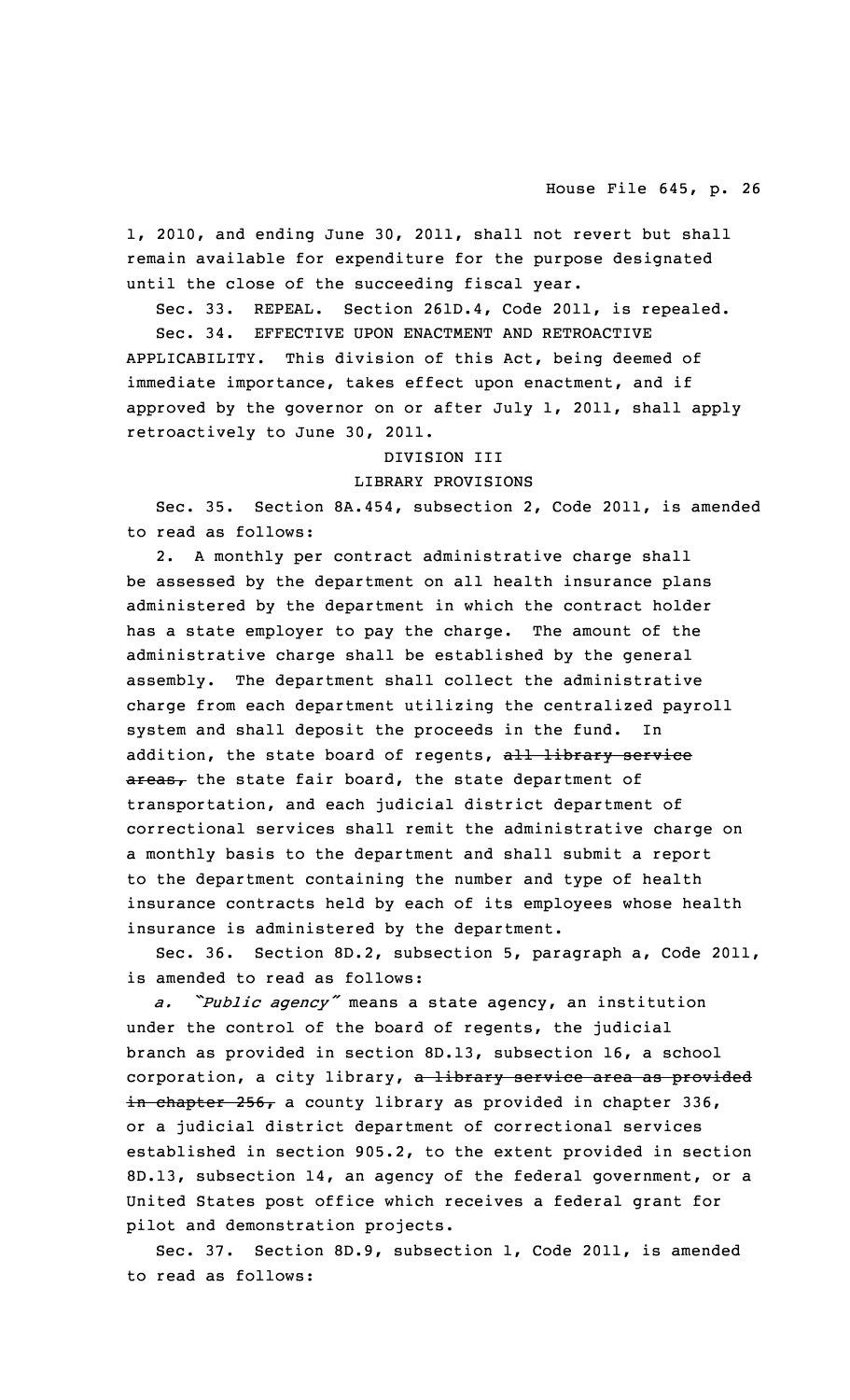1, 2010, and ending June 30, 2011, shall not revert but shall remain available for expenditure for the purpose designated until the close of the succeeding fiscal year.

Sec. 33. REPEAL. Section 261D.4, Code 2011, is repealed.

Sec. 34. EFFECTIVE UPON ENACTMENT AND RETROACTIVE APPLICABILITY. This division of this Act, being deemed of immediate importance, takes effect upon enactment, and if approved by the governor on or after July 1, 2011, shall apply retroactively to June 30, 2011.

## DIVISION III
## LIBRARY PROVISIONS

Sec. 35. Section 8A.454, subsection 2, Code 2011, is amended to read as follows:

2. A monthly per contract administrative charge shall be assessed by the department on all health insurance plans administered by the department in which the contract holder has a state employer to pay the charge. The amount of the administrative charge shall be established by the general assembly. The department shall collect the administrative charge from each department utilizing the centralized payroll system and shall deposit the proceeds in the fund. In addition, the state board of regents, ~~all library service areas,~~ the state fair board, the state department of transportation, and each judicial district department of correctional services shall remit the administrative charge on a monthly basis to the department and shall submit a report to the department containing the number and type of health insurance contracts held by each of its employees whose health insurance is administered by the department.

Sec. 36. Section 8D.2, subsection 5, paragraph a, Code 2011, is amended to read as follows:

*a. "Public agency"* means a state agency, an institution under the control of the board of regents, the judicial branch as provided in section 8D.13, subsection 16, a school corporation, a city library, ~~a library service area as provided in chapter 256,~~ a county library as provided in chapter 336, or a judicial district department of correctional services established in section 905.2, to the extent provided in section 8D.13, subsection 14, an agency of the federal government, or a United States post office which receives a federal grant for pilot and demonstration projects.

Sec. 37. Section 8D.9, subsection 1, Code 2011, is amended to read as follows: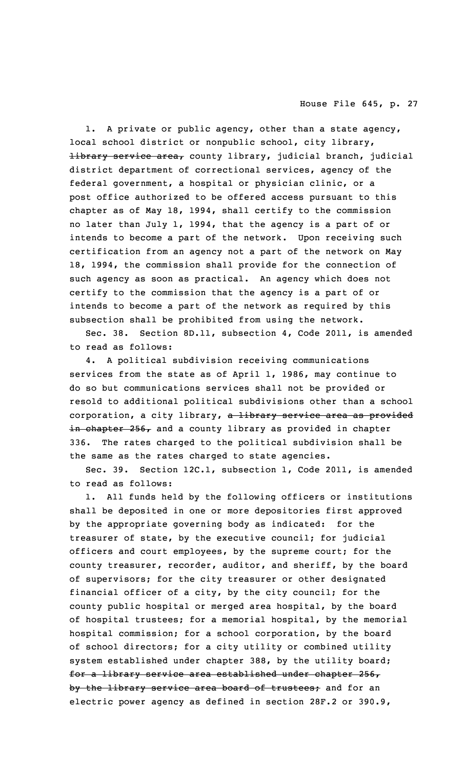1. A private or public agency, other than a state agency, local school district or nonpublic school, city library, ~~library service area,~~ county library, judicial branch, judicial district department of correctional services, agency of the federal government, a hospital or physician clinic, or a post office authorized to be offered access pursuant to this chapter as of May 18, 1994, shall certify to the commission no later than July 1, 1994, that the agency is a part of or intends to become a part of the network. Upon receiving such certification from an agency not a part of the network on May 18, 1994, the commission shall provide for the connection of such agency as soon as practical. An agency which does not certify to the commission that the agency is a part of or intends to become a part of the network as required by this subsection shall be prohibited from using the network.

Sec. 38. Section 8D.11, subsection 4, Code 2011, is amended to read as follows:

4. A political subdivision receiving communications services from the state as of April 1, 1986, may continue to do so but communications services shall not be provided or resold to additional political subdivisions other than a school corporation, a city library, ~~a library service area as provided in chapter 256,~~ and a county library as provided in chapter 336. The rates charged to the political subdivision shall be the same as the rates charged to state agencies.

Sec. 39. Section 12C.1, subsection 1, Code 2011, is amended to read as follows:

1. All funds held by the following officers or institutions shall be deposited in one or more depositories first approved by the appropriate governing body as indicated: for the treasurer of state, by the executive council; for judicial officers and court employees, by the supreme court; for the county treasurer, recorder, auditor, and sheriff, by the board of supervisors; for the city treasurer or other designated financial officer of a city, by the city council; for the county public hospital or merged area hospital, by the board of hospital trustees; for a memorial hospital, by the memorial hospital commission; for a school corporation, by the board of school directors; for a city utility or combined utility system established under chapter 388, by the utility board; ~~for a library service area established under chapter 256, by the library service area board of trustees;~~ and for an electric power agency as defined in section 28F.2 or 390.9,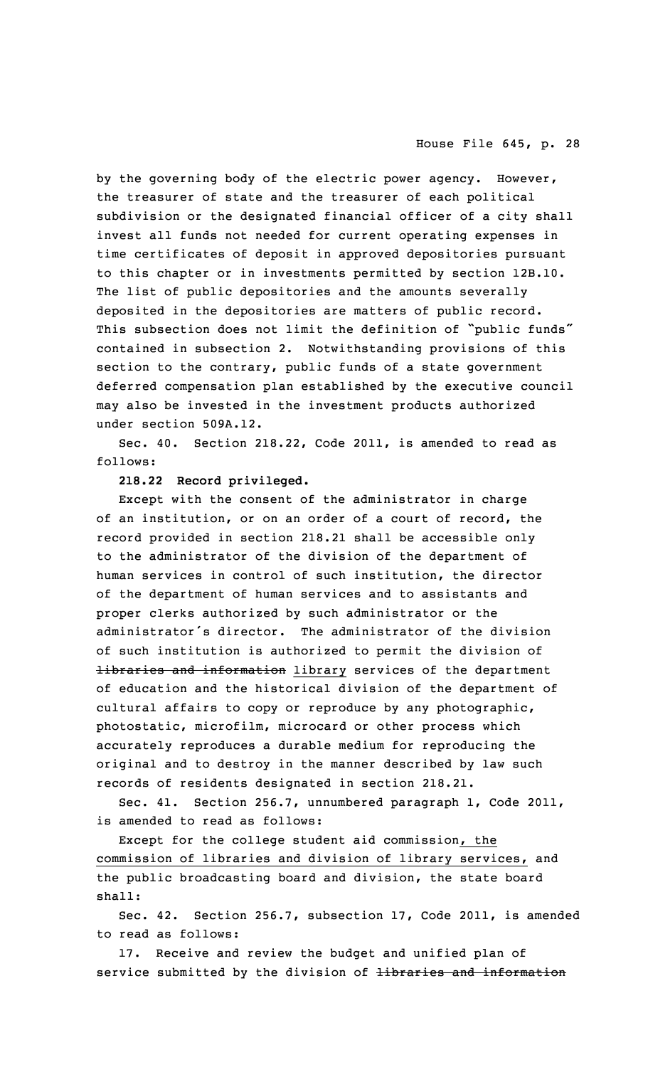by the governing body of the electric power agency. However, the treasurer of state and the treasurer of each political subdivision or the designated financial officer of a city shall invest all funds not needed for current operating expenses in time certificates of deposit in approved depositories pursuant to this chapter or in investments permitted by section 12B.10. The list of public depositories and the amounts severally deposited in the depositories are matters of public record. This subsection does not limit the definition of "public funds" contained in subsection 2. Notwithstanding provisions of this section to the contrary, public funds of a state government deferred compensation plan established by the executive council may also be invested in the investment products authorized under section 509A.12.

Sec. 40. Section 218.22, Code 2011, is amended to read as follows:

**218.22 Record privileged.**

Except with the consent of the administrator in charge of an institution, or on an order of a court of record, the record provided in section 218.21 shall be accessible only to the administrator of the division of the department of human services in control of such institution, the director of the department of human services and to assistants and proper clerks authorized by such administrator or the administrator's director. The administrator of the division of such institution is authorized to permit the division of ~~libraries and information~~ library services of the department of education and the historical division of the department of cultural affairs to copy or reproduce by any photographic, photostatic, microfilm, microcard or other process which accurately reproduces a durable medium for reproducing the original and to destroy in the manner described by law such records of residents designated in section 218.21.

Sec. 41. Section 256.7, unnumbered paragraph 1, Code 2011, is amended to read as follows:

Except for the college student aid commission, the commission of libraries and division of library services, and the public broadcasting board and division, the state board shall:

Sec. 42. Section 256.7, subsection 17, Code 2011, is amended to read as follows:

17. Receive and review the budget and unified plan of service submitted by the division of ~~libraries and information~~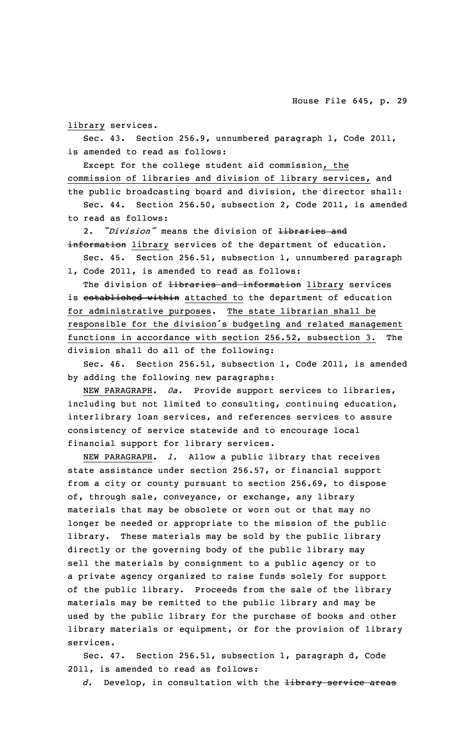library services.

Sec. 43. Section 256.9, unnumbered paragraph 1, Code 2011, is amended to read as follows:

Except for the college student aid commission, the commission of libraries and division of library services, and the public broadcasting board and division, the director shall:

Sec. 44. Section 256.50, subsection 2, Code 2011, is amended to read as follows:

2. *"Division"* means the division of ~~libraries and information~~ library services of the department of education.

Sec. 45. Section 256.51, subsection 1, unnumbered paragraph 1, Code 2011, is amended to read as follows:

The division of ~~libraries and information~~ library services is ~~established within~~ attached to the department of education for administrative purposes. The state librarian shall be responsible for the division's budgeting and related management functions in accordance with section 256.52, subsection 3. The division shall do all of the following:

Sec. 46. Section 256.51, subsection 1, Code 2011, is amended by adding the following new paragraphs:

NEW PARAGRAPH. *0a.* Provide support services to libraries, including but not limited to consulting, continuing education, interlibrary loan services, and references services to assure consistency of service statewide and to encourage local financial support for library services.

NEW PARAGRAPH. *l.* Allow a public library that receives state assistance under section 256.57, or financial support from a city or county pursuant to section 256.69, to dispose of, through sale, conveyance, or exchange, any library materials that may be obsolete or worn out or that may no longer be needed or appropriate to the mission of the public library. These materials may be sold by the public library directly or the governing body of the public library may sell the materials by consignment to a public agency or to a private agency organized to raise funds solely for support of the public library. Proceeds from the sale of the library materials may be remitted to the public library and may be used by the public library for the purchase of books and other library materials or equipment, or for the provision of library services.

Sec. 47. Section 256.51, subsection 1, paragraph d, Code 2011, is amended to read as follows:

*d.* Develop, in consultation with the ~~library service areas~~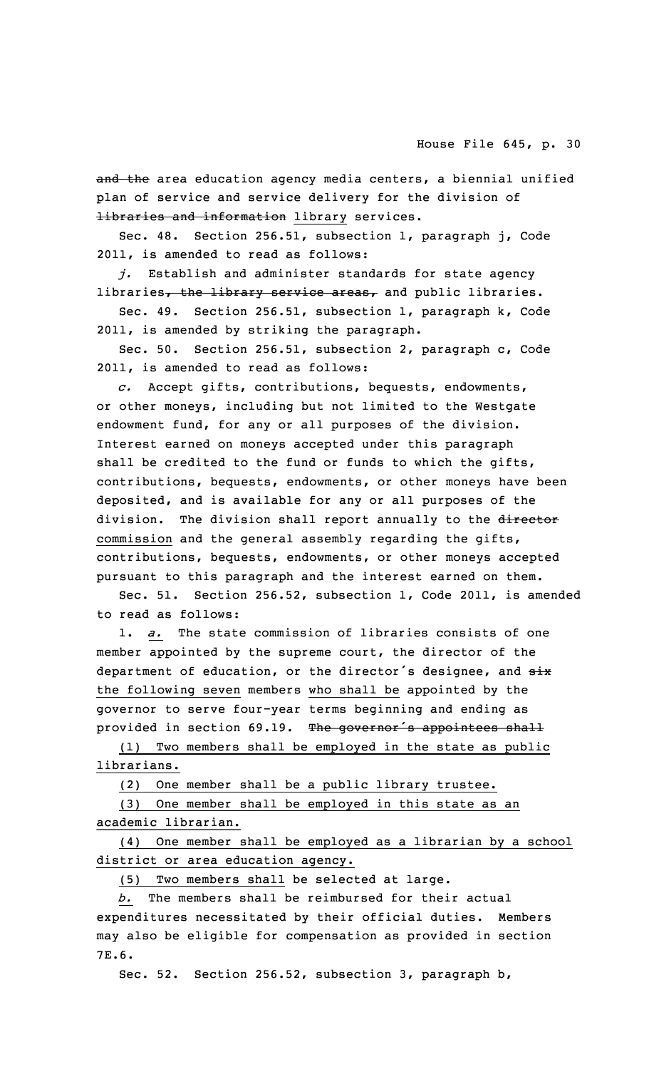~~and the~~ area education agency media centers, a biennial unified plan of service and service delivery for the division of ~~libraries and information~~ library services.

Sec. 48. Section 256.51, subsection 1, paragraph j, Code 2011, is amended to read as follows:

*j.* Establish and administer standards for state agency libraries~~, the library service areas,~~ and public libraries.

Sec. 49. Section 256.51, subsection 1, paragraph k, Code 2011, is amended by striking the paragraph.

Sec. 50. Section 256.51, subsection 2, paragraph c, Code 2011, is amended to read as follows:

*c.* Accept gifts, contributions, bequests, endowments, or other moneys, including but not limited to the Westgate endowment fund, for any or all purposes of the division. Interest earned on moneys accepted under this paragraph shall be credited to the fund or funds to which the gifts, contributions, bequests, endowments, or other moneys have been deposited, and is available for any or all purposes of the division. The division shall report annually to the ~~director~~ commission and the general assembly regarding the gifts, contributions, bequests, endowments, or other moneys accepted pursuant to this paragraph and the interest earned on them.

Sec. 51. Section 256.52, subsection 1, Code 2011, is amended to read as follows:

1. *a.* The state commission of libraries consists of one member appointed by the supreme court, the director of the department of education, or the director's designee, and ~~six~~ the following seven members who shall be appointed by the governor to serve four-year terms beginning and ending as provided in section 69.19. ~~The governor's appointees shall~~

(1) Two members shall be employed in the state as public librarians.

(2) One member shall be a public library trustee.

(3) One member shall be employed in this state as an academic librarian.

(4) One member shall be employed as a librarian by a school district or area education agency.

(5) Two members shall be selected at large.

*b.* The members shall be reimbursed for their actual expenditures necessitated by their official duties. Members may also be eligible for compensation as provided in section 7E.6.

Sec. 52. Section 256.52, subsection 3, paragraph b,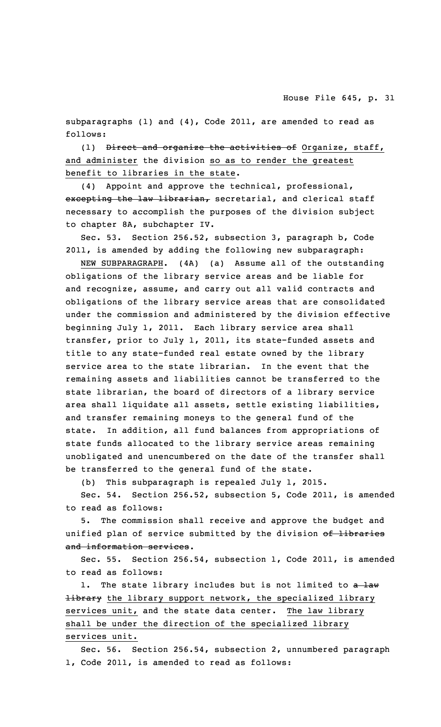subparagraphs (1) and (4), Code 2011, are amended to read as follows:

(1) ~~Direct and organize the activities of~~ Organize, staff, and administer the division so as to render the greatest benefit to libraries in the state.

(4) Appoint and approve the technical, professional, ~~excepting the law librarian,~~ secretarial, and clerical staff necessary to accomplish the purposes of the division subject to chapter 8A, subchapter IV.

Sec. 53. Section 256.52, subsection 3, paragraph b, Code 2011, is amended by adding the following new subparagraph:

NEW SUBPARAGRAPH. (4A) (a) Assume all of the outstanding obligations of the library service areas and be liable for and recognize, assume, and carry out all valid contracts and obligations of the library service areas that are consolidated under the commission and administered by the division effective beginning July 1, 2011. Each library service area shall transfer, prior to July 1, 2011, its state-funded assets and title to any state-funded real estate owned by the library service area to the state librarian. In the event that the remaining assets and liabilities cannot be transferred to the state librarian, the board of directors of a library service area shall liquidate all assets, settle existing liabilities, and transfer remaining moneys to the general fund of the state. In addition, all fund balances from appropriations of state funds allocated to the library service areas remaining unobligated and unencumbered on the date of the transfer shall be transferred to the general fund of the state.

(b) This subparagraph is repealed July 1, 2015.

Sec. 54. Section 256.52, subsection 5, Code 2011, is amended to read as follows:

5. The commission shall receive and approve the budget and unified plan of service submitted by the division ~~of libraries and information services~~.

Sec. 55. Section 256.54, subsection 1, Code 2011, is amended to read as follows:

1. The state library includes but is not limited to ~~a law library~~ the library support network, the specialized library services unit, and the state data center. The law library shall be under the direction of the specialized library services unit.

Sec. 56. Section 256.54, subsection 2, unnumbered paragraph 1, Code 2011, is amended to read as follows: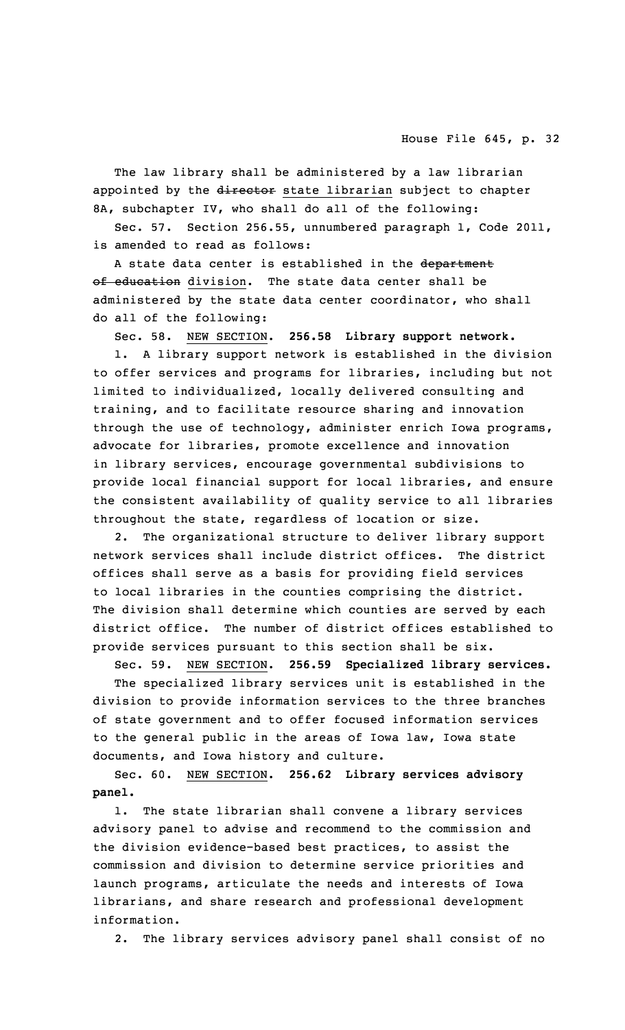The law library shall be administered by a law librarian appointed by the ~~director~~ state librarian subject to chapter 8A, subchapter IV, who shall do all of the following:

Sec. 57. Section 256.55, unnumbered paragraph 1, Code 2011, is amended to read as follows:

A state data center is established in the ~~department of education~~ division. The state data center shall be administered by the state data center coordinator, who shall do all of the following:

Sec. 58. NEW SECTION. **256.58 Library support network.**

1. A library support network is established in the division to offer services and programs for libraries, including but not limited to individualized, locally delivered consulting and training, and to facilitate resource sharing and innovation through the use of technology, administer enrich Iowa programs, advocate for libraries, promote excellence and innovation in library services, encourage governmental subdivisions to provide local financial support for local libraries, and ensure the consistent availability of quality service to all libraries throughout the state, regardless of location or size.

2. The organizational structure to deliver library support network services shall include district offices. The district offices shall serve as a basis for providing field services to local libraries in the counties comprising the district. The division shall determine which counties are served by each district office. The number of district offices established to provide services pursuant to this section shall be six.

Sec. 59. NEW SECTION. **256.59 Specialized library services.**

The specialized library services unit is established in the division to provide information services to the three branches of state government and to offer focused information services to the general public in the areas of Iowa law, Iowa state documents, and Iowa history and culture.

Sec. 60. NEW SECTION. **256.62 Library services advisory panel.**

1. The state librarian shall convene a library services advisory panel to advise and recommend to the commission and the division evidence-based best practices, to assist the commission and division to determine service priorities and launch programs, articulate the needs and interests of Iowa librarians, and share research and professional development information.

2. The library services advisory panel shall consist of no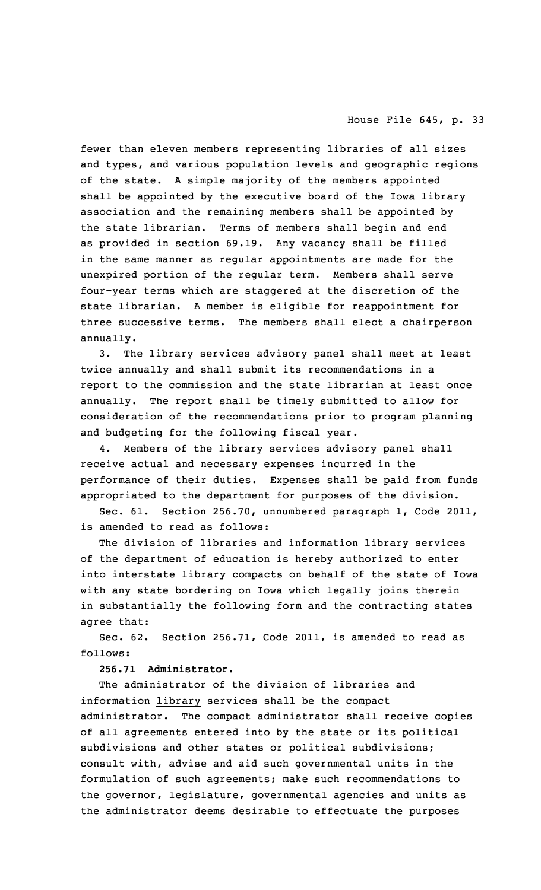fewer than eleven members representing libraries of all sizes and types, and various population levels and geographic regions of the state. A simple majority of the members appointed shall be appointed by the executive board of the Iowa library association and the remaining members shall be appointed by the state librarian. Terms of members shall begin and end as provided in section 69.19. Any vacancy shall be filled in the same manner as regular appointments are made for the unexpired portion of the regular term. Members shall serve four-year terms which are staggered at the discretion of the state librarian. A member is eligible for reappointment for three successive terms. The members shall elect a chairperson annually.

3. The library services advisory panel shall meet at least twice annually and shall submit its recommendations in a report to the commission and the state librarian at least once annually. The report shall be timely submitted to allow for consideration of the recommendations prior to program planning and budgeting for the following fiscal year.

4. Members of the library services advisory panel shall receive actual and necessary expenses incurred in the performance of their duties. Expenses shall be paid from funds appropriated to the department for purposes of the division.

Sec. 61. Section 256.70, unnumbered paragraph 1, Code 2011, is amended to read as follows:

The division of ~~libraries and information~~ library services of the department of education is hereby authorized to enter into interstate library compacts on behalf of the state of Iowa with any state bordering on Iowa which legally joins therein in substantially the following form and the contracting states agree that:

Sec. 62. Section 256.71, Code 2011, is amended to read as follows:

**256.71 Administrator.**

The administrator of the division of ~~libraries and information~~ library services shall be the compact administrator. The compact administrator shall receive copies of all agreements entered into by the state or its political subdivisions and other states or political subdivisions; consult with, advise and aid such governmental units in the formulation of such agreements; make such recommendations to the governor, legislature, governmental agencies and units as the administrator deems desirable to effectuate the purposes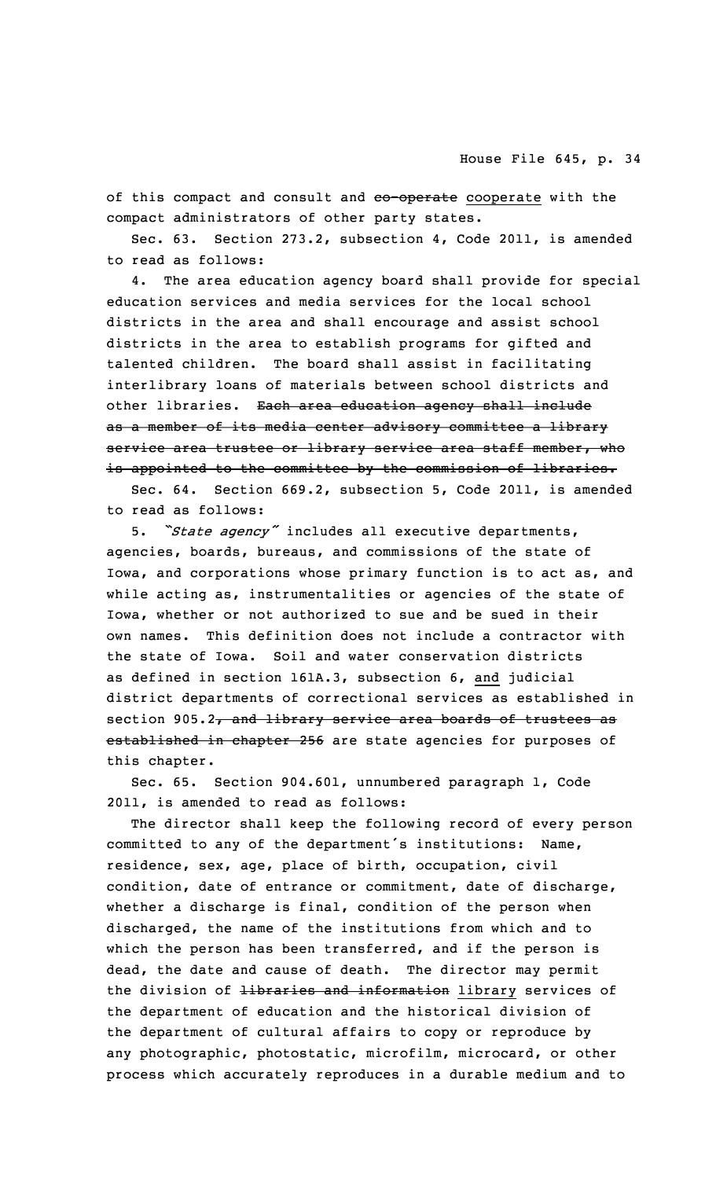of this compact and consult and ~~co-operate~~ cooperate with the compact administrators of other party states.

Sec. 63. Section 273.2, subsection 4, Code 2011, is amended to read as follows:

4. The area education agency board shall provide for special education services and media services for the local school districts in the area and shall encourage and assist school districts in the area to establish programs for gifted and talented children. The board shall assist in facilitating interlibrary loans of materials between school districts and other libraries. ~~Each area education agency shall include as a member of its media center advisory committee a library service area trustee or library service area staff member, who is appointed to the committee by the commission of libraries.~~

Sec. 64. Section 669.2, subsection 5, Code 2011, is amended to read as follows:

5. *"State agency"* includes all executive departments, agencies, boards, bureaus, and commissions of the state of Iowa, and corporations whose primary function is to act as, and while acting as, instrumentalities or agencies of the state of Iowa, whether or not authorized to sue and be sued in their own names. This definition does not include a contractor with the state of Iowa. Soil and water conservation districts as defined in section 161A.3, subsection 6, and judicial district departments of correctional services as established in section 905.2~~, and library service area boards of trustees as established in chapter 256~~ are state agencies for purposes of this chapter.

Sec. 65. Section 904.601, unnumbered paragraph 1, Code 2011, is amended to read as follows:

The director shall keep the following record of every person committed to any of the department's institutions: Name, residence, sex, age, place of birth, occupation, civil condition, date of entrance or commitment, date of discharge, whether a discharge is final, condition of the person when discharged, the name of the institutions from which and to which the person has been transferred, and if the person is dead, the date and cause of death. The director may permit the division of ~~libraries and information~~ library services of the department of education and the historical division of the department of cultural affairs to copy or reproduce by any photographic, photostatic, microfilm, microcard, or other process which accurately reproduces in a durable medium and to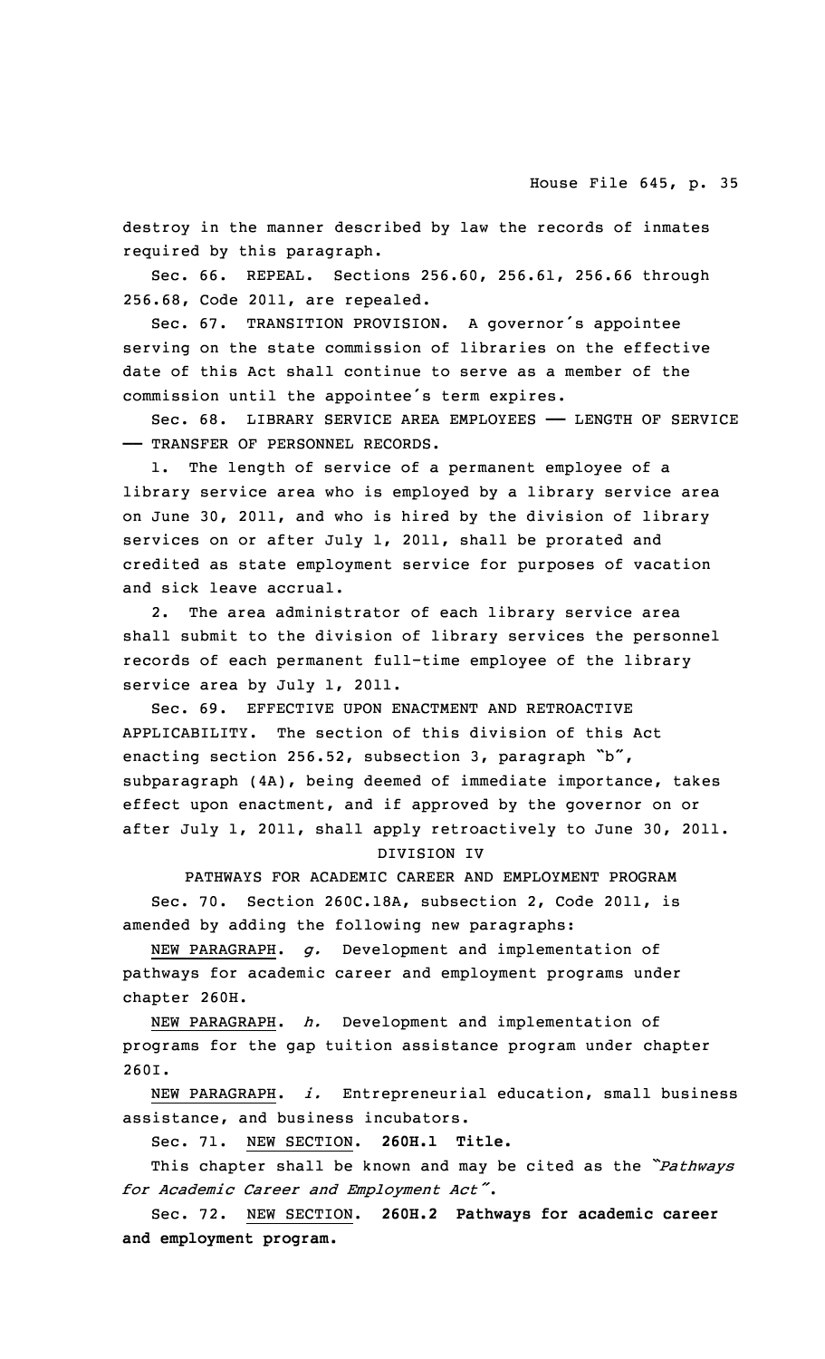destroy in the manner described by law the records of inmates required by this paragraph.

Sec. 66. REPEAL. Sections 256.60, 256.61, 256.66 through 256.68, Code 2011, are repealed.

Sec. 67. TRANSITION PROVISION. A governor's appointee serving on the state commission of libraries on the effective date of this Act shall continue to serve as a member of the commission until the appointee's term expires.

Sec. 68. LIBRARY SERVICE AREA EMPLOYEES —— LENGTH OF SERVICE —— TRANSFER OF PERSONNEL RECORDS.

1. The length of service of a permanent employee of a library service area who is employed by a library service area on June 30, 2011, and who is hired by the division of library services on or after July 1, 2011, shall be prorated and credited as state employment service for purposes of vacation and sick leave accrual.

2. The area administrator of each library service area shall submit to the division of library services the personnel records of each permanent full-time employee of the library service area by July 1, 2011.

Sec. 69. EFFECTIVE UPON ENACTMENT AND RETROACTIVE APPLICABILITY. The section of this division of this Act enacting section 256.52, subsection 3, paragraph "b", subparagraph (4A), being deemed of immediate importance, takes effect upon enactment, and if approved by the governor on or after July 1, 2011, shall apply retroactively to June 30, 2011.

DIVISION IV

PATHWAYS FOR ACADEMIC CAREER AND EMPLOYMENT PROGRAM

Sec. 70. Section 260C.18A, subsection 2, Code 2011, is amended by adding the following new paragraphs:

NEW PARAGRAPH. *g.* Development and implementation of pathways for academic career and employment programs under chapter 260H.

NEW PARAGRAPH. *h.* Development and implementation of programs for the gap tuition assistance program under chapter 260I.

NEW PARAGRAPH. *i.* Entrepreneurial education, small business assistance, and business incubators.

Sec. 71. NEW SECTION. **260H.1 Title.**

This chapter shall be known and may be cited as the "*Pathways for Academic Career and Employment Act*".

Sec. 72. NEW SECTION. **260H.2 Pathways for academic career and employment program.**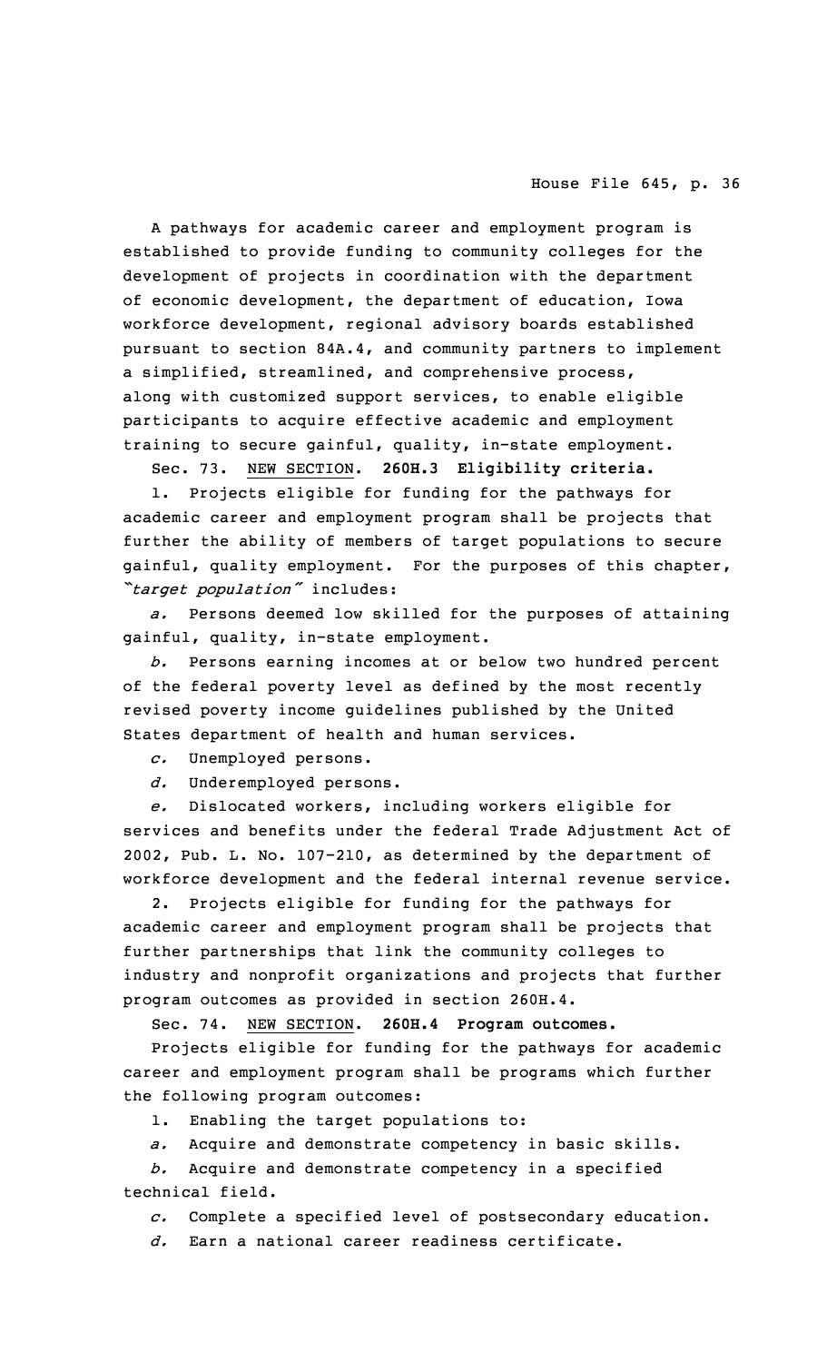A pathways for academic career and employment program is established to provide funding to community colleges for the development of projects in coordination with the department of economic development, the department of education, Iowa workforce development, regional advisory boards established pursuant to section 84A.4, and community partners to implement a simplified, streamlined, and comprehensive process, along with customized support services, to enable eligible participants to acquire effective academic and employment training to secure gainful, quality, in-state employment.

Sec. 73. NEW SECTION. **260H.3 Eligibility criteria.**

1. Projects eligible for funding for the pathways for academic career and employment program shall be projects that further the ability of members of target populations to secure gainful, quality employment. For the purposes of this chapter, *"target population"* includes:

*a.* Persons deemed low skilled for the purposes of attaining gainful, quality, in-state employment.

*b.* Persons earning incomes at or below two hundred percent of the federal poverty level as defined by the most recently revised poverty income guidelines published by the United States department of health and human services.

*c.* Unemployed persons.

*d.* Underemployed persons.

*e.* Dislocated workers, including workers eligible for services and benefits under the federal Trade Adjustment Act of 2002, Pub. L. No. 107-210, as determined by the department of workforce development and the federal internal revenue service.

2. Projects eligible for funding for the pathways for academic career and employment program shall be projects that further partnerships that link the community colleges to industry and nonprofit organizations and projects that further program outcomes as provided in section 260H.4.

Sec. 74. NEW SECTION. **260H.4 Program outcomes.**

Projects eligible for funding for the pathways for academic career and employment program shall be programs which further the following program outcomes:

1. Enabling the target populations to:

*a.* Acquire and demonstrate competency in basic skills.

*b.* Acquire and demonstrate competency in a specified technical field.

*c.* Complete a specified level of postsecondary education.

*d.* Earn a national career readiness certificate.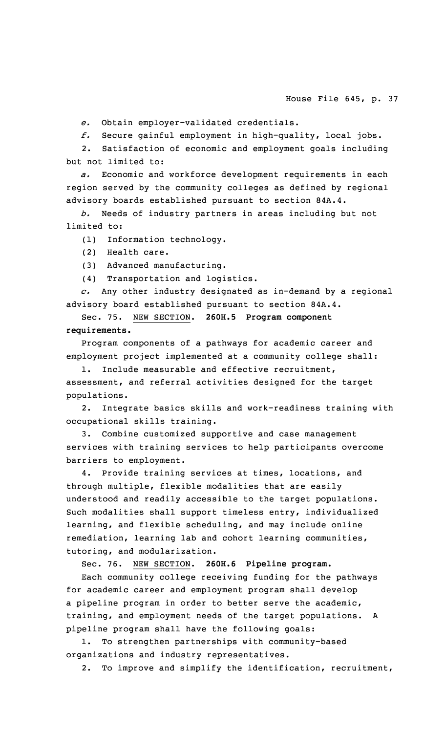*e.* Obtain employer-validated credentials.

*f.* Secure gainful employment in high-quality, local jobs.

2. Satisfaction of economic and employment goals including but not limited to:

*a.* Economic and workforce development requirements in each region served by the community colleges as defined by regional advisory boards established pursuant to section 84A.4.

*b.* Needs of industry partners in areas including but not limited to:

(1) Information technology.

(2) Health care.

(3) Advanced manufacturing.

(4) Transportation and logistics.

*c.* Any other industry designated as in-demand by a regional advisory board established pursuant to section 84A.4.

Sec. 75. NEW SECTION. **260H.5 Program component requirements.**

Program components of a pathways for academic career and employment project implemented at a community college shall:

1. Include measurable and effective recruitment, assessment, and referral activities designed for the target populations.

2. Integrate basics skills and work-readiness training with occupational skills training.

3. Combine customized supportive and case management services with training services to help participants overcome barriers to employment.

4. Provide training services at times, locations, and through multiple, flexible modalities that are easily understood and readily accessible to the target populations. Such modalities shall support timeless entry, individualized learning, and flexible scheduling, and may include online remediation, learning lab and cohort learning communities, tutoring, and modularization.

Sec. 76. NEW SECTION. **260H.6 Pipeline program.**

Each community college receiving funding for the pathways for academic career and employment program shall develop a pipeline program in order to better serve the academic, training, and employment needs of the target populations. A pipeline program shall have the following goals:

1. To strengthen partnerships with community-based organizations and industry representatives.

2. To improve and simplify the identification, recruitment,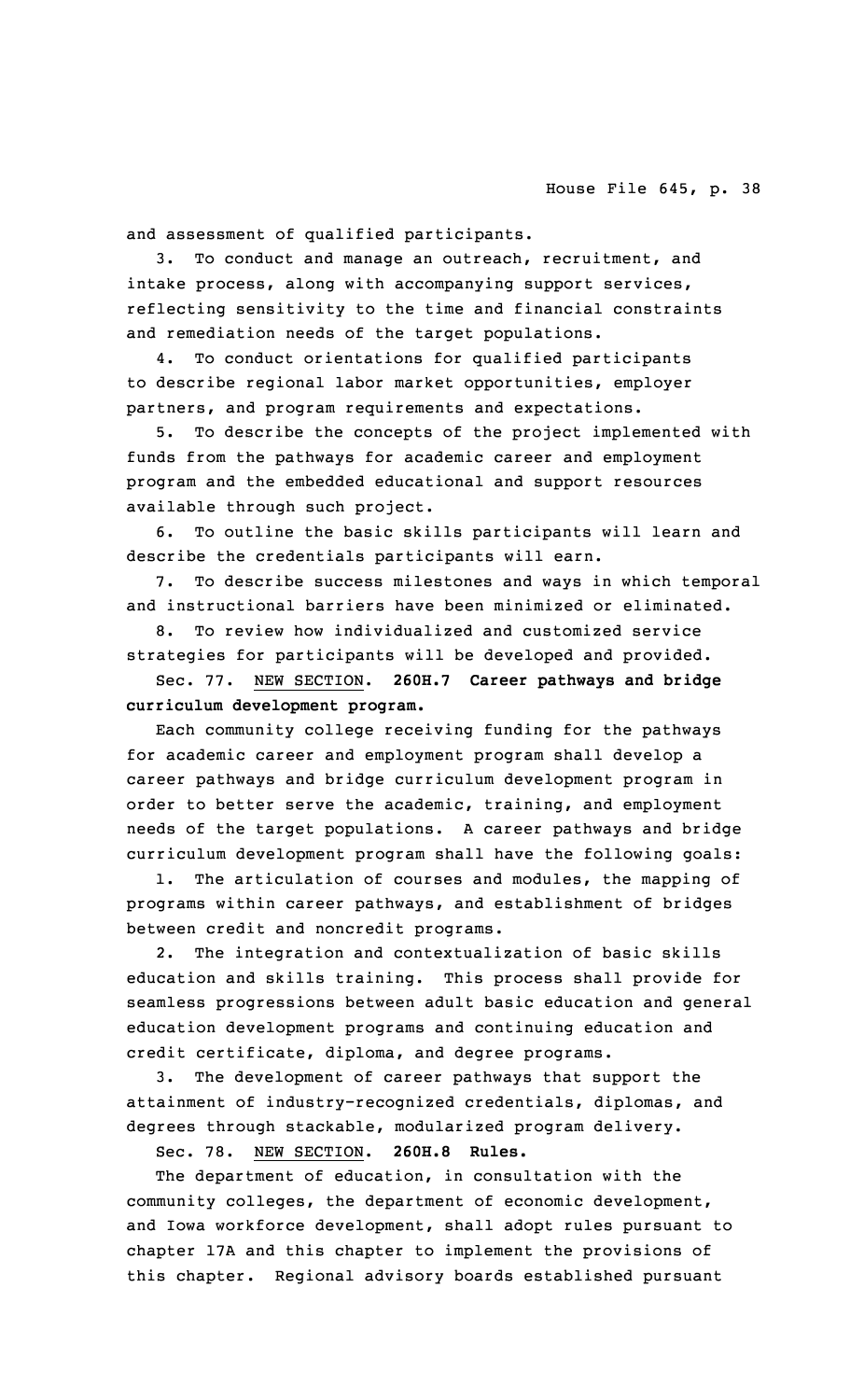and assessment of qualified participants.

3. To conduct and manage an outreach, recruitment, and intake process, along with accompanying support services, reflecting sensitivity to the time and financial constraints and remediation needs of the target populations.

4. To conduct orientations for qualified participants to describe regional labor market opportunities, employer partners, and program requirements and expectations.

5. To describe the concepts of the project implemented with funds from the pathways for academic career and employment program and the embedded educational and support resources available through such project.

6. To outline the basic skills participants will learn and describe the credentials participants will earn.

7. To describe success milestones and ways in which temporal and instructional barriers have been minimized or eliminated.

8. To review how individualized and customized service strategies for participants will be developed and provided.

Sec. 77. NEW SECTION. **260H.7 Career pathways and bridge curriculum development program.**

Each community college receiving funding for the pathways for academic career and employment program shall develop a career pathways and bridge curriculum development program in order to better serve the academic, training, and employment needs of the target populations. A career pathways and bridge curriculum development program shall have the following goals:

1. The articulation of courses and modules, the mapping of programs within career pathways, and establishment of bridges between credit and noncredit programs.

2. The integration and contextualization of basic skills education and skills training. This process shall provide for seamless progressions between adult basic education and general education development programs and continuing education and credit certificate, diploma, and degree programs.

3. The development of career pathways that support the attainment of industry-recognized credentials, diplomas, and degrees through stackable, modularized program delivery.

Sec. 78. NEW SECTION. **260H.8 Rules.**

The department of education, in consultation with the community colleges, the department of economic development, and Iowa workforce development, shall adopt rules pursuant to chapter 17A and this chapter to implement the provisions of this chapter. Regional advisory boards established pursuant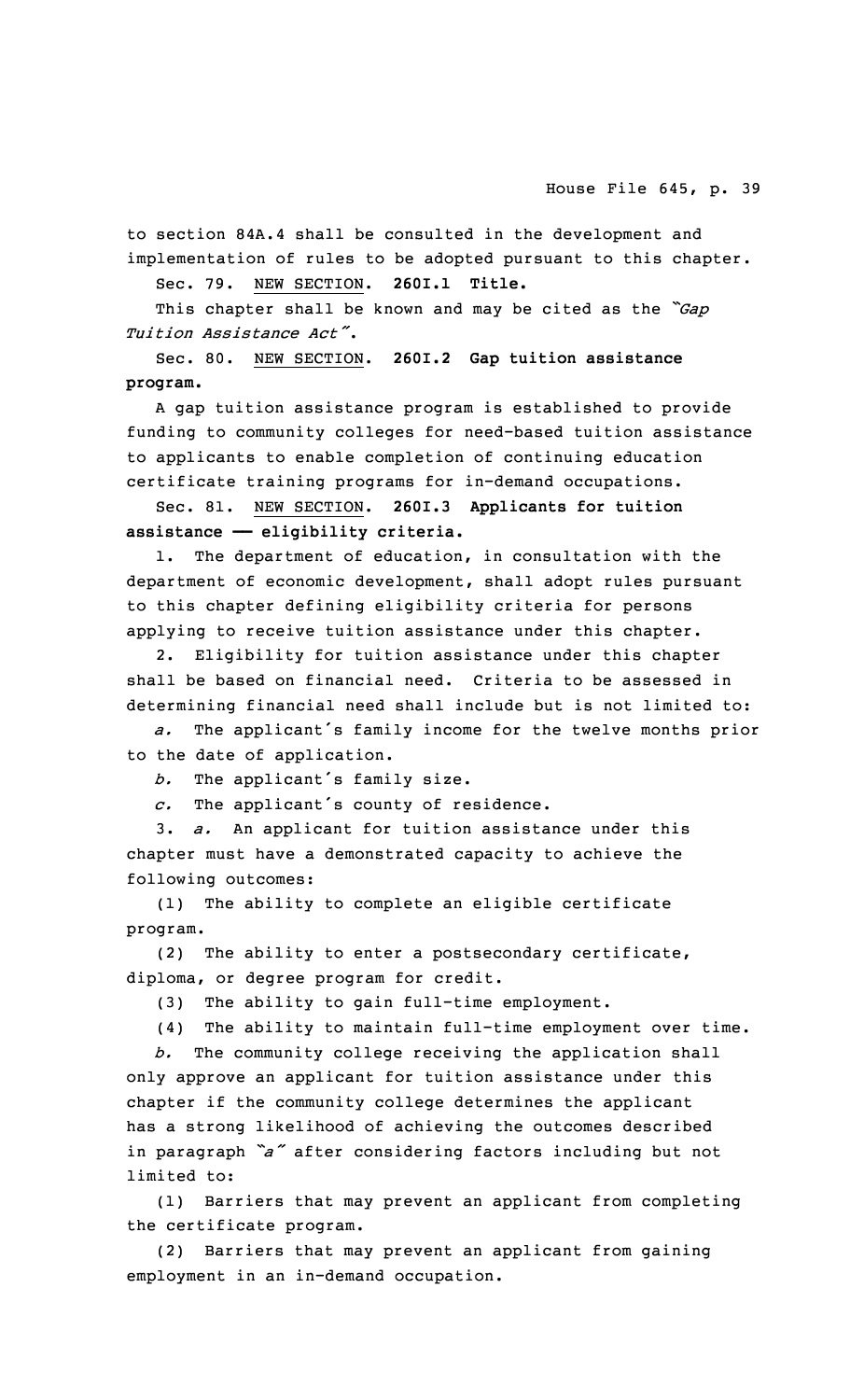to section 84A.4 shall be consulted in the development and implementation of rules to be adopted pursuant to this chapter.

Sec. 79. NEW SECTION. **260I.1 Title.**

This chapter shall be known and may be cited as the *"Gap Tuition Assistance Act"*.

Sec. 80. NEW SECTION. **260I.2 Gap tuition assistance program.**

A gap tuition assistance program is established to provide funding to community colleges for need-based tuition assistance to applicants to enable completion of continuing education certificate training programs for in-demand occupations.

Sec. 81. NEW SECTION. **260I.3 Applicants for tuition assistance —— eligibility criteria.**

1. The department of education, in consultation with the department of economic development, shall adopt rules pursuant to this chapter defining eligibility criteria for persons applying to receive tuition assistance under this chapter.

2. Eligibility for tuition assistance under this chapter shall be based on financial need. Criteria to be assessed in determining financial need shall include but is not limited to:

*a.* The applicant's family income for the twelve months prior to the date of application.

*b.* The applicant's family size.

*c.* The applicant's county of residence.

3. *a.* An applicant for tuition assistance under this chapter must have a demonstrated capacity to achieve the following outcomes:

(1) The ability to complete an eligible certificate program.

(2) The ability to enter a postsecondary certificate, diploma, or degree program for credit.

(3) The ability to gain full-time employment.

(4) The ability to maintain full-time employment over time.

*b.* The community college receiving the application shall only approve an applicant for tuition assistance under this chapter if the community college determines the applicant has a strong likelihood of achieving the outcomes described in paragraph *"a"* after considering factors including but not limited to:

(1) Barriers that may prevent an applicant from completing the certificate program.

(2) Barriers that may prevent an applicant from gaining employment in an in-demand occupation.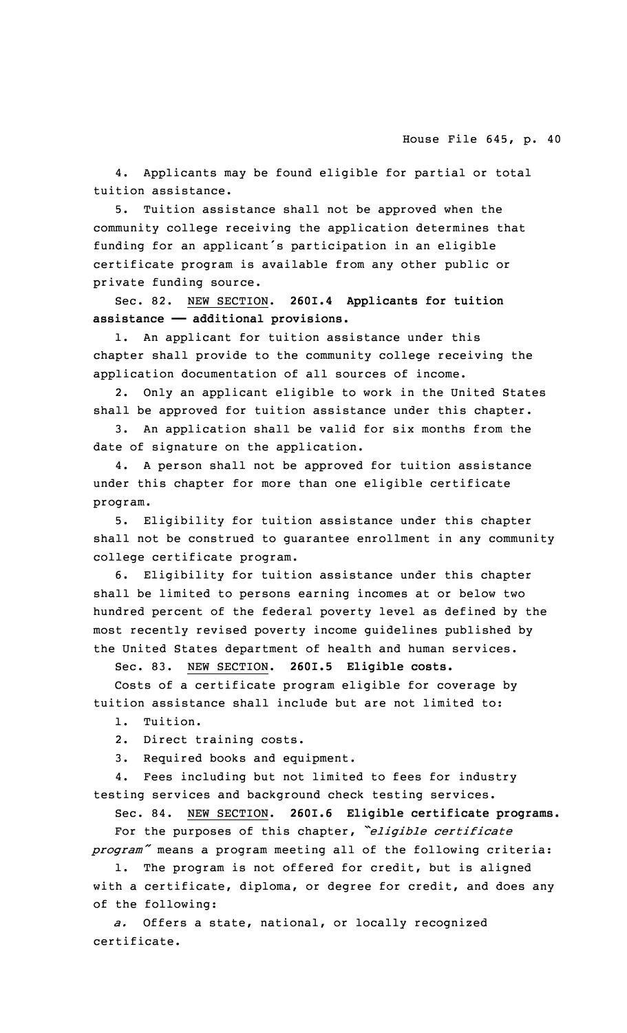4. Applicants may be found eligible for partial or total tuition assistance.

5. Tuition assistance shall not be approved when the community college receiving the application determines that funding for an applicant's participation in an eligible certificate program is available from any other public or private funding source.

Sec. 82. NEW SECTION. **260I.4 Applicants for tuition assistance —— additional provisions.**

1. An applicant for tuition assistance under this chapter shall provide to the community college receiving the application documentation of all sources of income.

2. Only an applicant eligible to work in the United States shall be approved for tuition assistance under this chapter.

3. An application shall be valid for six months from the date of signature on the application.

4. A person shall not be approved for tuition assistance under this chapter for more than one eligible certificate program.

5. Eligibility for tuition assistance under this chapter shall not be construed to guarantee enrollment in any community college certificate program.

6. Eligibility for tuition assistance under this chapter shall be limited to persons earning incomes at or below two hundred percent of the federal poverty level as defined by the most recently revised poverty income guidelines published by the United States department of health and human services.

Sec. 83. NEW SECTION. **260I.5 Eligible costs.**

Costs of a certificate program eligible for coverage by tuition assistance shall include but are not limited to:

1. Tuition.

2. Direct training costs.

3. Required books and equipment.

4. Fees including but not limited to fees for industry testing services and background check testing services.

Sec. 84. NEW SECTION. **260I.6 Eligible certificate programs.**

For the purposes of this chapter, *"eligible certificate program"* means a program meeting all of the following criteria:

1. The program is not offered for credit, but is aligned with a certificate, diploma, or degree for credit, and does any of the following:

*a.* Offers a state, national, or locally recognized certificate.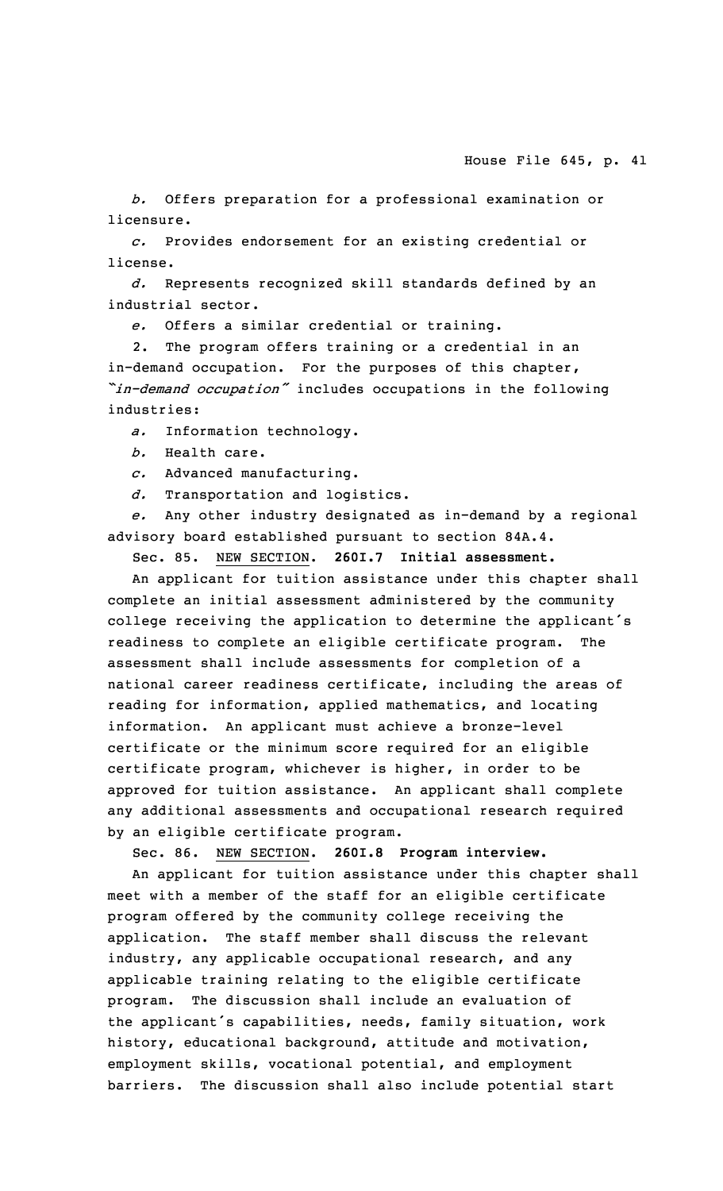*b.* Offers preparation for a professional examination or licensure.

*c.* Provides endorsement for an existing credential or license.

*d.* Represents recognized skill standards defined by an industrial sector.

*e.* Offers a similar credential or training.

2. The program offers training or a credential in an in-demand occupation. For the purposes of this chapter, *"in-demand occupation"* includes occupations in the following industries:

*a.* Information technology.

*b.* Health care.

*c.* Advanced manufacturing.

*d.* Transportation and logistics.

*e.* Any other industry designated as in-demand by a regional advisory board established pursuant to section 84A.4.

Sec. 85. NEW SECTION. **260I.7 Initial assessment.**

An applicant for tuition assistance under this chapter shall complete an initial assessment administered by the community college receiving the application to determine the applicant's readiness to complete an eligible certificate program. The assessment shall include assessments for completion of a national career readiness certificate, including the areas of reading for information, applied mathematics, and locating information. An applicant must achieve a bronze-level certificate or the minimum score required for an eligible certificate program, whichever is higher, in order to be approved for tuition assistance. An applicant shall complete any additional assessments and occupational research required by an eligible certificate program.

Sec. 86. NEW SECTION. **260I.8 Program interview.**

An applicant for tuition assistance under this chapter shall meet with a member of the staff for an eligible certificate program offered by the community college receiving the application. The staff member shall discuss the relevant industry, any applicable occupational research, and any applicable training relating to the eligible certificate program. The discussion shall include an evaluation of the applicant's capabilities, needs, family situation, work history, educational background, attitude and motivation, employment skills, vocational potential, and employment barriers. The discussion shall also include potential start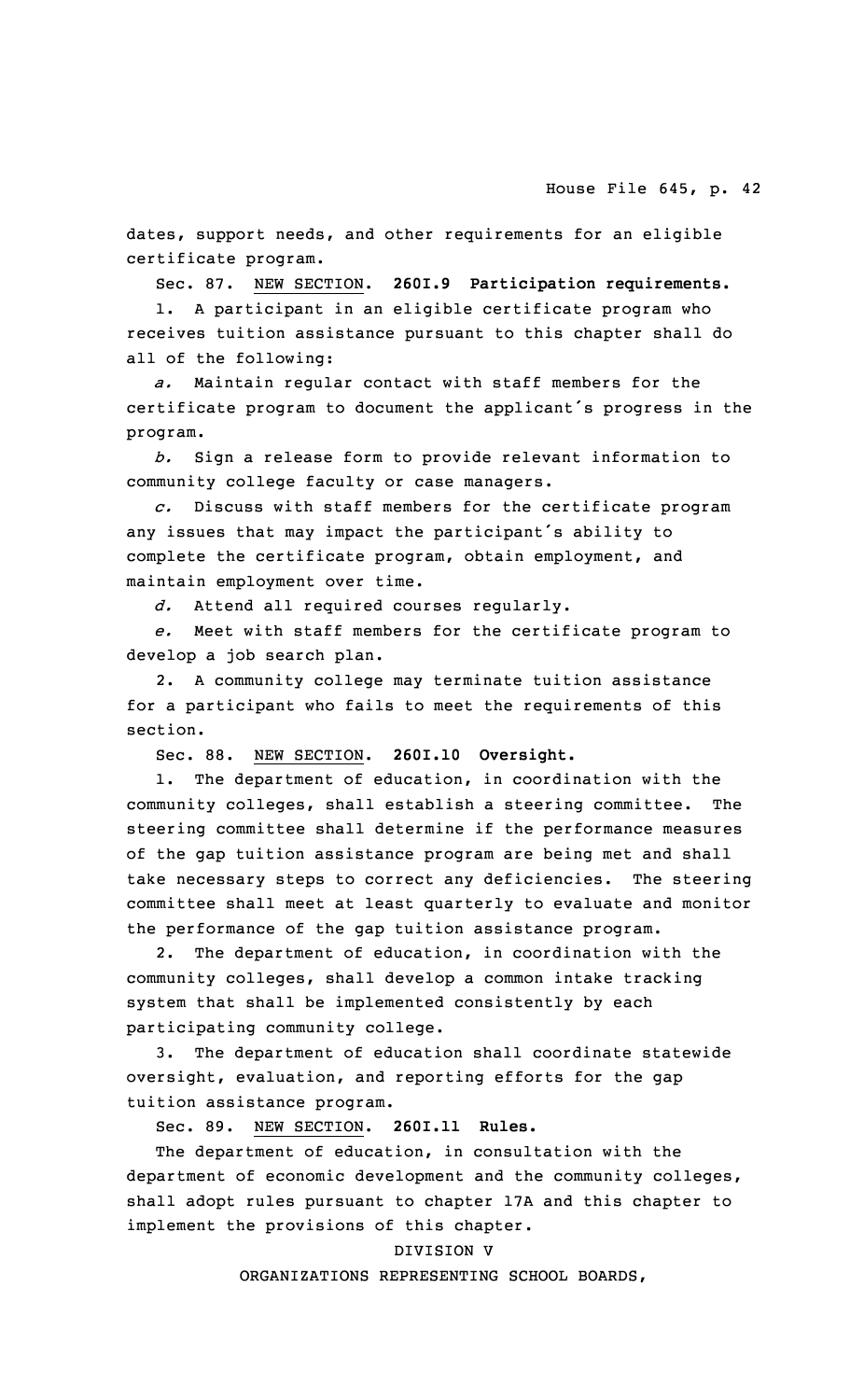dates, support needs, and other requirements for an eligible certificate program.

Sec. 87. NEW SECTION. **260I.9 Participation requirements.**

1. A participant in an eligible certificate program who receives tuition assistance pursuant to this chapter shall do all of the following:

*a.* Maintain regular contact with staff members for the certificate program to document the applicant's progress in the program.

*b.* Sign a release form to provide relevant information to community college faculty or case managers.

*c.* Discuss with staff members for the certificate program any issues that may impact the participant's ability to complete the certificate program, obtain employment, and maintain employment over time.

*d.* Attend all required courses regularly.

*e.* Meet with staff members for the certificate program to develop a job search plan.

2. A community college may terminate tuition assistance for a participant who fails to meet the requirements of this section.

Sec. 88. NEW SECTION. **260I.10 Oversight.**

1. The department of education, in coordination with the community colleges, shall establish a steering committee. The steering committee shall determine if the performance measures of the gap tuition assistance program are being met and shall take necessary steps to correct any deficiencies. The steering committee shall meet at least quarterly to evaluate and monitor the performance of the gap tuition assistance program.

2. The department of education, in coordination with the community colleges, shall develop a common intake tracking system that shall be implemented consistently by each participating community college.

3. The department of education shall coordinate statewide oversight, evaluation, and reporting efforts for the gap tuition assistance program.

Sec. 89. NEW SECTION. **260I.11 Rules.**

The department of education, in consultation with the department of economic development and the community colleges, shall adopt rules pursuant to chapter 17A and this chapter to implement the provisions of this chapter.

DIVISION V

ORGANIZATIONS REPRESENTING SCHOOL BOARDS,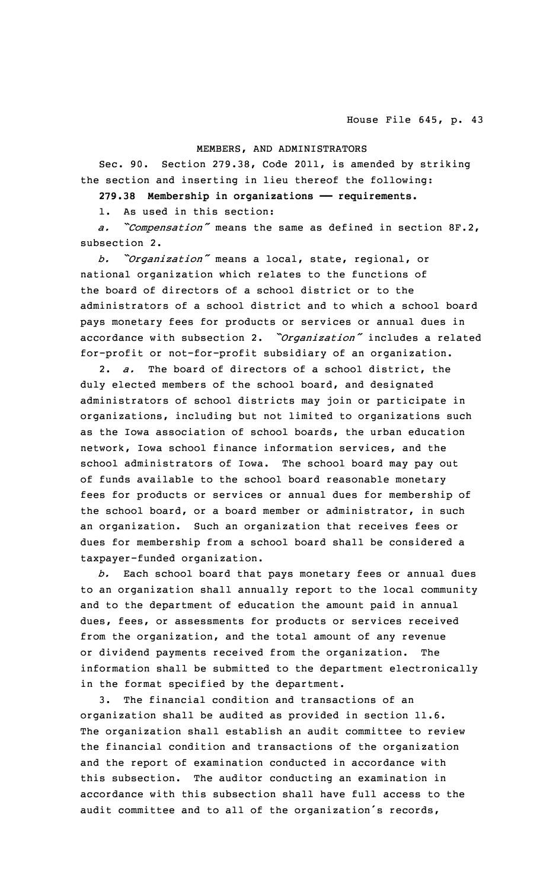MEMBERS, AND ADMINISTRATORS

Sec. 90. Section 279.38, Code 2011, is amended by striking the section and inserting in lieu thereof the following:

**279.38 Membership in organizations —— requirements.**

1. As used in this section:

*a. "Compensation"* means the same as defined in section 8F.2, subsection 2.

*b. "Organization"* means a local, state, regional, or national organization which relates to the functions of the board of directors of a school district or to the administrators of a school district and to which a school board pays monetary fees for products or services or annual dues in accordance with subsection 2. *"Organization"* includes a related for-profit or not-for-profit subsidiary of an organization.

2. *a.* The board of directors of a school district, the duly elected members of the school board, and designated administrators of school districts may join or participate in organizations, including but not limited to organizations such as the Iowa association of school boards, the urban education network, Iowa school finance information services, and the school administrators of Iowa. The school board may pay out of funds available to the school board reasonable monetary fees for products or services or annual dues for membership of the school board, or a board member or administrator, in such an organization. Such an organization that receives fees or dues for membership from a school board shall be considered a taxpayer-funded organization.

*b.* Each school board that pays monetary fees or annual dues to an organization shall annually report to the local community and to the department of education the amount paid in annual dues, fees, or assessments for products or services received from the organization, and the total amount of any revenue or dividend payments received from the organization. The information shall be submitted to the department electronically in the format specified by the department.

3. The financial condition and transactions of an organization shall be audited as provided in section 11.6. The organization shall establish an audit committee to review the financial condition and transactions of the organization and the report of examination conducted in accordance with this subsection. The auditor conducting an examination in accordance with this subsection shall have full access to the audit committee and to all of the organization's records,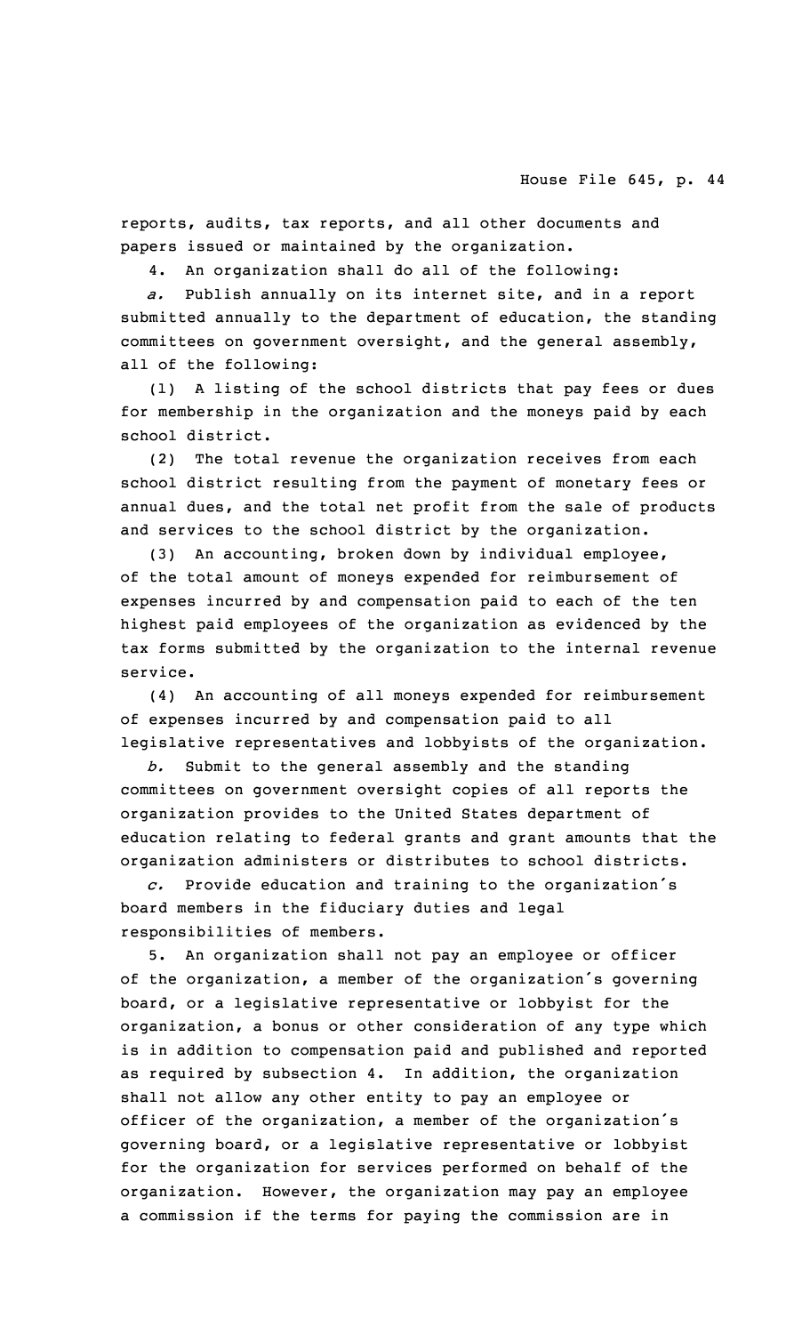reports, audits, tax reports, and all other documents and papers issued or maintained by the organization.

4. An organization shall do all of the following:

*a.* Publish annually on its internet site, and in a report submitted annually to the department of education, the standing committees on government oversight, and the general assembly, all of the following:

(1) A listing of the school districts that pay fees or dues for membership in the organization and the moneys paid by each school district.

(2) The total revenue the organization receives from each school district resulting from the payment of monetary fees or annual dues, and the total net profit from the sale of products and services to the school district by the organization.

(3) An accounting, broken down by individual employee, of the total amount of moneys expended for reimbursement of expenses incurred by and compensation paid to each of the ten highest paid employees of the organization as evidenced by the tax forms submitted by the organization to the internal revenue service.

(4) An accounting of all moneys expended for reimbursement of expenses incurred by and compensation paid to all legislative representatives and lobbyists of the organization.

*b.* Submit to the general assembly and the standing committees on government oversight copies of all reports the organization provides to the United States department of education relating to federal grants and grant amounts that the organization administers or distributes to school districts.

*c.* Provide education and training to the organization's board members in the fiduciary duties and legal responsibilities of members.

5. An organization shall not pay an employee or officer of the organization, a member of the organization's governing board, or a legislative representative or lobbyist for the organization, a bonus or other consideration of any type which is in addition to compensation paid and published and reported as required by subsection 4. In addition, the organization shall not allow any other entity to pay an employee or officer of the organization, a member of the organization's governing board, or a legislative representative or lobbyist for the organization for services performed on behalf of the organization. However, the organization may pay an employee a commission if the terms for paying the commission are in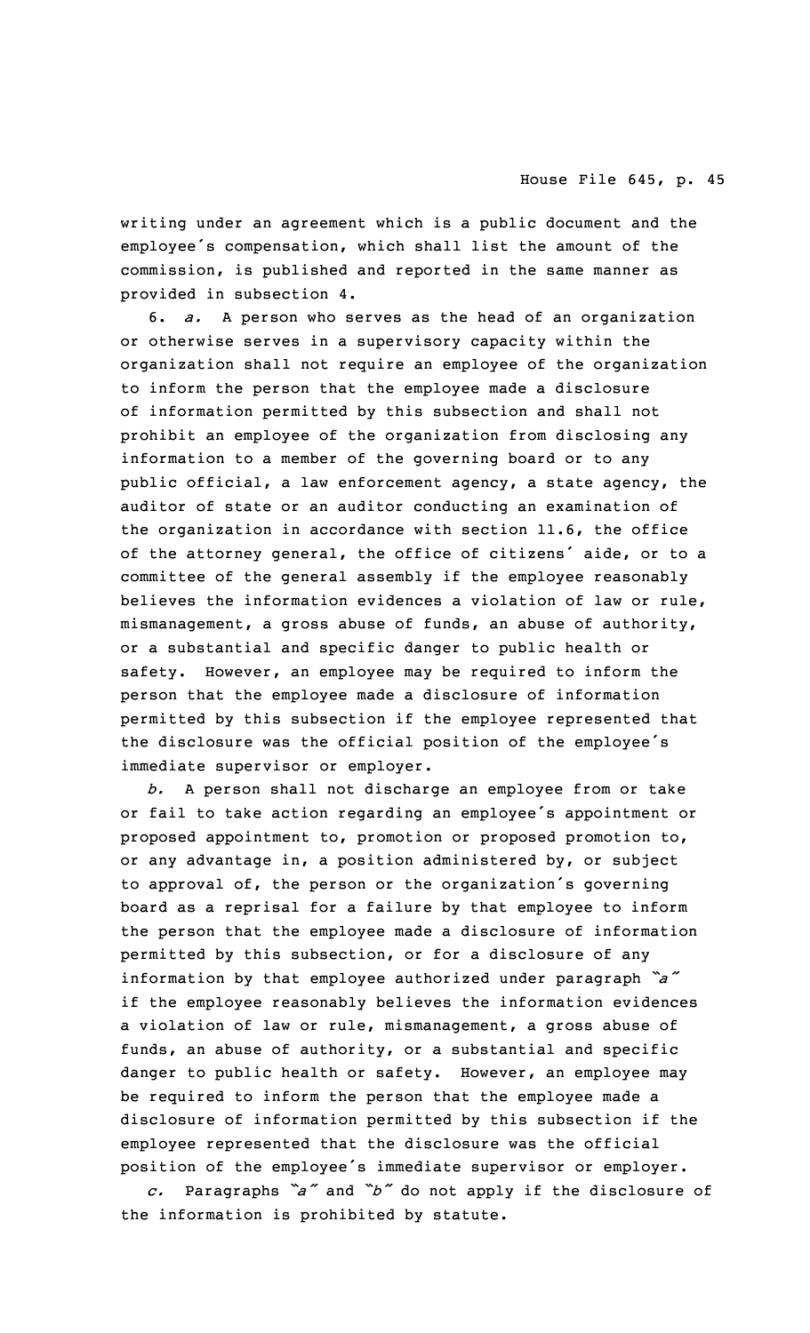writing under an agreement which is a public document and the employee's compensation, which shall list the amount of the commission, is published and reported in the same manner as provided in subsection 4.

6. *a.* A person who serves as the head of an organization or otherwise serves in a supervisory capacity within the organization shall not require an employee of the organization to inform the person that the employee made a disclosure of information permitted by this subsection and shall not prohibit an employee of the organization from disclosing any information to a member of the governing board or to any public official, a law enforcement agency, a state agency, the auditor of state or an auditor conducting an examination of the organization in accordance with section 11.6, the office of the attorney general, the office of citizens' aide, or to a committee of the general assembly if the employee reasonably believes the information evidences a violation of law or rule, mismanagement, a gross abuse of funds, an abuse of authority, or a substantial and specific danger to public health or safety. However, an employee may be required to inform the person that the employee made a disclosure of information permitted by this subsection if the employee represented that the disclosure was the official position of the employee's immediate supervisor or employer.

*b.* A person shall not discharge an employee from or take or fail to take action regarding an employee's appointment or proposed appointment to, promotion or proposed promotion to, or any advantage in, a position administered by, or subject to approval of, the person or the organization's governing board as a reprisal for a failure by that employee to inform the person that the employee made a disclosure of information permitted by this subsection, or for a disclosure of any information by that employee authorized under paragraph *"a"* if the employee reasonably believes the information evidences a violation of law or rule, mismanagement, a gross abuse of funds, an abuse of authority, or a substantial and specific danger to public health or safety. However, an employee may be required to inform the person that the employee made a disclosure of information permitted by this subsection if the employee represented that the disclosure was the official position of the employee's immediate supervisor or employer.

*c.* Paragraphs *"a"* and *"b"* do not apply if the disclosure of the information is prohibited by statute.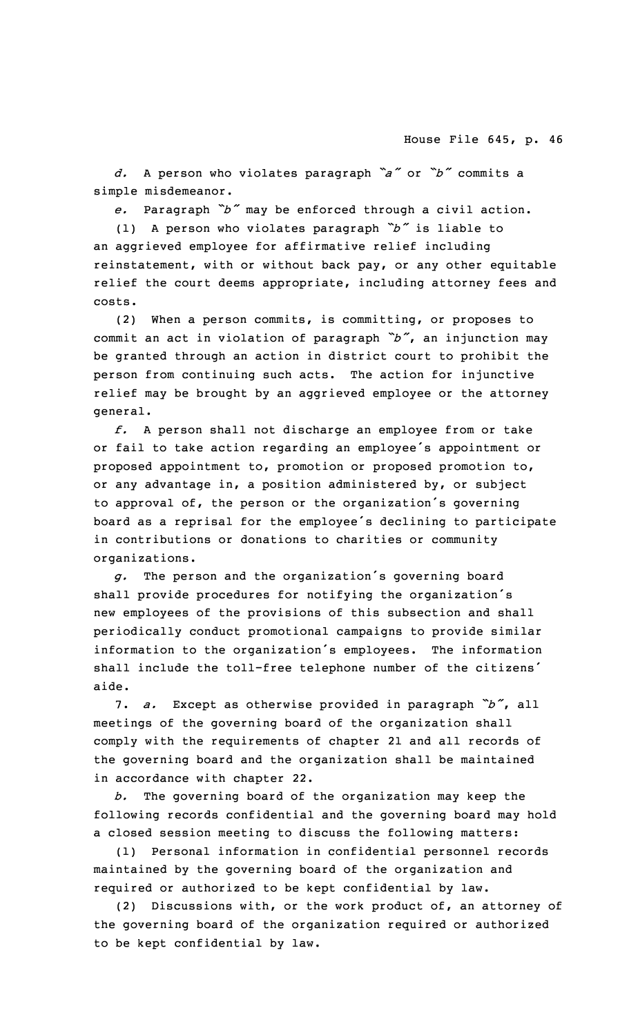*d.* A person who violates paragraph "*a*" or "*b*" commits a simple misdemeanor.

*e.* Paragraph "*b*" may be enforced through a civil action.

(1) A person who violates paragraph "*b*" is liable to an aggrieved employee for affirmative relief including reinstatement, with or without back pay, or any other equitable relief the court deems appropriate, including attorney fees and costs.

(2) When a person commits, is committing, or proposes to commit an act in violation of paragraph "*b*", an injunction may be granted through an action in district court to prohibit the person from continuing such acts. The action for injunctive relief may be brought by an aggrieved employee or the attorney general.

*f.* A person shall not discharge an employee from or take or fail to take action regarding an employee's appointment or proposed appointment to, promotion or proposed promotion to, or any advantage in, a position administered by, or subject to approval of, the person or the organization's governing board as a reprisal for the employee's declining to participate in contributions or donations to charities or community organizations.

*g.* The person and the organization's governing board shall provide procedures for notifying the organization's new employees of the provisions of this subsection and shall periodically conduct promotional campaigns to provide similar information to the organization's employees. The information shall include the toll-free telephone number of the citizens' aide.

7. *a.* Except as otherwise provided in paragraph "*b*", all meetings of the governing board of the organization shall comply with the requirements of chapter 21 and all records of the governing board and the organization shall be maintained in accordance with chapter 22.

*b.* The governing board of the organization may keep the following records confidential and the governing board may hold a closed session meeting to discuss the following matters:

(1) Personal information in confidential personnel records maintained by the governing board of the organization and required or authorized to be kept confidential by law.

(2) Discussions with, or the work product of, an attorney of the governing board of the organization required or authorized to be kept confidential by law.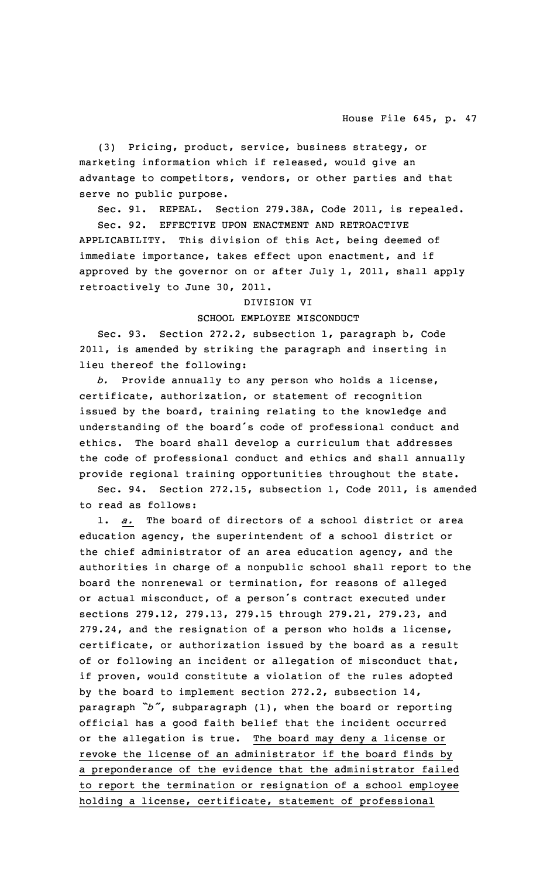(3) Pricing, product, service, business strategy, or marketing information which if released, would give an advantage to competitors, vendors, or other parties and that serve no public purpose.

Sec. 91. REPEAL. Section 279.38A, Code 2011, is repealed.

Sec. 92. EFFECTIVE UPON ENACTMENT AND RETROACTIVE APPLICABILITY. This division of this Act, being deemed of immediate importance, takes effect upon enactment, and if approved by the governor on or after July 1, 2011, shall apply retroactively to June 30, 2011.

DIVISION VI

SCHOOL EMPLOYEE MISCONDUCT

Sec. 93. Section 272.2, subsection 1, paragraph b, Code 2011, is amended by striking the paragraph and inserting in lieu thereof the following:

*b.* Provide annually to any person who holds a license, certificate, authorization, or statement of recognition issued by the board, training relating to the knowledge and understanding of the board's code of professional conduct and ethics. The board shall develop a curriculum that addresses the code of professional conduct and ethics and shall annually provide regional training opportunities throughout the state.

Sec. 94. Section 272.15, subsection 1, Code 2011, is amended to read as follows:

1. *a.* The board of directors of a school district or area education agency, the superintendent of a school district or the chief administrator of an area education agency, and the authorities in charge of a nonpublic school shall report to the board the nonrenewal or termination, for reasons of alleged or actual misconduct, of a person's contract executed under sections 279.12, 279.13, 279.15 through 279.21, 279.23, and 279.24, and the resignation of a person who holds a license, certificate, or authorization issued by the board as a result of or following an incident or allegation of misconduct that, if proven, would constitute a violation of the rules adopted by the board to implement section 272.2, subsection 14, paragraph "*b*", subparagraph (1), when the board or reporting official has a good faith belief that the incident occurred or the allegation is true. The board may deny a license or revoke the license of an administrator if the board finds by a preponderance of the evidence that the administrator failed to report the termination or resignation of a school employee holding a license, certificate, statement of professional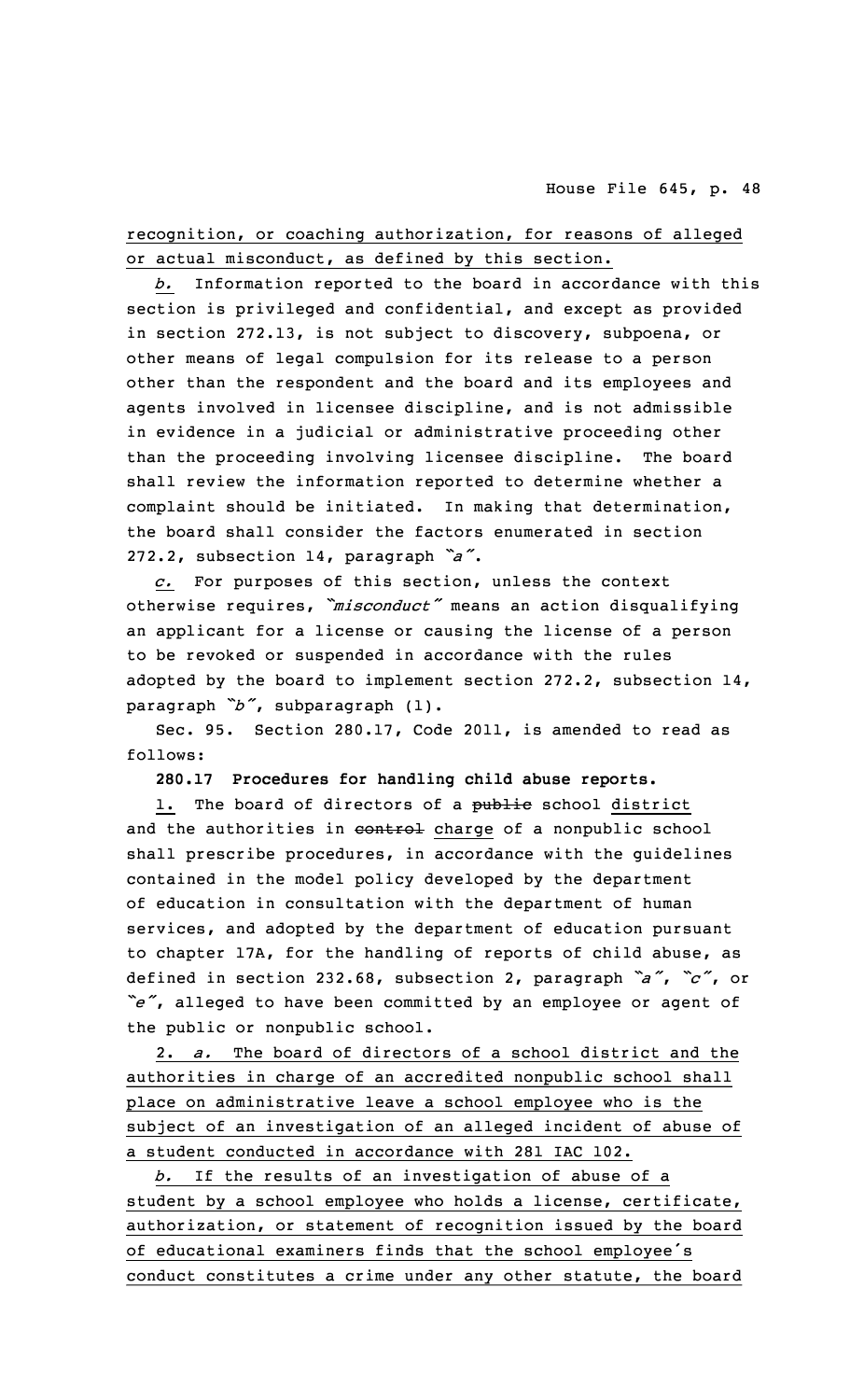recognition, or coaching authorization, for reasons of alleged or actual misconduct, as defined by this section.

*b.* Information reported to the board in accordance with this section is privileged and confidential, and except as provided in section 272.13, is not subject to discovery, subpoena, or other means of legal compulsion for its release to a person other than the respondent and the board and its employees and agents involved in licensee discipline, and is not admissible in evidence in a judicial or administrative proceeding other than the proceeding involving licensee discipline. The board shall review the information reported to determine whether a complaint should be initiated. In making that determination, the board shall consider the factors enumerated in section 272.2, subsection 14, paragraph *"a"*.

*c.* For purposes of this section, unless the context otherwise requires, *"misconduct"* means an action disqualifying an applicant for a license or causing the license of a person to be revoked or suspended in accordance with the rules adopted by the board to implement section 272.2, subsection 14, paragraph *"b"*, subparagraph (1).

Sec. 95. Section 280.17, Code 2011, is amended to read as follows:

**280.17 Procedures for handling child abuse reports.**

1. The board of directors of a ~~public~~ school district and the authorities in ~~control~~ charge of a nonpublic school shall prescribe procedures, in accordance with the guidelines contained in the model policy developed by the department of education in consultation with the department of human services, and adopted by the department of education pursuant to chapter 17A, for the handling of reports of child abuse, as defined in section 232.68, subsection 2, paragraph *"a"*, *"c"*, or *"e"*, alleged to have been committed by an employee or agent of the public or nonpublic school.

2. *a.* The board of directors of a school district and the authorities in charge of an accredited nonpublic school shall place on administrative leave a school employee who is the subject of an investigation of an alleged incident of abuse of a student conducted in accordance with 281 IAC 102.

*b.* If the results of an investigation of abuse of a student by a school employee who holds a license, certificate, authorization, or statement of recognition issued by the board of educational examiners finds that the school employee's conduct constitutes a crime under any other statute, the board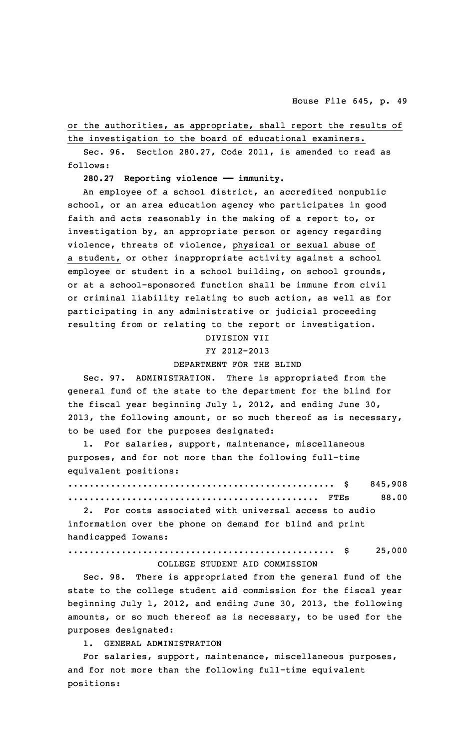or the authorities, as appropriate, shall report the results of the investigation to the board of educational examiners.

Sec. 96. Section 280.27, Code 2011, is amended to read as follows:

**280.27 Reporting violence —— immunity.**

An employee of a school district, an accredited nonpublic school, or an area education agency who participates in good faith and acts reasonably in the making of a report to, or investigation by, an appropriate person or agency regarding violence, threats of violence, physical or sexual abuse of a student, or other inappropriate activity against a school employee or student in a school building, on school grounds, or at a school-sponsored function shall be immune from civil or criminal liability relating to such action, as well as for participating in any administrative or judicial proceeding resulting from or relating to the report or investigation.

DIVISION VII

FY 2012-2013

DEPARTMENT FOR THE BLIND

Sec. 97. ADMINISTRATION. There is appropriated from the general fund of the state to the department for the blind for the fiscal year beginning July 1, 2012, and ending June 30, 2013, the following amount, or so much thereof as is necessary, to be used for the purposes designated:

1. For salaries, support, maintenance, miscellaneous purposes, and for not more than the following full-time equivalent positions:

.................................................. $ 845,908
............................................... FTEs 88.00

2. For costs associated with universal access to audio information over the phone on demand for blind and print handicapped Iowans:

.................................................. $ 25,000

COLLEGE STUDENT AID COMMISSION

Sec. 98. There is appropriated from the general fund of the state to the college student aid commission for the fiscal year beginning July 1, 2012, and ending June 30, 2013, the following amounts, or so much thereof as is necessary, to be used for the purposes designated:

1. GENERAL ADMINISTRATION

For salaries, support, maintenance, miscellaneous purposes, and for not more than the following full-time equivalent positions: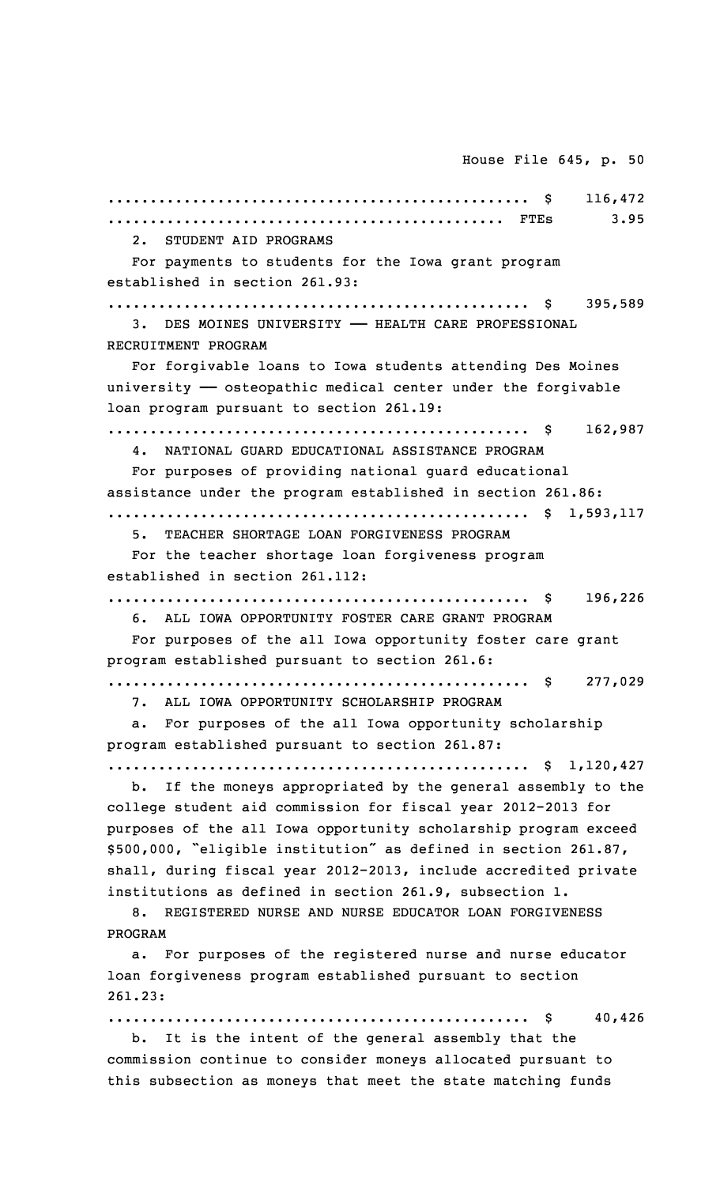.................................................. $ 116,472
............................................... FTEs 3.95

2. STUDENT AID PROGRAMS

For payments to students for the Iowa grant program established in section 261.93:

.................................................. $ 395,589

3. DES MOINES UNIVERSITY —— HEALTH CARE PROFESSIONAL RECRUITMENT PROGRAM

For forgivable loans to Iowa students attending Des Moines university —— osteopathic medical center under the forgivable loan program pursuant to section 261.19:

.................................................. $ 162,987

4. NATIONAL GUARD EDUCATIONAL ASSISTANCE PROGRAM

For purposes of providing national guard educational assistance under the program established in section 261.86:

.................................................. $ 1,593,117

5. TEACHER SHORTAGE LOAN FORGIVENESS PROGRAM

For the teacher shortage loan forgiveness program established in section 261.112:

.................................................. $ 196,226

6. ALL IOWA OPPORTUNITY FOSTER CARE GRANT PROGRAM

For purposes of the all Iowa opportunity foster care grant program established pursuant to section 261.6:

.................................................. $ 277,029

7. ALL IOWA OPPORTUNITY SCHOLARSHIP PROGRAM

a. For purposes of the all Iowa opportunity scholarship program established pursuant to section 261.87:

.................................................. $ 1,120,427

b. If the moneys appropriated by the general assembly to the college student aid commission for fiscal year 2012-2013 for purposes of the all Iowa opportunity scholarship program exceed $500,000, "eligible institution" as defined in section 261.87, shall, during fiscal year 2012-2013, include accredited private institutions as defined in section 261.9, subsection 1.

8. REGISTERED NURSE AND NURSE EDUCATOR LOAN FORGIVENESS PROGRAM

a. For purposes of the registered nurse and nurse educator loan forgiveness program established pursuant to section 261.23:

.................................................. $ 40,426

b. It is the intent of the general assembly that the commission continue to consider moneys allocated pursuant to this subsection as moneys that meet the state matching funds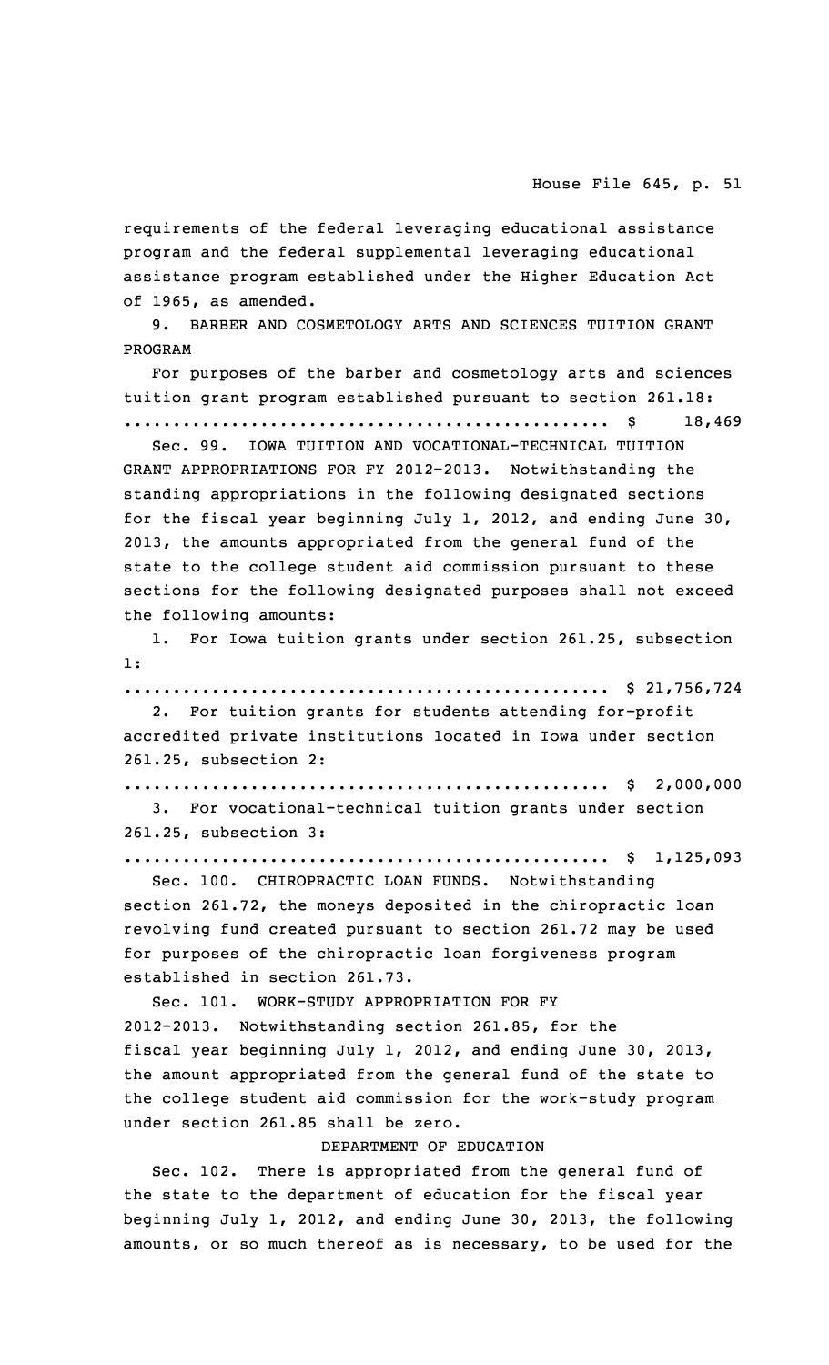requirements of the federal leveraging educational assistance program and the federal supplemental leveraging educational assistance program established under the Higher Education Act of 1965, as amended.

9. BARBER AND COSMETOLOGY ARTS AND SCIENCES TUITION GRANT PROGRAM

For purposes of the barber and cosmetology arts and sciences tuition grant program established pursuant to section 261.18:

.................................................. $ 18,469

Sec. 99. IOWA TUITION AND VOCATIONAL-TECHNICAL TUITION GRANT APPROPRIATIONS FOR FY 2012-2013. Notwithstanding the standing appropriations in the following designated sections for the fiscal year beginning July 1, 2012, and ending June 30, 2013, the amounts appropriated from the general fund of the state to the college student aid commission pursuant to these sections for the following designated purposes shall not exceed the following amounts:

1. For Iowa tuition grants under section 261.25, subsection 1:

.................................................. $ 21,756,724

2. For tuition grants for students attending for-profit accredited private institutions located in Iowa under section 261.25, subsection 2:

.................................................. $ 2,000,000

3. For vocational-technical tuition grants under section 261.25, subsection 3:

.................................................. $ 1,125,093

Sec. 100. CHIROPRACTIC LOAN FUNDS. Notwithstanding section 261.72, the moneys deposited in the chiropractic loan revolving fund created pursuant to section 261.72 may be used for purposes of the chiropractic loan forgiveness program established in section 261.73.

Sec. 101. WORK-STUDY APPROPRIATION FOR FY 2012-2013. Notwithstanding section 261.85, for the fiscal year beginning July 1, 2012, and ending June 30, 2013, the amount appropriated from the general fund of the state to the college student aid commission for the work-study program under section 261.85 shall be zero.

DEPARTMENT OF EDUCATION

Sec. 102. There is appropriated from the general fund of the state to the department of education for the fiscal year beginning July 1, 2012, and ending June 30, 2013, the following amounts, or so much thereof as is necessary, to be used for the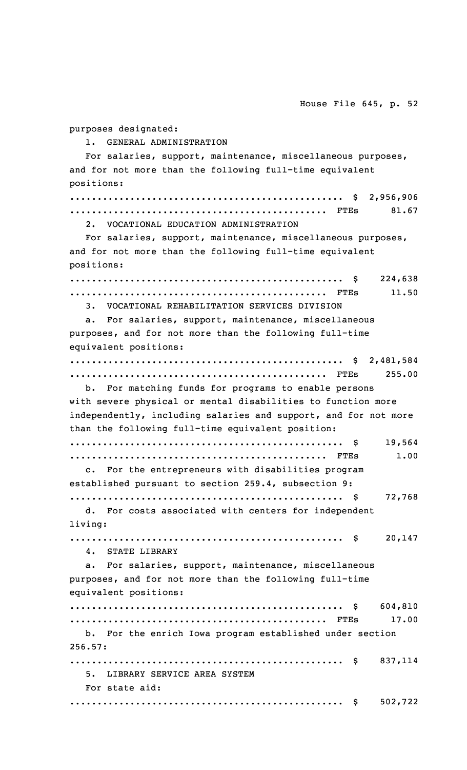purposes designated:

1. GENERAL ADMINISTRATION

For salaries, support, maintenance, miscellaneous purposes, and for not more than the following full-time equivalent positions:

.................................................. $ 2,956,906
.............................................. FTEs 81.67

2. VOCATIONAL EDUCATION ADMINISTRATION

For salaries, support, maintenance, miscellaneous purposes, and for not more than the following full-time equivalent positions:

.................................................. $ 224,638
.............................................. FTEs 11.50

3. VOCATIONAL REHABILITATION SERVICES DIVISION

a. For salaries, support, maintenance, miscellaneous purposes, and for not more than the following full-time equivalent positions:

.................................................. $ 2,481,584
.............................................. FTEs 255.00

b. For matching funds for programs to enable persons with severe physical or mental disabilities to function more independently, including salaries and support, and for not more than the following full-time equivalent position:

.................................................. $ 19,564
.............................................. FTEs 1.00

c. For the entrepreneurs with disabilities program established pursuant to section 259.4, subsection 9:

.................................................. $ 72,768

d. For costs associated with centers for independent living:

.................................................. $ 20,147

4. STATE LIBRARY

a. For salaries, support, maintenance, miscellaneous purposes, and for not more than the following full-time equivalent positions:

.................................................. $ 604,810
.............................................. FTEs 17.00

b. For the enrich Iowa program established under section 256.57:

.................................................. $ 837,114

5. LIBRARY SERVICE AREA SYSTEM

For state aid:

.................................................. $ 502,722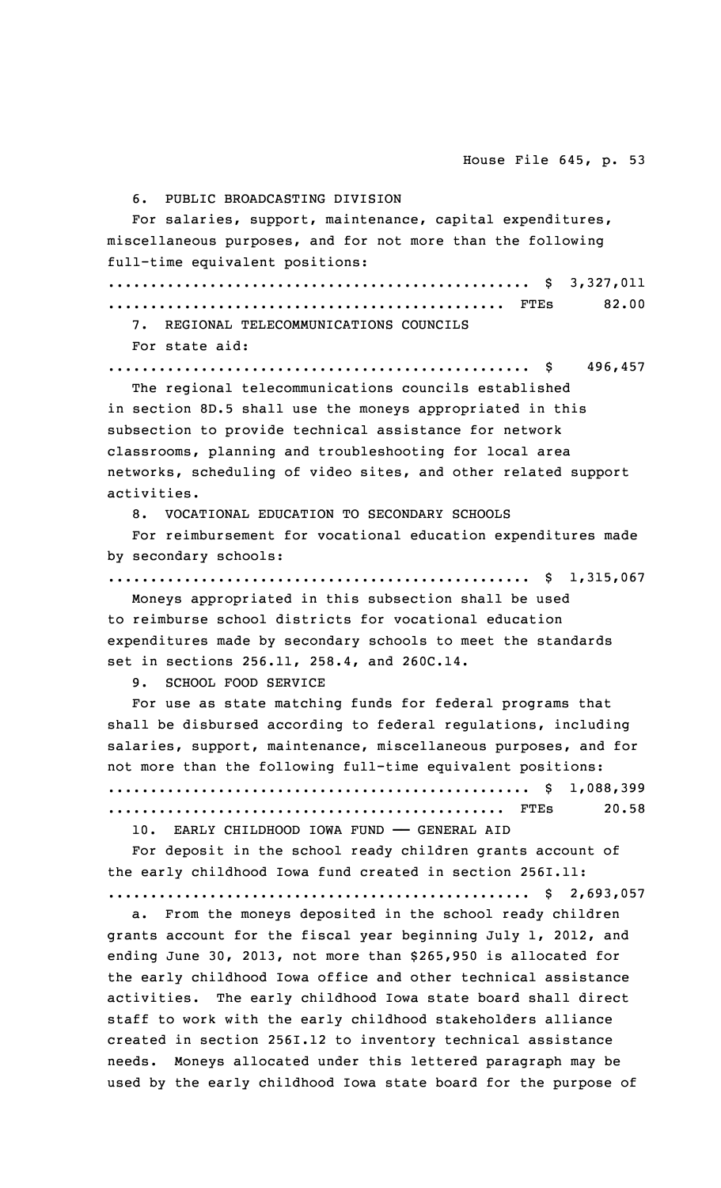6. PUBLIC BROADCASTING DIVISION

For salaries, support, maintenance, capital expenditures, miscellaneous purposes, and for not more than the following full-time equivalent positions:

.................................................. $ 3,327,011
............................................... FTEs 82.00

7. REGIONAL TELECOMMUNICATIONS COUNCILS

For state aid:

.................................................. $ 496,457

The regional telecommunications councils established in section 8D.5 shall use the moneys appropriated in this subsection to provide technical assistance for network classrooms, planning and troubleshooting for local area networks, scheduling of video sites, and other related support activities.

8. VOCATIONAL EDUCATION TO SECONDARY SCHOOLS

For reimbursement for vocational education expenditures made by secondary schools:

.................................................. $ 1,315,067

Moneys appropriated in this subsection shall be used to reimburse school districts for vocational education expenditures made by secondary schools to meet the standards set in sections 256.11, 258.4, and 260C.14.

9. SCHOOL FOOD SERVICE

For use as state matching funds for federal programs that shall be disbursed according to federal regulations, including salaries, support, maintenance, miscellaneous purposes, and for not more than the following full-time equivalent positions:

.................................................. $ 1,088,399
............................................... FTEs 20.58

10. EARLY CHILDHOOD IOWA FUND —— GENERAL AID

For deposit in the school ready children grants account of the early childhood Iowa fund created in section 256I.11:

.................................................. $ 2,693,057

a. From the moneys deposited in the school ready children grants account for the fiscal year beginning July 1, 2012, and ending June 30, 2013, not more than $265,950 is allocated for the early childhood Iowa office and other technical assistance activities. The early childhood Iowa state board shall direct staff to work with the early childhood stakeholders alliance created in section 256I.12 to inventory technical assistance needs. Moneys allocated under this lettered paragraph may be used by the early childhood Iowa state board for the purpose of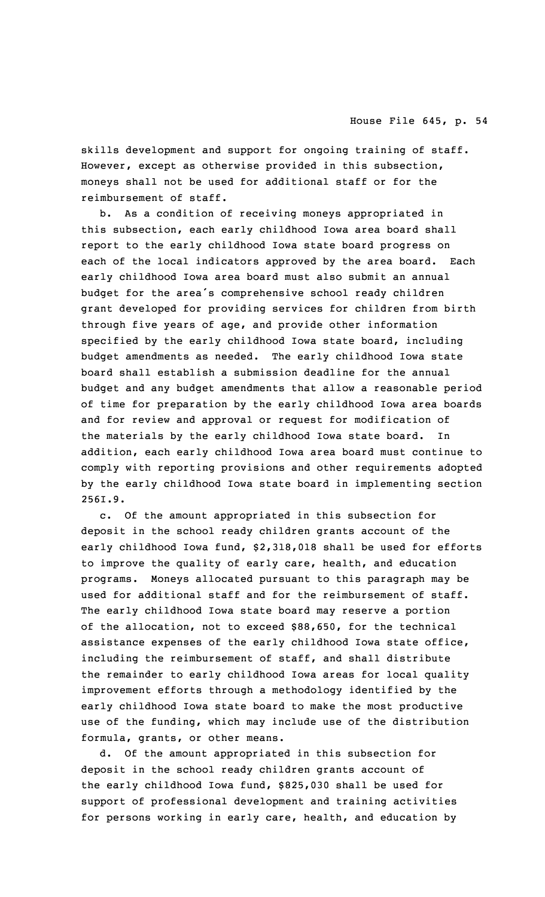skills development and support for ongoing training of staff. However, except as otherwise provided in this subsection, moneys shall not be used for additional staff or for the reimbursement of staff.

b. As a condition of receiving moneys appropriated in this subsection, each early childhood Iowa area board shall report to the early childhood Iowa state board progress on each of the local indicators approved by the area board. Each early childhood Iowa area board must also submit an annual budget for the area's comprehensive school ready children grant developed for providing services for children from birth through five years of age, and provide other information specified by the early childhood Iowa state board, including budget amendments as needed. The early childhood Iowa state board shall establish a submission deadline for the annual budget and any budget amendments that allow a reasonable period of time for preparation by the early childhood Iowa area boards and for review and approval or request for modification of the materials by the early childhood Iowa state board. In addition, each early childhood Iowa area board must continue to comply with reporting provisions and other requirements adopted by the early childhood Iowa state board in implementing section 256I.9.

c. Of the amount appropriated in this subsection for deposit in the school ready children grants account of the early childhood Iowa fund, $2,318,018 shall be used for efforts to improve the quality of early care, health, and education programs. Moneys allocated pursuant to this paragraph may be used for additional staff and for the reimbursement of staff. The early childhood Iowa state board may reserve a portion of the allocation, not to exceed $88,650, for the technical assistance expenses of the early childhood Iowa state office, including the reimbursement of staff, and shall distribute the remainder to early childhood Iowa areas for local quality improvement efforts through a methodology identified by the early childhood Iowa state board to make the most productive use of the funding, which may include use of the distribution formula, grants, or other means.

d. Of the amount appropriated in this subsection for deposit in the school ready children grants account of the early childhood Iowa fund, $825,030 shall be used for support of professional development and training activities for persons working in early care, health, and education by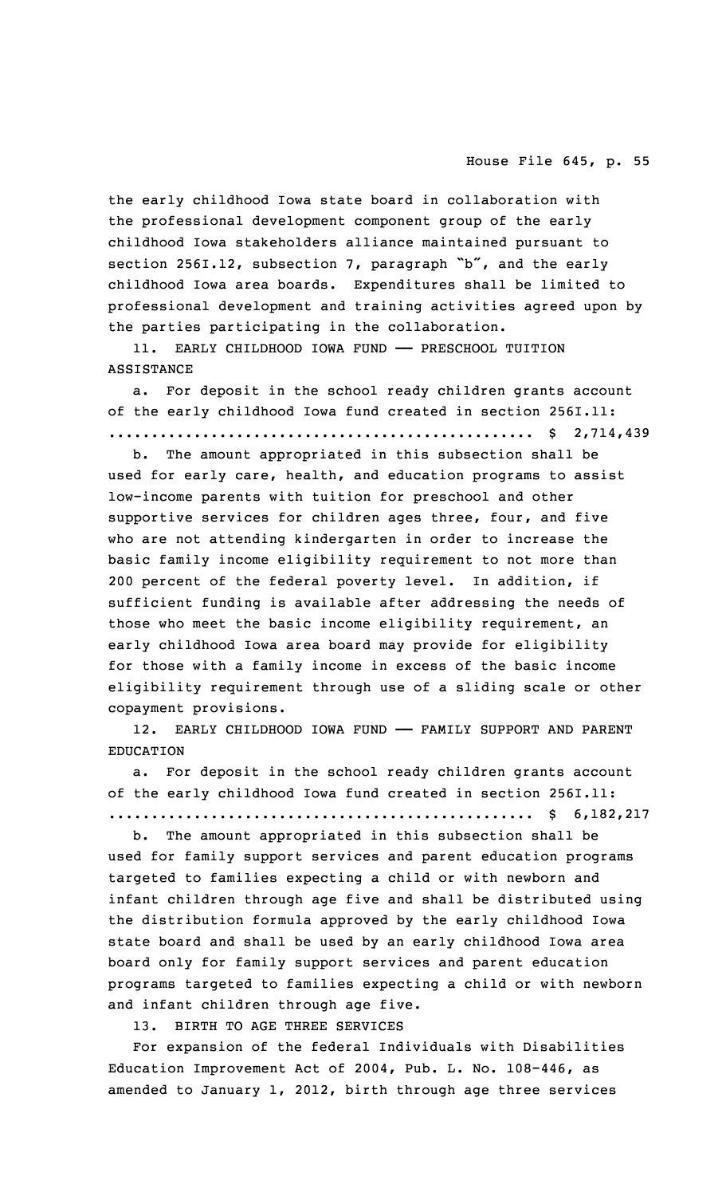the early childhood Iowa state board in collaboration with the professional development component group of the early childhood Iowa stakeholders alliance maintained pursuant to section 256I.12, subsection 7, paragraph "b", and the early childhood Iowa area boards. Expenditures shall be limited to professional development and training activities agreed upon by the parties participating in the collaboration.

11. EARLY CHILDHOOD IOWA FUND —— PRESCHOOL TUITION ASSISTANCE

a. For deposit in the school ready children grants account of the early childhood Iowa fund created in section 256I.11:
.................................................. $ 2,714,439

b. The amount appropriated in this subsection shall be used for early care, health, and education programs to assist low-income parents with tuition for preschool and other supportive services for children ages three, four, and five who are not attending kindergarten in order to increase the basic family income eligibility requirement to not more than 200 percent of the federal poverty level. In addition, if sufficient funding is available after addressing the needs of those who meet the basic income eligibility requirement, an early childhood Iowa area board may provide for eligibility for those with a family income in excess of the basic income eligibility requirement through use of a sliding scale or other copayment provisions.

12. EARLY CHILDHOOD IOWA FUND —— FAMILY SUPPORT AND PARENT EDUCATION

a. For deposit in the school ready children grants account of the early childhood Iowa fund created in section 256I.11:
.................................................. $ 6,182,217

b. The amount appropriated in this subsection shall be used for family support services and parent education programs targeted to families expecting a child or with newborn and infant children through age five and shall be distributed using the distribution formula approved by the early childhood Iowa state board and shall be used by an early childhood Iowa area board only for family support services and parent education programs targeted to families expecting a child or with newborn and infant children through age five.

13. BIRTH TO AGE THREE SERVICES

For expansion of the federal Individuals with Disabilities Education Improvement Act of 2004, Pub. L. No. 108-446, as amended to January 1, 2012, birth through age three services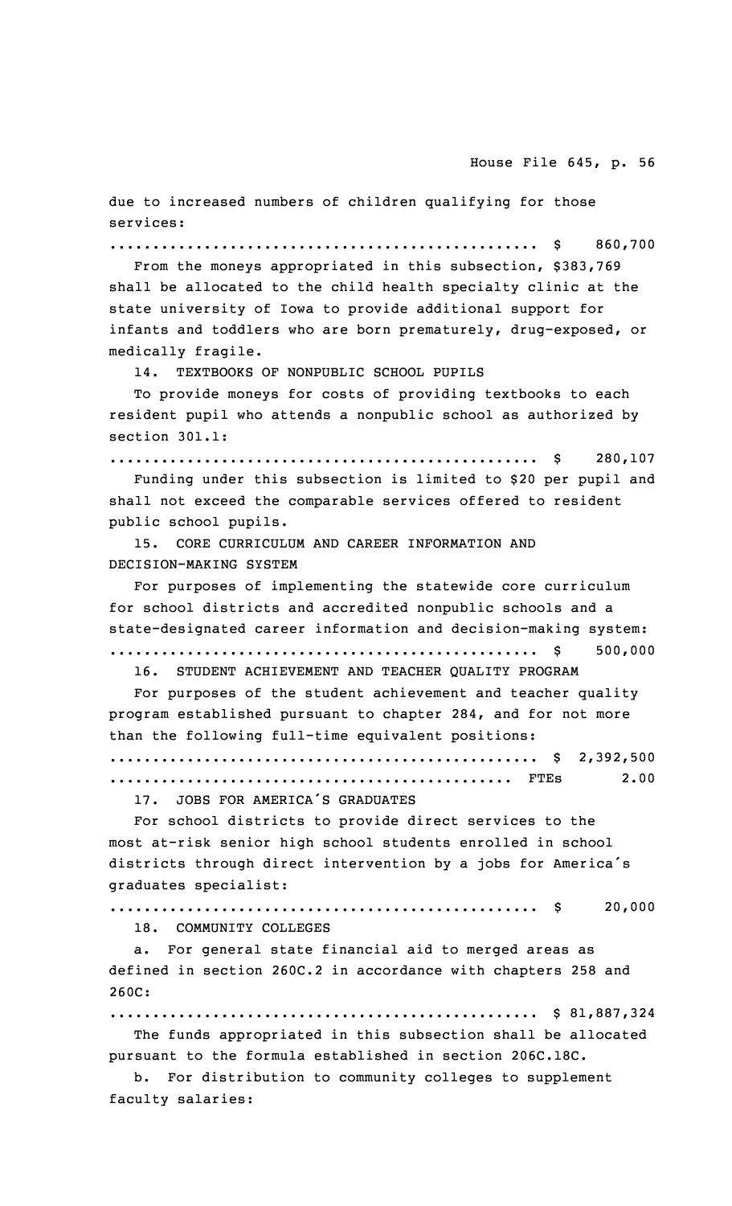due to increased numbers of children qualifying for those services:

.................................................. $ 860,700

From the moneys appropriated in this subsection, $383,769 shall be allocated to the child health specialty clinic at the state university of Iowa to provide additional support for infants and toddlers who are born prematurely, drug-exposed, or medically fragile.

14. TEXTBOOKS OF NONPUBLIC SCHOOL PUPILS

To provide moneys for costs of providing textbooks to each resident pupil who attends a nonpublic school as authorized by section 301.1:

.................................................. $ 280,107

Funding under this subsection is limited to $20 per pupil and shall not exceed the comparable services offered to resident public school pupils.

15. CORE CURRICULUM AND CAREER INFORMATION AND DECISION-MAKING SYSTEM

For purposes of implementing the statewide core curriculum for school districts and accredited nonpublic schools and a state-designated career information and decision-making system:

.................................................. $ 500,000

16. STUDENT ACHIEVEMENT AND TEACHER QUALITY PROGRAM

For purposes of the student achievement and teacher quality program established pursuant to chapter 284, and for not more than the following full-time equivalent positions:

.................................................. $ 2,392,500

............................................... FTEs 2.00

17. JOBS FOR AMERICA'S GRADUATES

For school districts to provide direct services to the most at-risk senior high school students enrolled in school districts through direct intervention by a jobs for America's graduates specialist:

.................................................. $ 20,000

18. COMMUNITY COLLEGES

a. For general state financial aid to merged areas as defined in section 260C.2 in accordance with chapters 258 and 260C:

.................................................. $ 81,887,324

The funds appropriated in this subsection shall be allocated pursuant to the formula established in section 206C.18C.

b. For distribution to community colleges to supplement faculty salaries: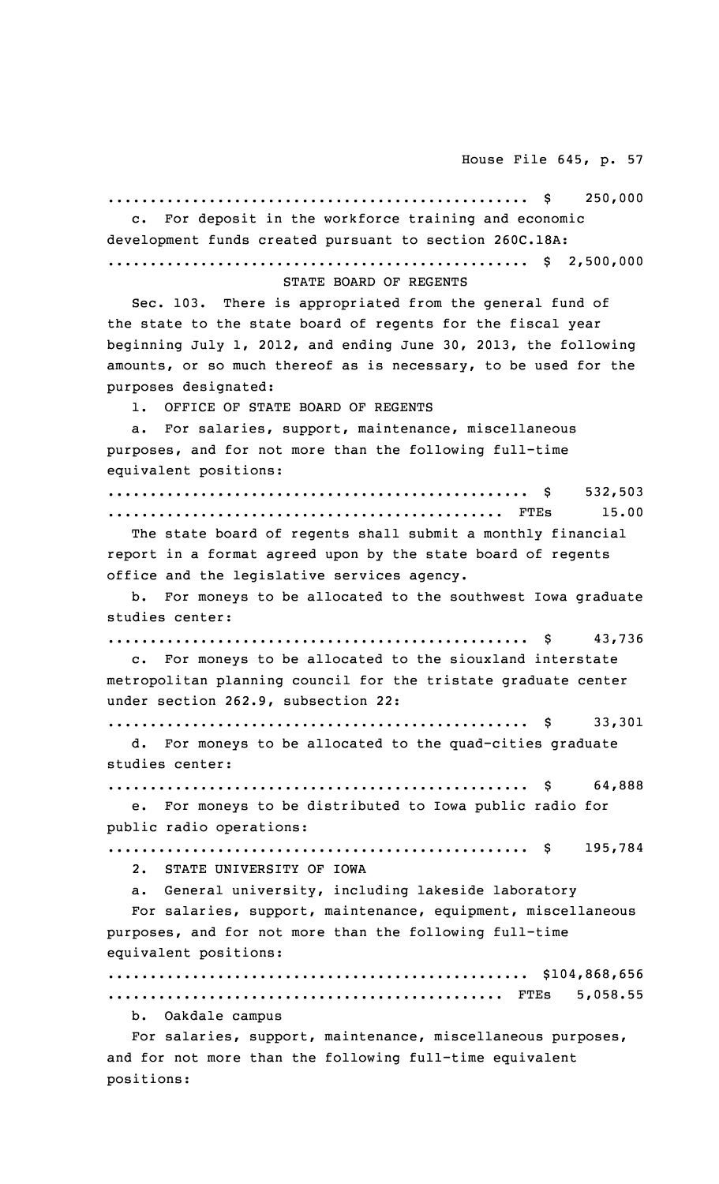.................................................. $ 250,000

c. For deposit in the workforce training and economic development funds created pursuant to section 260C.18A:

.................................................. $ 2,500,000

STATE BOARD OF REGENTS

Sec. 103. There is appropriated from the general fund of the state to the state board of regents for the fiscal year beginning July 1, 2012, and ending June 30, 2013, the following amounts, or so much thereof as is necessary, to be used for the purposes designated:

1. OFFICE OF STATE BOARD OF REGENTS

a. For salaries, support, maintenance, miscellaneous purposes, and for not more than the following full-time equivalent positions:

.................................................. $ 532,503

............................................... FTEs 15.00

The state board of regents shall submit a monthly financial report in a format agreed upon by the state board of regents office and the legislative services agency.

b. For moneys to be allocated to the southwest Iowa graduate studies center:

.................................................. $ 43,736

c. For moneys to be allocated to the siouxland interstate metropolitan planning council for the tristate graduate center under section 262.9, subsection 22:

.................................................. $ 33,301

d. For moneys to be allocated to the quad-cities graduate studies center:

.................................................. $ 64,888

e. For moneys to be distributed to Iowa public radio for public radio operations:

.................................................. $ 195,784

2. STATE UNIVERSITY OF IOWA

a. General university, including lakeside laboratory

For salaries, support, maintenance, equipment, miscellaneous purposes, and for not more than the following full-time equivalent positions:

.................................................. $104,868,656

............................................... FTEs 5,058.55

b. Oakdale campus

For salaries, support, maintenance, miscellaneous purposes, and for not more than the following full-time equivalent positions: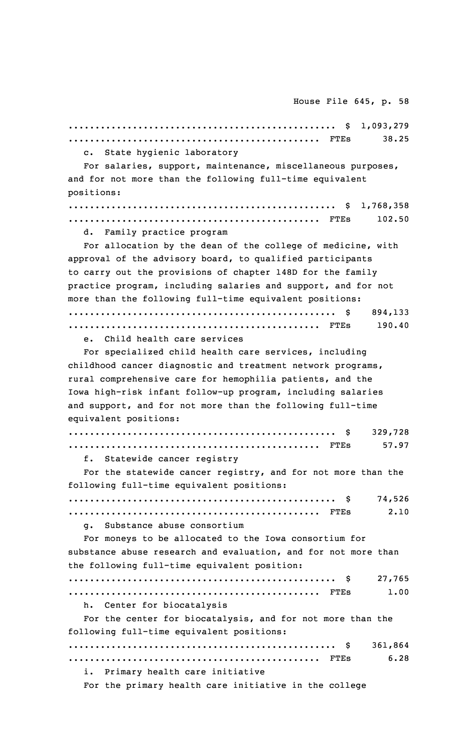.................................................. $ 1,093,279
............................................... FTEs 38.25

c. State hygienic laboratory

For salaries, support, maintenance, miscellaneous purposes, and for not more than the following full-time equivalent positions:

.................................................. $ 1,768,358
............................................... FTEs 102.50

d. Family practice program

For allocation by the dean of the college of medicine, with approval of the advisory board, to qualified participants to carry out the provisions of chapter 148D for the family practice program, including salaries and support, and for not more than the following full-time equivalent positions:

.................................................. $ 894,133
............................................... FTEs 190.40

e. Child health care services

For specialized child health care services, including childhood cancer diagnostic and treatment network programs, rural comprehensive care for hemophilia patients, and the Iowa high-risk infant follow-up program, including salaries and support, and for not more than the following full-time equivalent positions:

.................................................. $ 329,728
............................................... FTEs 57.97

f. Statewide cancer registry

For the statewide cancer registry, and for not more than the following full-time equivalent positions:

.................................................. $ 74,526
............................................... FTEs 2.10

g. Substance abuse consortium

For moneys to be allocated to the Iowa consortium for substance abuse research and evaluation, and for not more than the following full-time equivalent position:

.................................................. $ 27,765
............................................... FTEs 1.00

h. Center for biocatalysis

For the center for biocatalysis, and for not more than the following full-time equivalent positions:

.................................................. $ 361,864
............................................... FTEs 6.28

i. Primary health care initiative

For the primary health care initiative in the college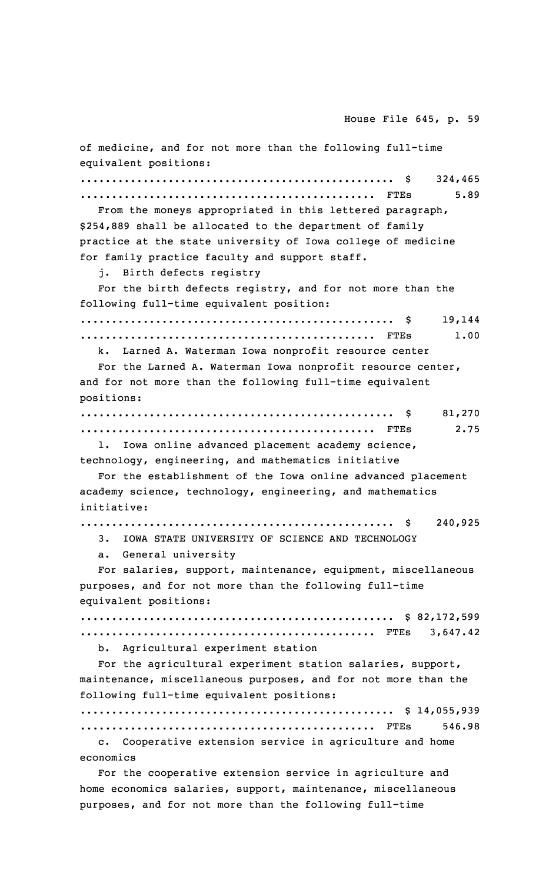of medicine, and for not more than the following full-time equivalent positions:

.................................................. $ 324,465
.............................................. FTEs 5.89

From the moneys appropriated in this lettered paragraph, $254,889 shall be allocated to the department of family practice at the state university of Iowa college of medicine for family practice faculty and support staff.

j. Birth defects registry

For the birth defects registry, and for not more than the following full-time equivalent position:

.................................................. $ 19,144
.............................................. FTEs 1.00

k. Larned A. Waterman Iowa nonprofit resource center

For the Larned A. Waterman Iowa nonprofit resource center, and for not more than the following full-time equivalent positions:

.................................................. $ 81,270
.............................................. FTEs 2.75

l. Iowa online advanced placement academy science, technology, engineering, and mathematics initiative

For the establishment of the Iowa online advanced placement academy science, technology, engineering, and mathematics initiative:

.................................................. $ 240,925

3. IOWA STATE UNIVERSITY OF SCIENCE AND TECHNOLOGY

a. General university

For salaries, support, maintenance, equipment, miscellaneous purposes, and for not more than the following full-time equivalent positions:

.................................................. $ 82,172,599
.............................................. FTEs 3,647.42

b. Agricultural experiment station

For the agricultural experiment station salaries, support, maintenance, miscellaneous purposes, and for not more than the following full-time equivalent positions:

.................................................. $ 14,055,939
.............................................. FTEs 546.98

c. Cooperative extension service in agriculture and home economics

For the cooperative extension service in agriculture and home economics salaries, support, maintenance, miscellaneous purposes, and for not more than the following full-time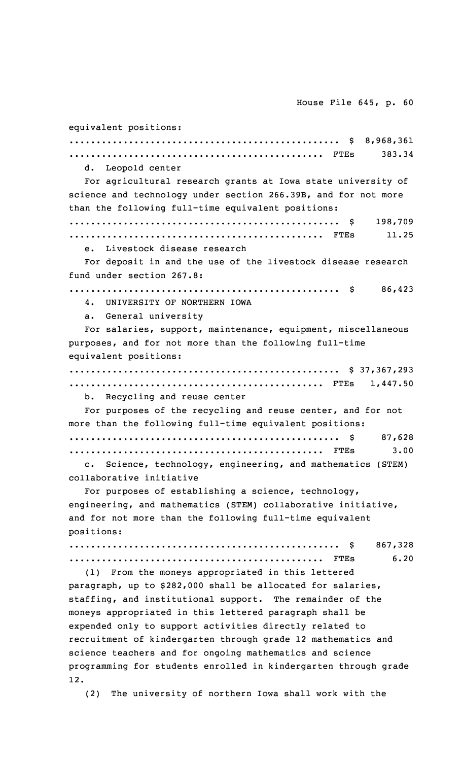equivalent positions:

.................................................. $ 8,968,361
............................................... FTEs 383.34

d. Leopold center

For agricultural research grants at Iowa state university of science and technology under section 266.39B, and for not more than the following full-time equivalent positions:

.................................................. $ 198,709
............................................... FTEs 11.25

e. Livestock disease research

For deposit in and the use of the livestock disease research fund under section 267.8:

.................................................. $ 86,423

4. UNIVERSITY OF NORTHERN IOWA

a. General university

For salaries, support, maintenance, equipment, miscellaneous purposes, and for not more than the following full-time equivalent positions:

.................................................. $ 37,367,293
............................................... FTEs 1,447.50

b. Recycling and reuse center

For purposes of the recycling and reuse center, and for not more than the following full-time equivalent positions:

.................................................. $ 87,628
............................................... FTEs 3.00

c. Science, technology, engineering, and mathematics (STEM) collaborative initiative

For purposes of establishing a science, technology, engineering, and mathematics (STEM) collaborative initiative, and for not more than the following full-time equivalent positions:

.................................................. $ 867,328
............................................... FTEs 6.20

(1) From the moneys appropriated in this lettered paragraph, up to $282,000 shall be allocated for salaries, staffing, and institutional support. The remainder of the moneys appropriated in this lettered paragraph shall be expended only to support activities directly related to recruitment of kindergarten through grade 12 mathematics and science teachers and for ongoing mathematics and science programming for students enrolled in kindergarten through grade 12.

(2) The university of northern Iowa shall work with the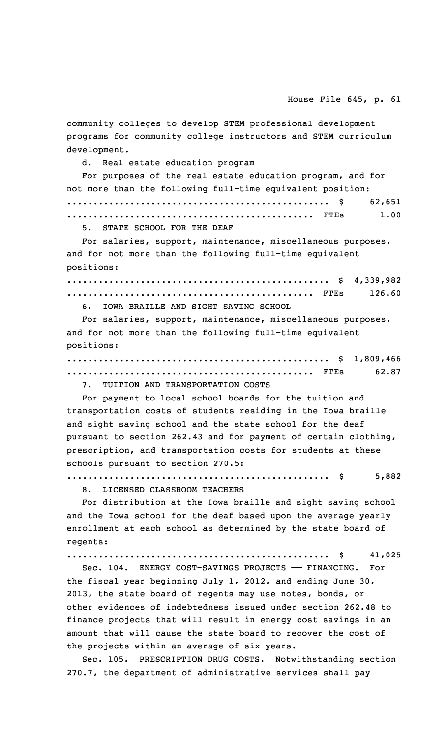community colleges to develop STEM professional development programs for community college instructors and STEM curriculum development.

d. Real estate education program

For purposes of the real estate education program, and for not more than the following full-time equivalent position:

.................................................. $ 62,651
............................................... FTEs 1.00

5. STATE SCHOOL FOR THE DEAF

For salaries, support, maintenance, miscellaneous purposes, and for not more than the following full-time equivalent positions:

.................................................. $ 4,339,982
............................................... FTEs 126.60

6. IOWA BRAILLE AND SIGHT SAVING SCHOOL

For salaries, support, maintenance, miscellaneous purposes, and for not more than the following full-time equivalent positions:

.................................................. $ 1,809,466
............................................... FTEs 62.87

7. TUITION AND TRANSPORTATION COSTS

For payment to local school boards for the tuition and transportation costs of students residing in the Iowa braille and sight saving school and the state school for the deaf pursuant to section 262.43 and for payment of certain clothing, prescription, and transportation costs for students at these schools pursuant to section 270.5:

.................................................. $ 5,882

8. LICENSED CLASSROOM TEACHERS

For distribution at the Iowa braille and sight saving school and the Iowa school for the deaf based upon the average yearly enrollment at each school as determined by the state board of regents:

.................................................. $ 41,025

Sec. 104. ENERGY COST-SAVINGS PROJECTS —— FINANCING. For the fiscal year beginning July 1, 2012, and ending June 30, 2013, the state board of regents may use notes, bonds, or other evidences of indebtedness issued under section 262.48 to finance projects that will result in energy cost savings in an amount that will cause the state board to recover the cost of the projects within an average of six years.

Sec. 105. PRESCRIPTION DRUG COSTS. Notwithstanding section 270.7, the department of administrative services shall pay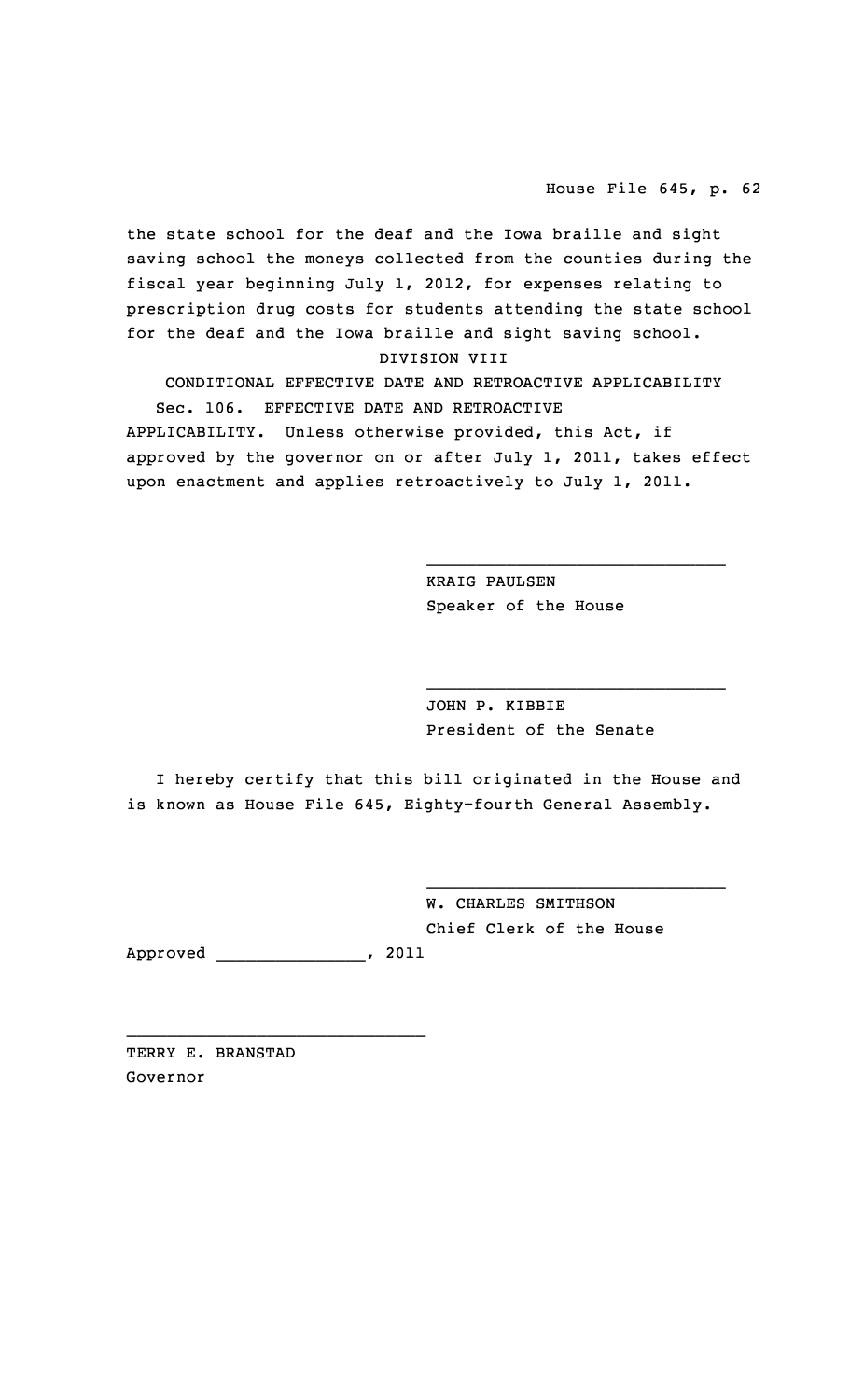the state school for the deaf and the Iowa braille and sight saving school the moneys collected from the counties during the fiscal year beginning July 1, 2012, for expenses relating to prescription drug costs for students attending the state school for the deaf and the Iowa braille and sight saving school.

DIVISION VIII

CONDITIONAL EFFECTIVE DATE AND RETROACTIVE APPLICABILITY

Sec. 106. EFFECTIVE DATE AND RETROACTIVE APPLICABILITY. Unless otherwise provided, this Act, if approved by the governor on or after July 1, 2011, takes effect upon enactment and applies retroactively to July 1, 2011.

______________________________
KRAIG PAULSEN
Speaker of the House

______________________________
JOHN P. KIBBIE
President of the Senate

I hereby certify that this bill originated in the House and is known as House File 645, Eighty-fourth General Assembly.

______________________________
W. CHARLES SMITHSON
Chief Clerk of the House

Approved _______________, 2011

______________________________
TERRY E. BRANSTAD
Governor